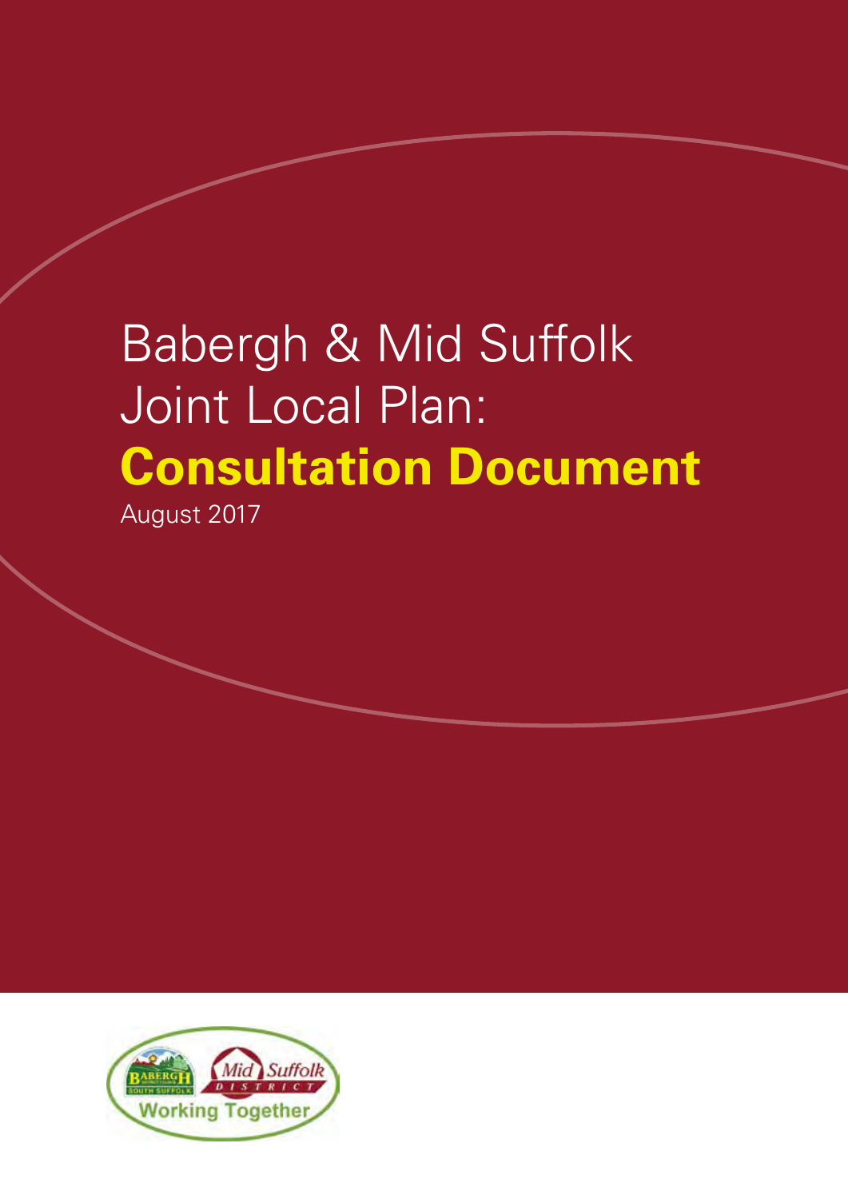# Babergh & Mid Suffolk Joint Local Plan: Consultation Document

August 2017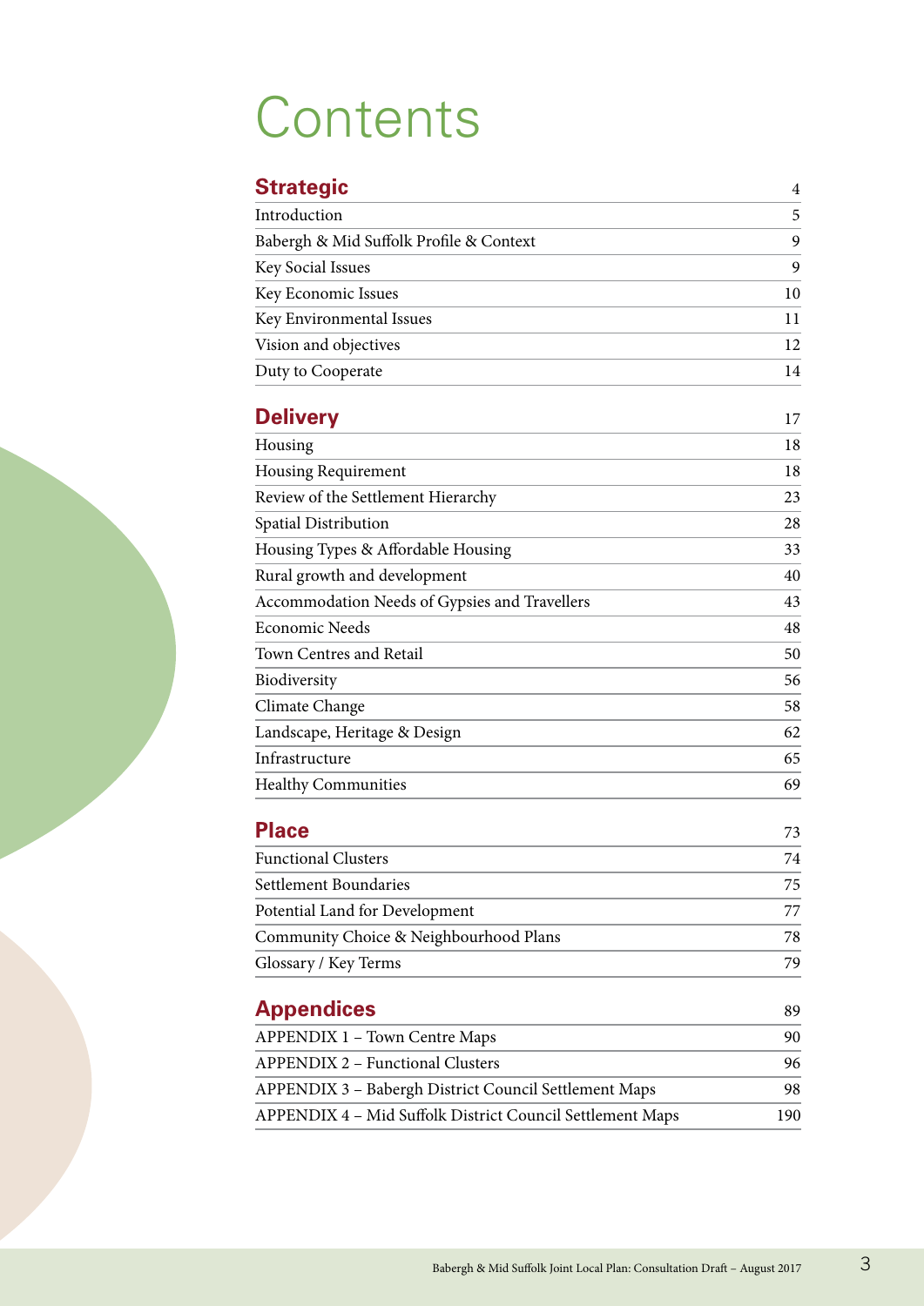# Contents

| **Strategic** | 4 |
|---|---|
| Introduction | 5 |
| Babergh & Mid Suffolk Profile & Context | 9 |
| Key Social Issues | 9 |
| Key Economic Issues | 10 |
| Key Environmental Issues | 11 |
| Vision and objectives | 12 |
| Duty to Cooperate | 14 |

| **Delivery** | 17 |
|---|---|
| Housing | 18 |
| Housing Requirement | 18 |
| Review of the Settlement Hierarchy | 23 |
| Spatial Distribution | 28 |
| Housing Types & Affordable Housing | 33 |
| Rural growth and development | 40 |
| Accommodation Needs of Gypsies and Travellers | 43 |
| Economic Needs | 48 |
| Town Centres and Retail | 50 |
| Biodiversity | 56 |
| Climate Change | 58 |
| Landscape, Heritage & Design | 62 |
| Infrastructure | 65 |
| Healthy Communities | 69 |

| **Place** | 73 |
|---|---|
| Functional Clusters | 74 |
| Settlement Boundaries | 75 |
| Potential Land for Development | 77 |
| Community Choice & Neighbourhood Plans | 78 |
| Glossary / Key Terms | 79 |

| **Appendices** | 89 |
|---|---|
| APPENDIX 1 – Town Centre Maps | 90 |
| APPENDIX 2 – Functional Clusters | 96 |
| APPENDIX 3 – Babergh District Council Settlement Maps | 98 |
| APPENDIX 4 – Mid Suffolk District Council Settlement Maps | 190 |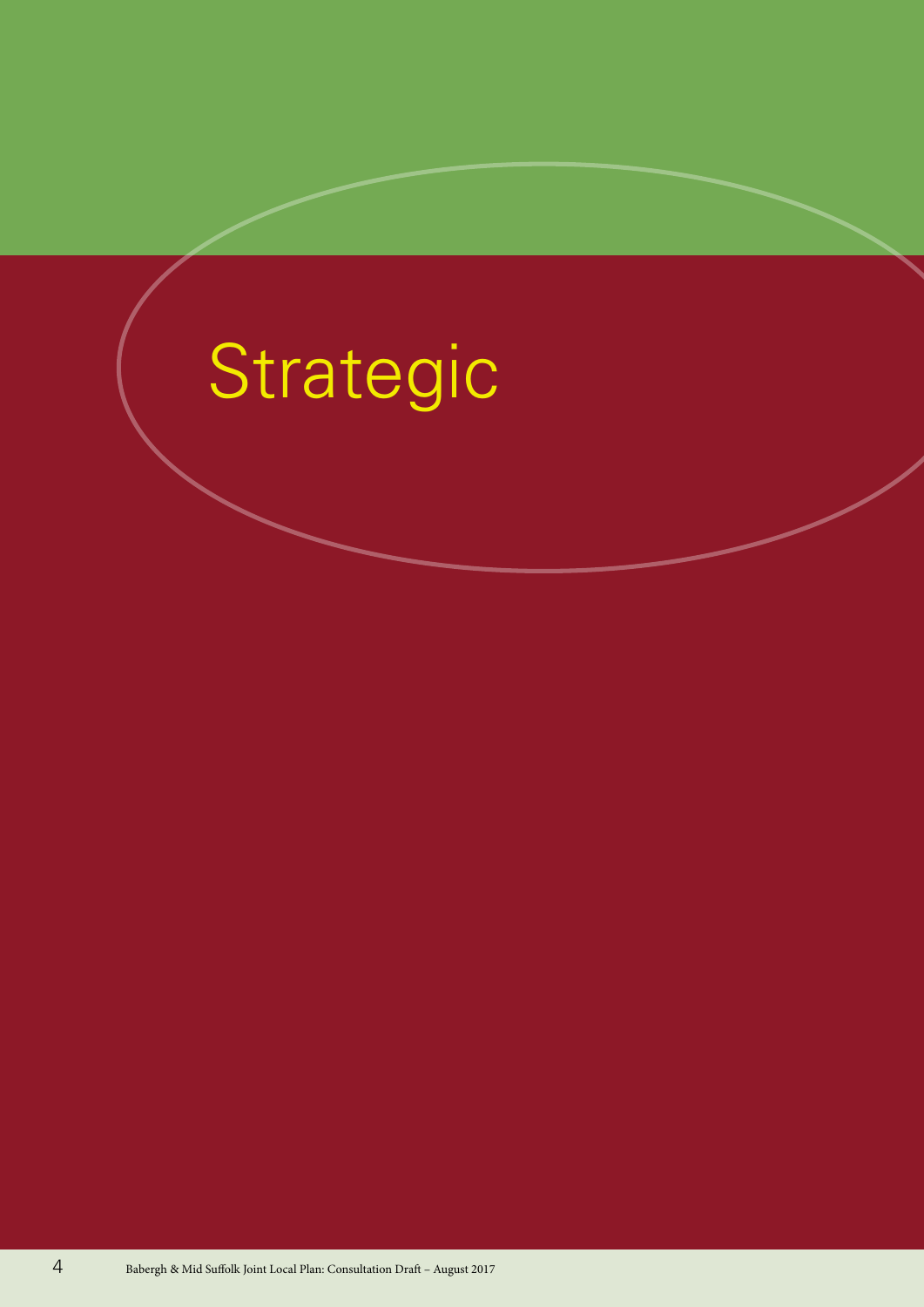# Strategic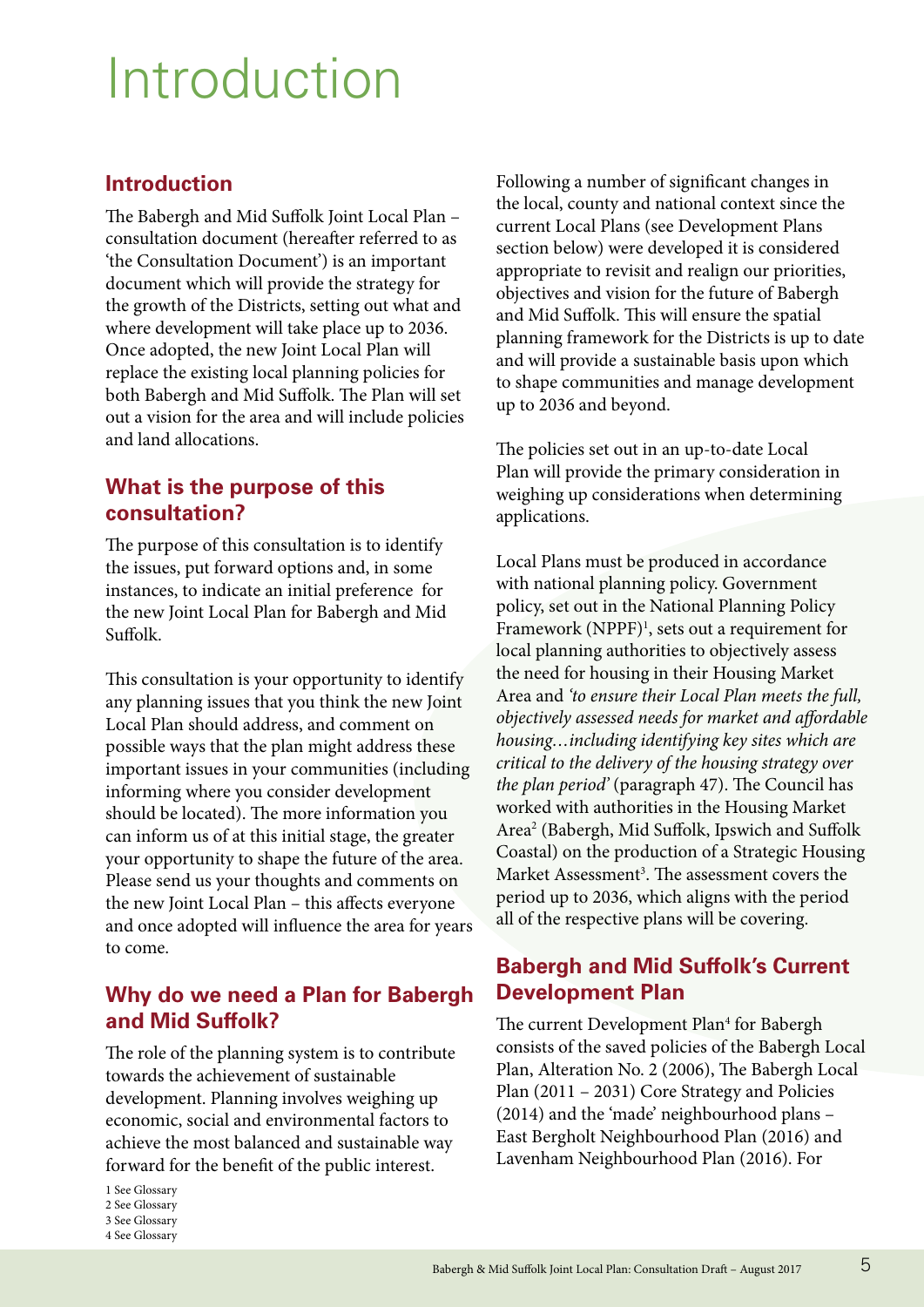# Introduction

## Introduction

The Babergh and Mid Suffolk Joint Local Plan – consultation document (hereafter referred to as 'the Consultation Document') is an important document which will provide the strategy for the growth of the Districts, setting out what and where development will take place up to 2036. Once adopted, the new Joint Local Plan will replace the existing local planning policies for both Babergh and Mid Suffolk. The Plan will set out a vision for the area and will include policies and land allocations.

## What is the purpose of this consultation?

The purpose of this consultation is to identify the issues, put forward options and, in some instances, to indicate an initial preference for the new Joint Local Plan for Babergh and Mid Suffolk.

This consultation is your opportunity to identify any planning issues that you think the new Joint Local Plan should address, and comment on possible ways that the plan might address these important issues in your communities (including informing where you consider development should be located). The more information you can inform us of at this initial stage, the greater your opportunity to shape the future of the area. Please send us your thoughts and comments on the new Joint Local Plan – this affects everyone and once adopted will influence the area for years to come.

## Why do we need a Plan for Babergh and Mid Suffolk?

The role of the planning system is to contribute towards the achievement of sustainable development. Planning involves weighing up economic, social and environmental factors to achieve the most balanced and sustainable way forward for the benefit of the public interest.

Following a number of significant changes in the local, county and national context since the current Local Plans (see Development Plans section below) were developed it is considered appropriate to revisit and realign our priorities, objectives and vision for the future of Babergh and Mid Suffolk. This will ensure the spatial planning framework for the Districts is up to date and will provide a sustainable basis upon which to shape communities and manage development up to 2036 and beyond.

The policies set out in an up-to-date Local Plan will provide the primary consideration in weighing up considerations when determining applications.

Local Plans must be produced in accordance with national planning policy. Government policy, set out in the National Planning Policy Framework (NPPF)[1], sets out a requirement for local planning authorities to objectively assess the need for housing in their Housing Market Area and *'to ensure their Local Plan meets the full, objectively assessed needs for market and affordable housing…including identifying key sites which are critical to the delivery of the housing strategy over the plan period'* (paragraph 47). The Council has worked with authorities in the Housing Market Area[2] (Babergh, Mid Suffolk, Ipswich and Suffolk Coastal) on the production of a Strategic Housing Market Assessment[3]. The assessment covers the period up to 2036, which aligns with the period all of the respective plans will be covering.

## Babergh and Mid Suffolk's Current Development Plan

The current Development Plan[4] for Babergh consists of the saved policies of the Babergh Local Plan, Alteration No. 2 (2006), The Babergh Local Plan (2011 – 2031) Core Strategy and Policies (2014) and the 'made' neighbourhood plans – East Bergholt Neighbourhood Plan (2016) and Lavenham Neighbourhood Plan (2016). For

1 See Glossary
2 See Glossary
3 See Glossary
4 See Glossary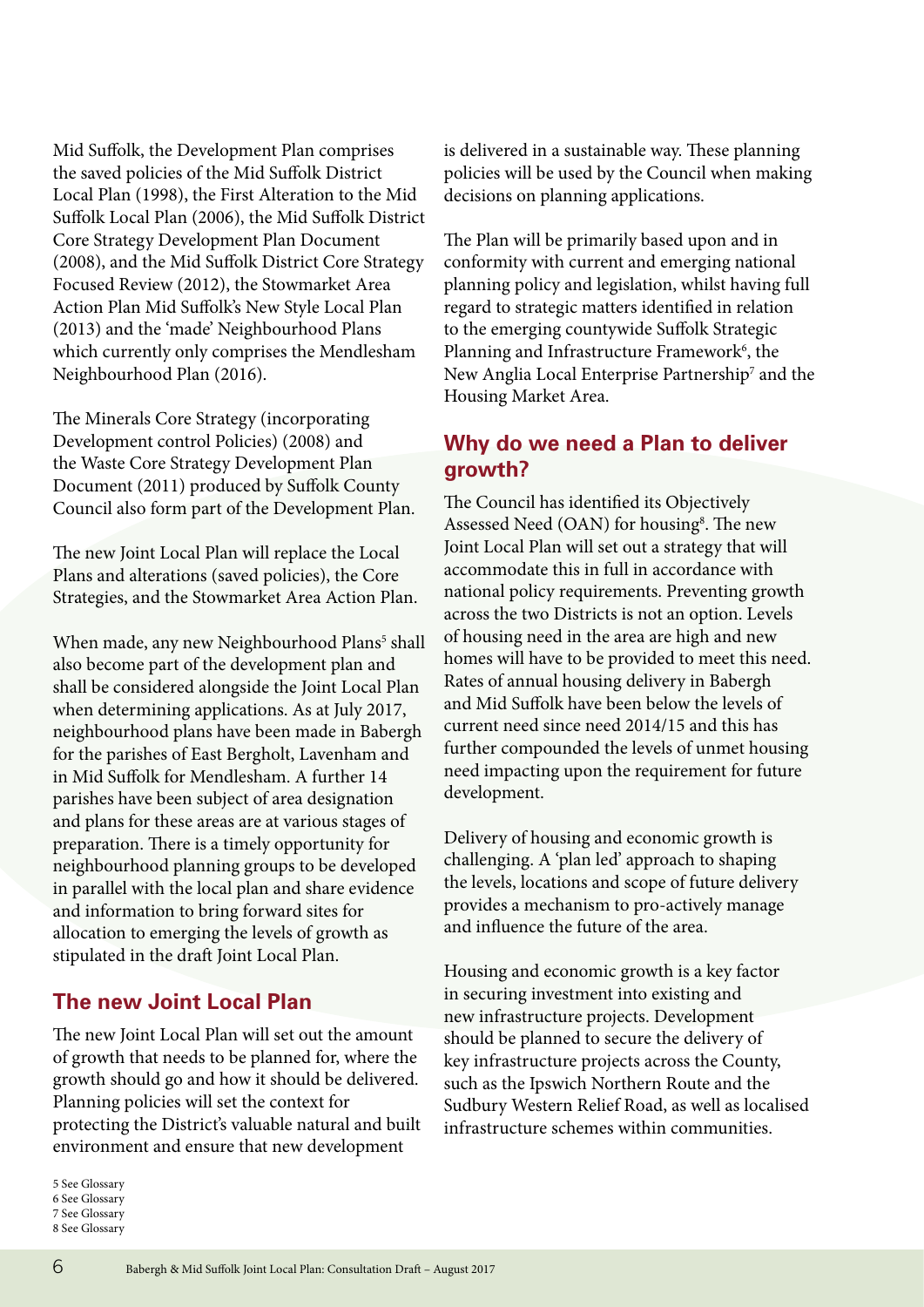Mid Suffolk, the Development Plan comprises the saved policies of the Mid Suffolk District Local Plan (1998), the First Alteration to the Mid Suffolk Local Plan (2006), the Mid Suffolk District Core Strategy Development Plan Document (2008), and the Mid Suffolk District Core Strategy Focused Review (2012), the Stowmarket Area Action Plan Mid Suffolk's New Style Local Plan (2013) and the 'made' Neighbourhood Plans which currently only comprises the Mendlesham Neighbourhood Plan (2016).

The Minerals Core Strategy (incorporating Development control Policies) (2008) and the Waste Core Strategy Development Plan Document (2011) produced by Suffolk County Council also form part of the Development Plan.

The new Joint Local Plan will replace the Local Plans and alterations (saved policies), the Core Strategies, and the Stowmarket Area Action Plan.

When made, any new Neighbourhood Plans[5] shall also become part of the development plan and shall be considered alongside the Joint Local Plan when determining applications. As at July 2017, neighbourhood plans have been made in Babergh for the parishes of East Bergholt, Lavenham and in Mid Suffolk for Mendlesham. A further 14 parishes have been subject of area designation and plans for these areas are at various stages of preparation. There is a timely opportunity for neighbourhood planning groups to be developed in parallel with the local plan and share evidence and information to bring forward sites for allocation to emerging the levels of growth as stipulated in the draft Joint Local Plan.

## The new Joint Local Plan

The new Joint Local Plan will set out the amount of growth that needs to be planned for, where the growth should go and how it should be delivered. Planning policies will set the context for protecting the District's valuable natural and built environment and ensure that new development is delivered in a sustainable way. These planning policies will be used by the Council when making decisions on planning applications.

The Plan will be primarily based upon and in conformity with current and emerging national planning policy and legislation, whilst having full regard to strategic matters identified in relation to the emerging countywide Suffolk Strategic Planning and Infrastructure Framework[6], the New Anglia Local Enterprise Partnership[7] and the Housing Market Area.

## Why do we need a Plan to deliver growth?

The Council has identified its Objectively Assessed Need (OAN) for housing[8]. The new Joint Local Plan will set out a strategy that will accommodate this in full in accordance with national policy requirements. Preventing growth across the two Districts is not an option. Levels of housing need in the area are high and new homes will have to be provided to meet this need. Rates of annual housing delivery in Babergh and Mid Suffolk have been below the levels of current need since need 2014/15 and this has further compounded the levels of unmet housing need impacting upon the requirement for future development.

Delivery of housing and economic growth is challenging. A 'plan led' approach to shaping the levels, locations and scope of future delivery provides a mechanism to pro-actively manage and influence the future of the area.

Housing and economic growth is a key factor in securing investment into existing and new infrastructure projects. Development should be planned to secure the delivery of key infrastructure projects across the County, such as the Ipswich Northern Route and the Sudbury Western Relief Road, as well as localised infrastructure schemes within communities.

5 See Glossary
6 See Glossary
7 See Glossary
8 See Glossary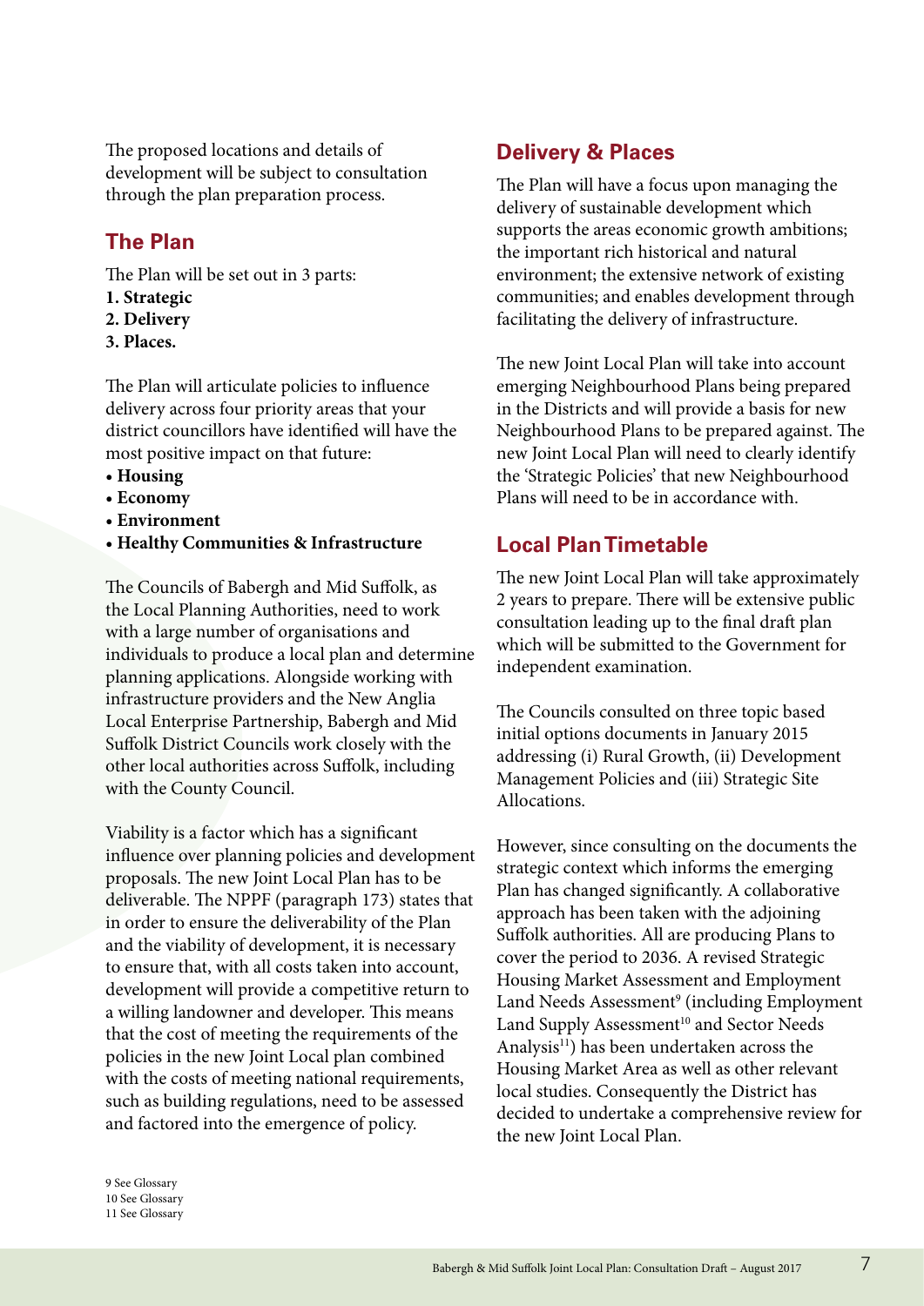The proposed locations and details of development will be subject to consultation through the plan preparation process.

## The Plan

The Plan will be set out in 3 parts:

**1. Strategic**
**2. Delivery**
**3. Places.**

The Plan will articulate policies to influence delivery across four priority areas that your district councillors have identified will have the most positive impact on that future:

- **Housing**
- **Economy**
- **Environment**
- **Healthy Communities & Infrastructure**

The Councils of Babergh and Mid Suffolk, as the Local Planning Authorities, need to work with a large number of organisations and individuals to produce a local plan and determine planning applications. Alongside working with infrastructure providers and the New Anglia Local Enterprise Partnership, Babergh and Mid Suffolk District Councils work closely with the other local authorities across Suffolk, including with the County Council.

Viability is a factor which has a significant influence over planning policies and development proposals. The new Joint Local Plan has to be deliverable. The NPPF (paragraph 173) states that in order to ensure the deliverability of the Plan and the viability of development, it is necessary to ensure that, with all costs taken into account, development will provide a competitive return to a willing landowner and developer. This means that the cost of meeting the requirements of the policies in the new Joint Local plan combined with the costs of meeting national requirements, such as building regulations, need to be assessed and factored into the emergence of policy.

## Delivery & Places

The Plan will have a focus upon managing the delivery of sustainable development which supports the areas economic growth ambitions; the important rich historical and natural environment; the extensive network of existing communities; and enables development through facilitating the delivery of infrastructure.

The new Joint Local Plan will take into account emerging Neighbourhood Plans being prepared in the Districts and will provide a basis for new Neighbourhood Plans to be prepared against. The new Joint Local Plan will need to clearly identify the 'Strategic Policies' that new Neighbourhood Plans will need to be in accordance with.

## Local Plan Timetable

The new Joint Local Plan will take approximately 2 years to prepare. There will be extensive public consultation leading up to the final draft plan which will be submitted to the Government for independent examination.

The Councils consulted on three topic based initial options documents in January 2015 addressing (i) Rural Growth, (ii) Development Management Policies and (iii) Strategic Site Allocations.

However, since consulting on the documents the strategic context which informs the emerging Plan has changed significantly. A collaborative approach has been taken with the adjoining Suffolk authorities. All are producing Plans to cover the period to 2036. A revised Strategic Housing Market Assessment and Employment Land Needs Assessment[9] (including Employment Land Supply Assessment[10] and Sector Needs Analysis[11]) has been undertaken across the Housing Market Area as well as other relevant local studies. Consequently the District has decided to undertake a comprehensive review for the new Joint Local Plan.

9 See Glossary
10 See Glossary
11 See Glossary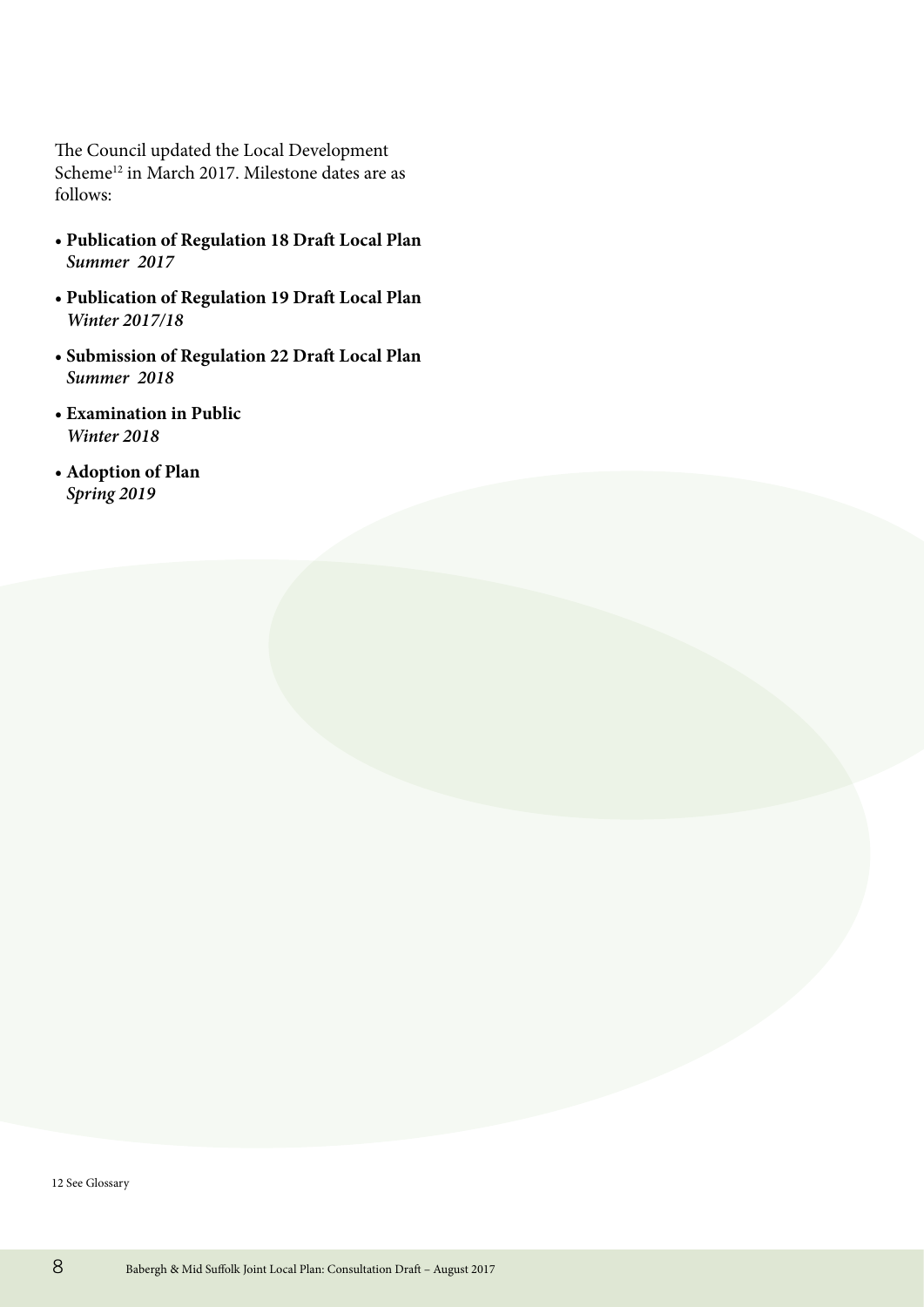The Council updated the Local Development Scheme[12] in March 2017. Milestone dates are as follows:

- **Publication of Regulation 18 Draft Local Plan**
  ***Summer 2017***
- **Publication of Regulation 19 Draft Local Plan**
  ***Winter 2017/18***
- **Submission of Regulation 22 Draft Local Plan**
  ***Summer 2018***
- **Examination in Public**
  ***Winter 2018***
- **Adoption of Plan**
  ***Spring 2019***

12 See Glossary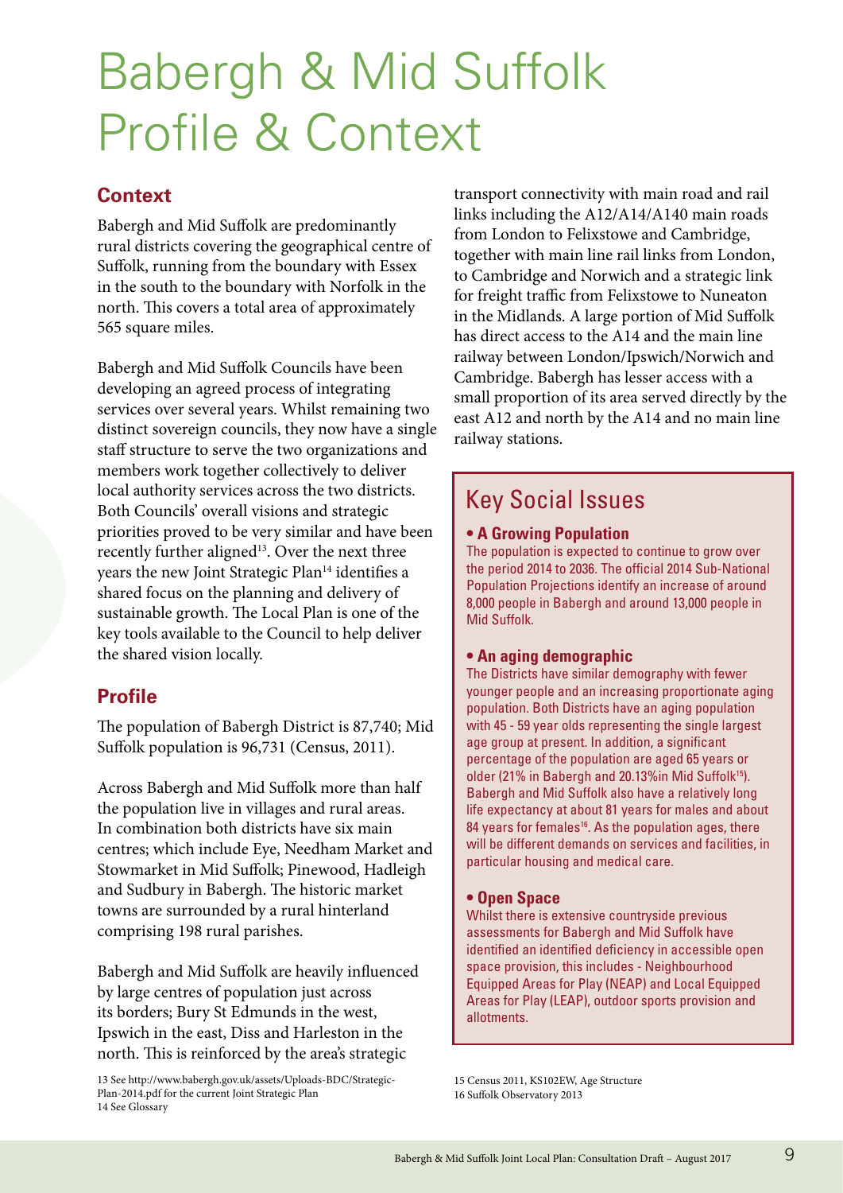# Babergh & Mid Suffolk Profile & Context

## Context

Babergh and Mid Suffolk are predominantly rural districts covering the geographical centre of Suffolk, running from the boundary with Essex in the south to the boundary with Norfolk in the north. This covers a total area of approximately 565 square miles.

Babergh and Mid Suffolk Councils have been developing an agreed process of integrating services over several years. Whilst remaining two distinct sovereign councils, they now have a single staff structure to serve the two organizations and members work together collectively to deliver local authority services across the two districts. Both Councils' overall visions and strategic priorities proved to be very similar and have been recently further aligned[13]. Over the next three years the new Joint Strategic Plan[14] identifies a shared focus on the planning and delivery of sustainable growth. The Local Plan is one of the key tools available to the Council to help deliver the shared vision locally.

## Profile

The population of Babergh District is 87,740; Mid Suffolk population is 96,731 (Census, 2011).

Across Babergh and Mid Suffolk more than half the population live in villages and rural areas. In combination both districts have six main centres; which include Eye, Needham Market and Stowmarket in Mid Suffolk; Pinewood, Hadleigh and Sudbury in Babergh. The historic market towns are surrounded by a rural hinterland comprising 198 rural parishes.

Babergh and Mid Suffolk are heavily influenced by large centres of population just across its borders; Bury St Edmunds in the west, Ipswich in the east, Diss and Harleston in the north. This is reinforced by the area's strategic transport connectivity with main road and rail links including the A12/A14/A140 main roads from London to Felixstowe and Cambridge, together with main line rail links from London, to Cambridge and Norwich and a strategic link for freight traffic from Felixstowe to Nuneaton in the Midlands. A large portion of Mid Suffolk has direct access to the A14 and the main line railway between London/Ipswich/Norwich and Cambridge. Babergh has lesser access with a small proportion of its area served directly by the east A12 and north by the A14 and no main line railway stations.

13 See http://www.babergh.gov.uk/assets/Uploads-BDC/Strategic-Plan-2014.pdf for the current Joint Strategic Plan
14 See Glossary

## Key Social Issues

**• A Growing Population**

The population is expected to continue to grow over the period 2014 to 2036. The official 2014 Sub-National Population Projections identify an increase of around 8,000 people in Babergh and around 13,000 people in Mid Suffolk.

**• An aging demographic**

The Districts have similar demography with fewer younger people and an increasing proportionate aging population. Both Districts have an aging population with 45 - 59 year olds representing the single largest age group at present. In addition, a significant percentage of the population are aged 65 years or older (21% in Babergh and 20.13%in Mid Suffolk[15]). Babergh and Mid Suffolk also have a relatively long life expectancy at about 81 years for males and about 84 years for females[16]. As the population ages, there will be different demands on services and facilities, in particular housing and medical care.

**• Open Space**

Whilst there is extensive countryside previous assessments for Babergh and Mid Suffolk have identified an identified deficiency in accessible open space provision, this includes - Neighbourhood Equipped Areas for Play (NEAP) and Local Equipped Areas for Play (LEAP), outdoor sports provision and allotments.

15 Census 2011, KS102EW, Age Structure
16 Suffolk Observatory 2013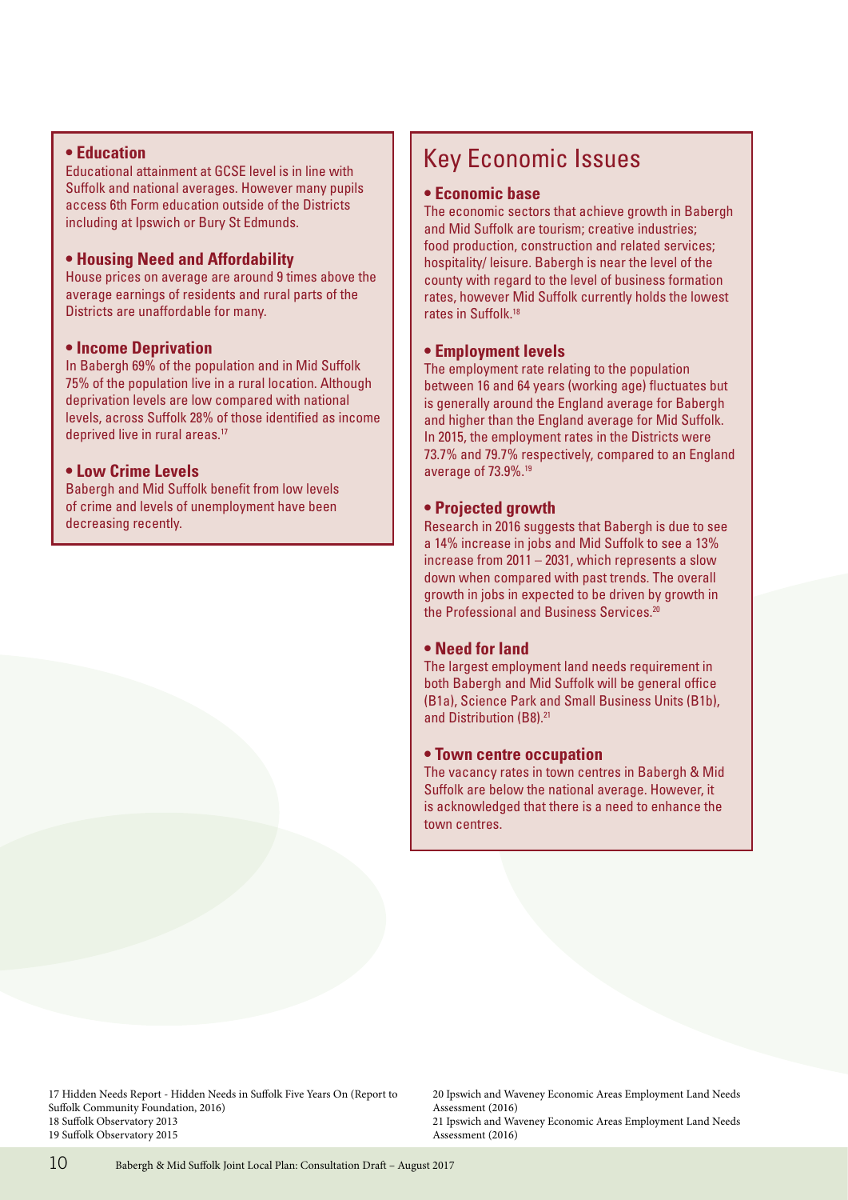**• Education**

Educational attainment at GCSE level is in line with Suffolk and national averages. However many pupils access 6th Form education outside of the Districts including at Ipswich or Bury St Edmunds.

**• Housing Need and Affordability**

House prices on average are around 9 times above the average earnings of residents and rural parts of the Districts are unaffordable for many.

**• Income Deprivation**

In Babergh 69% of the population and in Mid Suffolk 75% of the population live in a rural location. Although deprivation levels are low compared with national levels, across Suffolk 28% of those identified as income deprived live in rural areas.[17]

**• Low Crime Levels**

Babergh and Mid Suffolk benefit from low levels of crime and levels of unemployment have been decreasing recently.

# Key Economic Issues

**• Economic base**

The economic sectors that achieve growth in Babergh and Mid Suffolk are tourism; creative industries; food production, construction and related services; hospitality/ leisure. Babergh is near the level of the county with regard to the level of business formation rates, however Mid Suffolk currently holds the lowest rates in Suffolk.[18]

**• Employment levels**

The employment rate relating to the population between 16 and 64 years (working age) fluctuates but is generally around the England average for Babergh and higher than the England average for Mid Suffolk. In 2015, the employment rates in the Districts were 73.7% and 79.7% respectively, compared to an England average of 73.9%.[19]

**• Projected growth**

Research in 2016 suggests that Babergh is due to see a 14% increase in jobs and Mid Suffolk to see a 13% increase from 2011 – 2031, which represents a slow down when compared with past trends. The overall growth in jobs in expected to be driven by growth in the Professional and Business Services.[20]

**• Need for land**

The largest employment land needs requirement in both Babergh and Mid Suffolk will be general office (B1a), Science Park and Small Business Units (B1b), and Distribution (B8).[21]

**• Town centre occupation**

The vacancy rates in town centres in Babergh & Mid Suffolk are below the national average. However, it is acknowledged that there is a need to enhance the town centres.

17 Hidden Needs Report - Hidden Needs in Suffolk Five Years On (Report to Suffolk Community Foundation, 2016)
18 Suffolk Observatory 2013
19 Suffolk Observatory 2015
20 Ipswich and Waveney Economic Areas Employment Land Needs Assessment (2016)
21 Ipswich and Waveney Economic Areas Employment Land Needs Assessment (2016)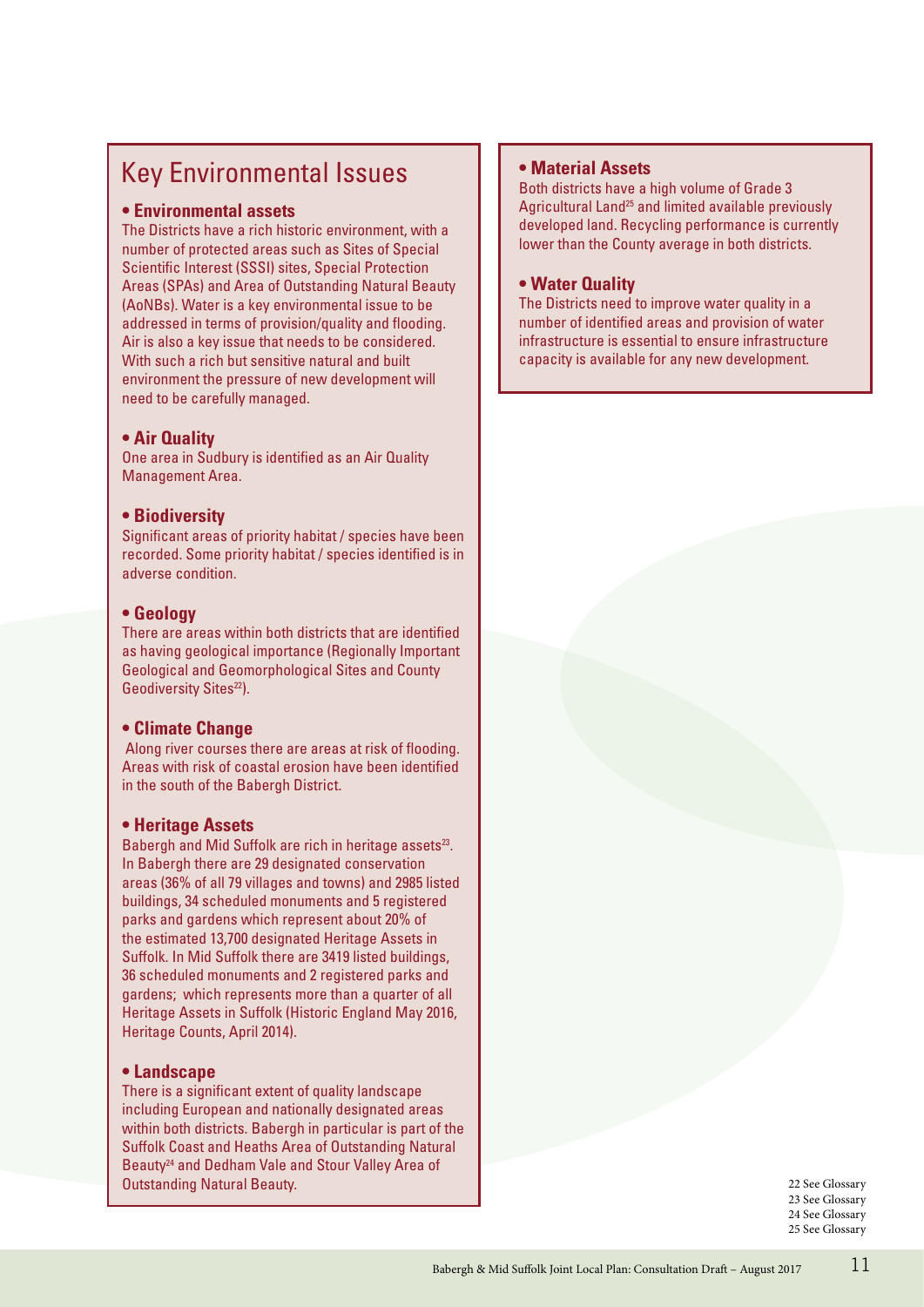# Key Environmental Issues

**• Environmental assets**

The Districts have a rich historic environment, with a number of protected areas such as Sites of Special Scientific Interest (SSSI) sites, Special Protection Areas (SPAs) and Area of Outstanding Natural Beauty (AoNBs). Water is a key environmental issue to be addressed in terms of provision/quality and flooding. Air is also a key issue that needs to be considered. With such a rich but sensitive natural and built environment the pressure of new development will need to be carefully managed.

**• Air Quality**

One area in Sudbury is identified as an Air Quality Management Area.

**• Biodiversity**

Significant areas of priority habitat / species have been recorded. Some priority habitat / species identified is in adverse condition.

**• Geology**

There are areas within both districts that are identified as having geological importance (Regionally Important Geological and Geomorphological Sites and County Geodiversity Sites[22]).

**• Climate Change**

Along river courses there are areas at risk of flooding. Areas with risk of coastal erosion have been identified in the south of the Babergh District.

**• Heritage Assets**

Babergh and Mid Suffolk are rich in heritage assets[23]. In Babergh there are 29 designated conservation areas (36% of all 79 villages and towns) and 2985 listed buildings, 34 scheduled monuments and 5 registered parks and gardens which represent about 20% of the estimated 13,700 designated Heritage Assets in Suffolk. In Mid Suffolk there are 3419 listed buildings, 36 scheduled monuments and 2 registered parks and gardens; which represents more than a quarter of all Heritage Assets in Suffolk (Historic England May 2016, Heritage Counts, April 2014).

**• Landscape**

There is a significant extent of quality landscape including European and nationally designated areas within both districts. Babergh in particular is part of the Suffolk Coast and Heaths Area of Outstanding Natural Beauty[24] and Dedham Vale and Stour Valley Area of Outstanding Natural Beauty.

**• Material Assets**

Both districts have a high volume of Grade 3 Agricultural Land[25] and limited available previously developed land. Recycling performance is currently lower than the County average in both districts.

**• Water Quality**

The Districts need to improve water quality in a number of identified areas and provision of water infrastructure is essential to ensure infrastructure capacity is available for any new development.

22 See Glossary
23 See Glossary
24 See Glossary
25 See Glossary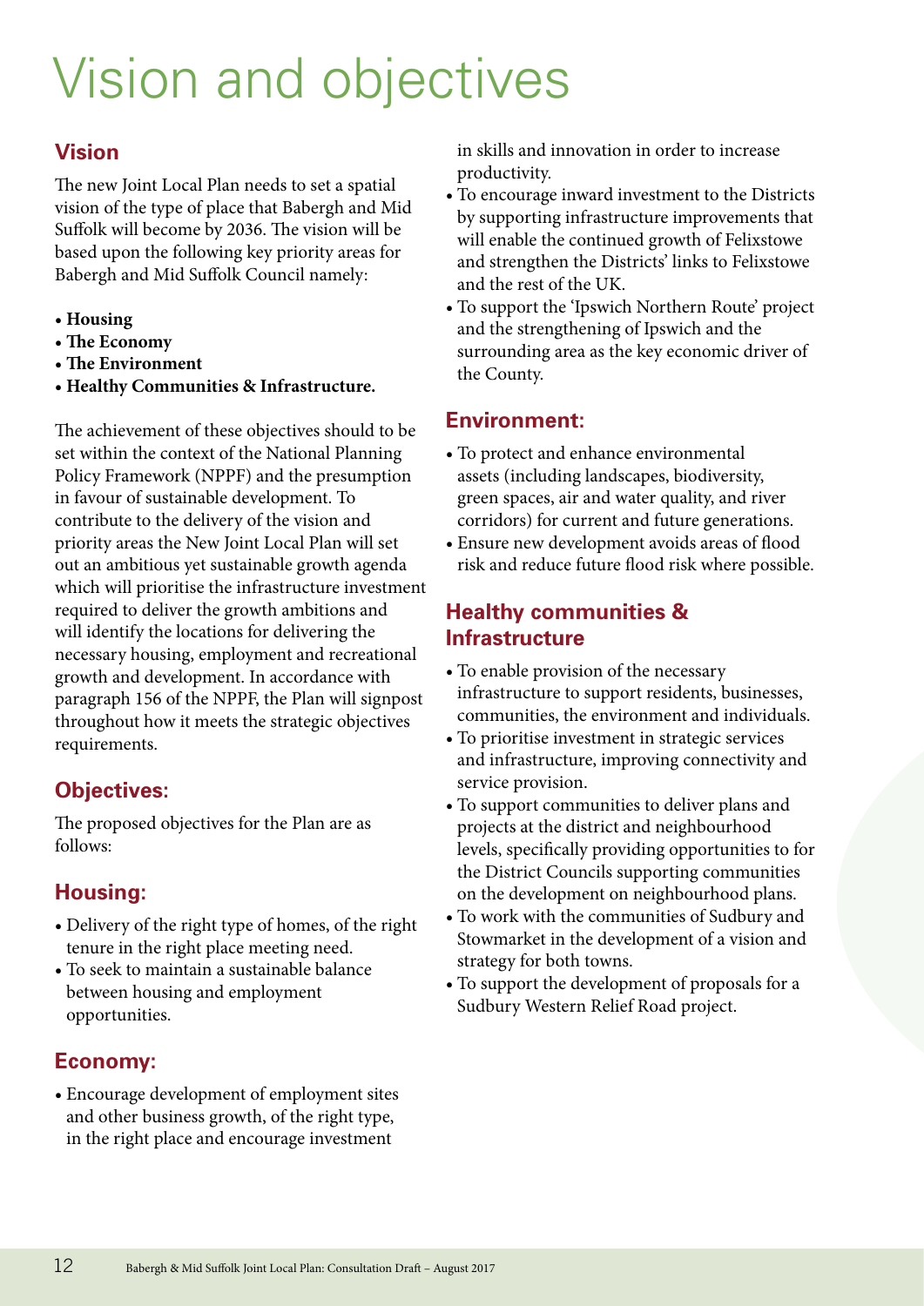# Vision and objectives

## Vision

The new Joint Local Plan needs to set a spatial vision of the type of place that Babergh and Mid Suffolk will become by 2036. The vision will be based upon the following key priority areas for Babergh and Mid Suffolk Council namely:

- **Housing**
- **The Economy**
- **The Environment**
- **Healthy Communities & Infrastructure.**

The achievement of these objectives should to be set within the context of the National Planning Policy Framework (NPPF) and the presumption in favour of sustainable development. To contribute to the delivery of the vision and priority areas the New Joint Local Plan will set out an ambitious yet sustainable growth agenda which will prioritise the infrastructure investment required to deliver the growth ambitions and will identify the locations for delivering the necessary housing, employment and recreational growth and development. In accordance with paragraph 156 of the NPPF, the Plan will signpost throughout how it meets the strategic objectives requirements.

## Objectives:

The proposed objectives for the Plan are as follows:

## Housing:

- Delivery of the right type of homes, of the right tenure in the right place meeting need.
- To seek to maintain a sustainable balance between housing and employment opportunities.

## Economy:

- Encourage development of employment sites and other business growth, of the right type, in the right place and encourage investment in skills and innovation in order to increase productivity.
- To encourage inward investment to the Districts by supporting infrastructure improvements that will enable the continued growth of Felixstowe and strengthen the Districts' links to Felixstowe and the rest of the UK.
- To support the 'Ipswich Northern Route' project and the strengthening of Ipswich and the surrounding area as the key economic driver of the County.

## Environment:

- To protect and enhance environmental assets (including landscapes, biodiversity, green spaces, air and water quality, and river corridors) for current and future generations.
- Ensure new development avoids areas of flood risk and reduce future flood risk where possible.

## Healthy communities & Infrastructure

- To enable provision of the necessary infrastructure to support residents, businesses, communities, the environment and individuals.
- To prioritise investment in strategic services and infrastructure, improving connectivity and service provision.
- To support communities to deliver plans and projects at the district and neighbourhood levels, specifically providing opportunities to for the District Councils supporting communities on the development on neighbourhood plans.
- To work with the communities of Sudbury and Stowmarket in the development of a vision and strategy for both towns.
- To support the development of proposals for a Sudbury Western Relief Road project.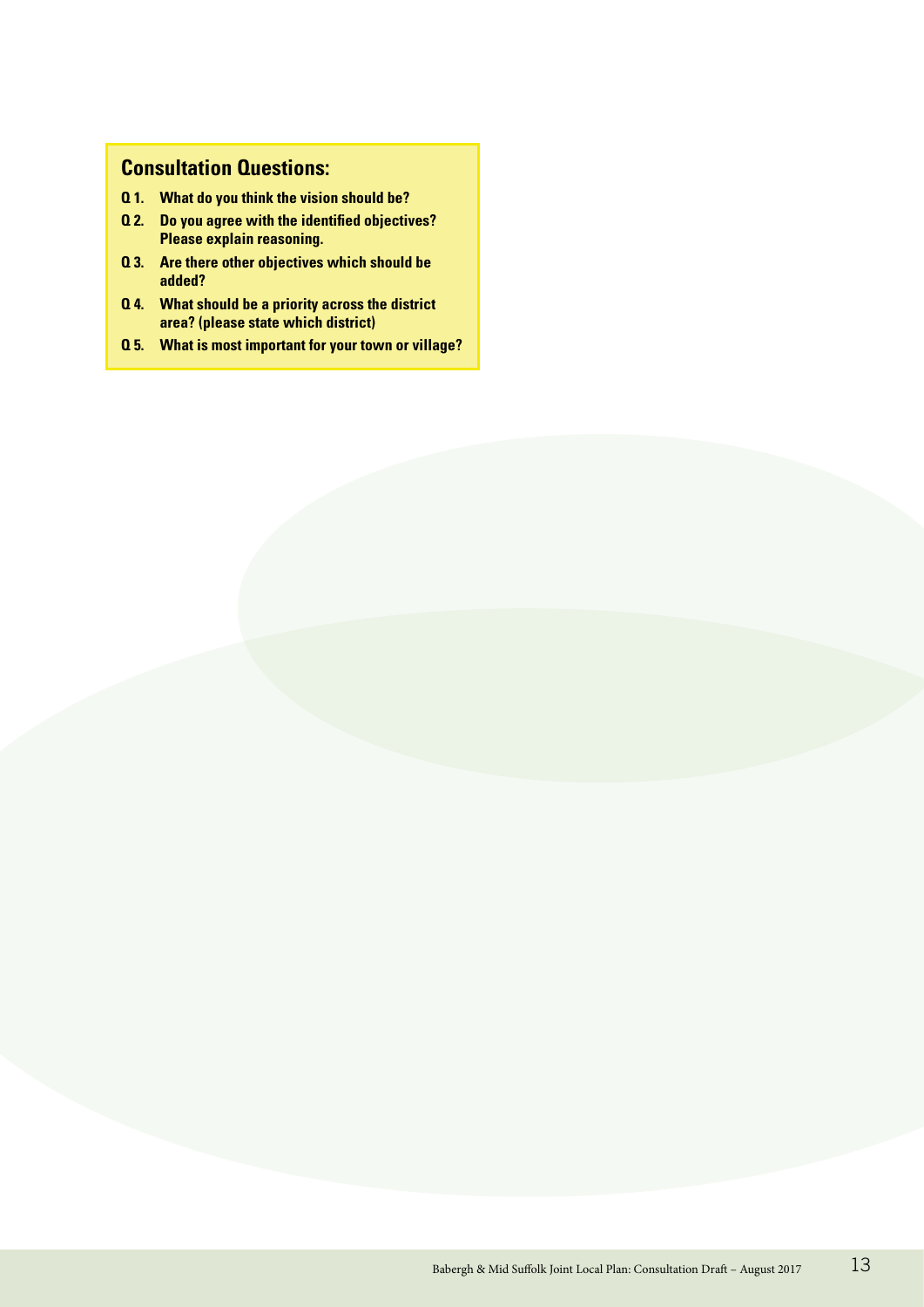## Consultation Questions:

- **Q 1. What do you think the vision should be?**
- **Q 2. Do you agree with the identified objectives? Please explain reasoning.**
- **Q 3. Are there other objectives which should be added?**
- **Q 4. What should be a priority across the district area? (please state which district)**
- **Q 5. What is most important for your town or village?**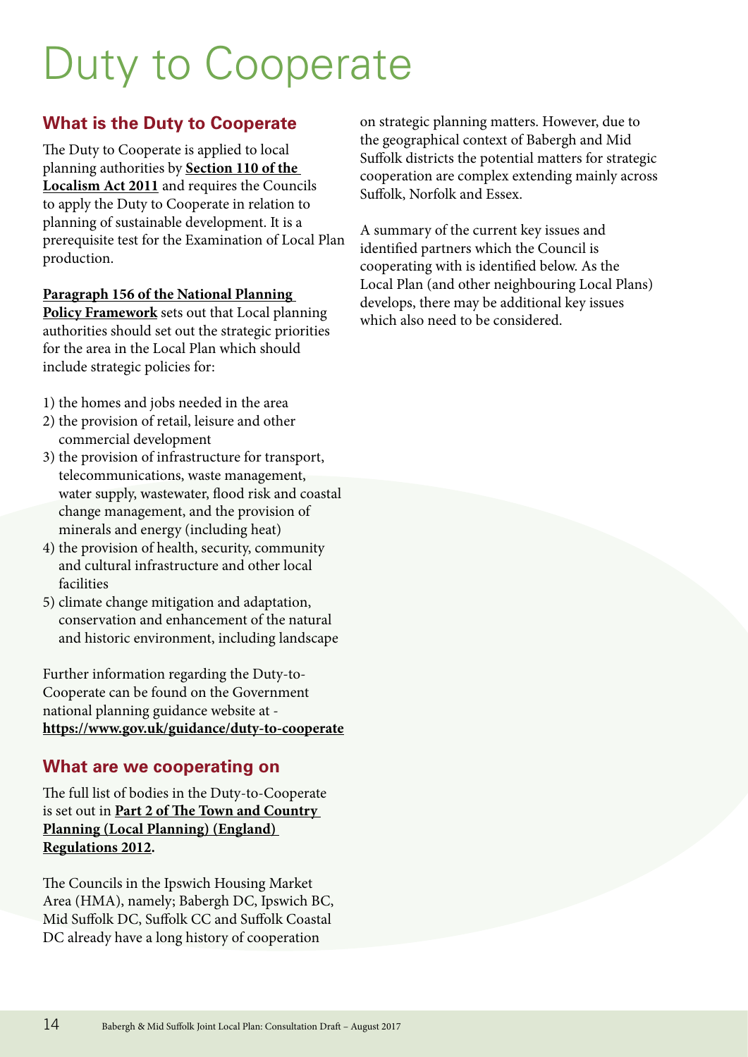# Duty to Cooperate

## What is the Duty to Cooperate

The Duty to Cooperate is applied to local planning authorities by **Section 110 of the Localism Act 2011** and requires the Councils to apply the Duty to Cooperate in relation to planning of sustainable development. It is a prerequisite test for the Examination of Local Plan production.

**Paragraph 156 of the National Planning Policy Framework** sets out that Local planning authorities should set out the strategic priorities for the area in the Local Plan which should include strategic policies for:

1) the homes and jobs needed in the area
2) the provision of retail, leisure and other commercial development
3) the provision of infrastructure for transport, telecommunications, waste management, water supply, wastewater, flood risk and coastal change management, and the provision of minerals and energy (including heat)
4) the provision of health, security, community and cultural infrastructure and other local facilities
5) climate change mitigation and adaptation, conservation and enhancement of the natural and historic environment, including landscape

Further information regarding the Duty-to-Cooperate can be found on the Government national planning guidance website at - **https://www.gov.uk/guidance/duty-to-cooperate**

## What are we cooperating on

The full list of bodies in the Duty-to-Cooperate is set out in **Part 2 of The Town and Country Planning (Local Planning) (England) Regulations 2012.**

The Councils in the Ipswich Housing Market Area (HMA), namely; Babergh DC, Ipswich BC, Mid Suffolk DC, Suffolk CC and Suffolk Coastal DC already have a long history of cooperation on strategic planning matters. However, due to the geographical context of Babergh and Mid Suffolk districts the potential matters for strategic cooperation are complex extending mainly across Suffolk, Norfolk and Essex.

A summary of the current key issues and identified partners which the Council is cooperating with is identified below. As the Local Plan (and other neighbouring Local Plans) develops, there may be additional key issues which also need to be considered.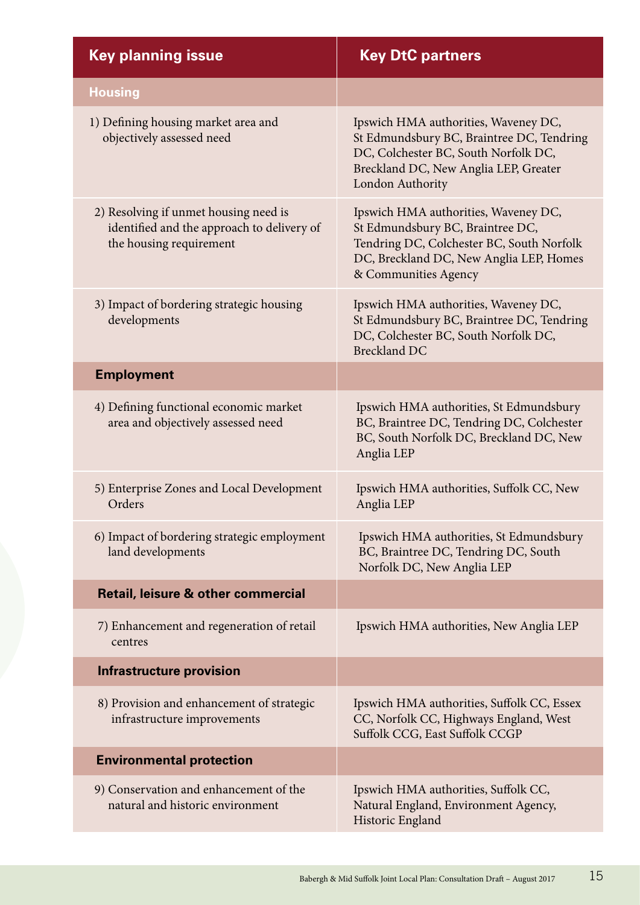| Key planning issue | Key DtC partners |
|---|---|
| **Housing** | |
| 1) Defining housing market area and objectively assessed need | Ipswich HMA authorities, Waveney DC, St Edmundsbury BC, Braintree DC, Tendring DC, Colchester BC, South Norfolk DC, Breckland DC, New Anglia LEP, Greater London Authority |
| 2) Resolving if unmet housing need is identified and the approach to delivery of the housing requirement | Ipswich HMA authorities, Waveney DC, St Edmundsbury BC, Braintree DC, Tendring DC, Colchester BC, South Norfolk DC, Breckland DC, New Anglia LEP, Homes & Communities Agency |
| 3) Impact of bordering strategic housing developments | Ipswich HMA authorities, Waveney DC, St Edmundsbury BC, Braintree DC, Tendring DC, Colchester BC, South Norfolk DC, Breckland DC |
| **Employment** | |
| 4) Defining functional economic market area and objectively assessed need | Ipswich HMA authorities, St Edmundsbury BC, Braintree DC, Tendring DC, Colchester BC, South Norfolk DC, Breckland DC, New Anglia LEP |
| 5) Enterprise Zones and Local Development Orders | Ipswich HMA authorities, Suffolk CC, New Anglia LEP |
| 6) Impact of bordering strategic employment land developments | Ipswich HMA authorities, St Edmundsbury BC, Braintree DC, Tendring DC, South Norfolk DC, New Anglia LEP |
| **Retail, leisure & other commercial** | |
| 7) Enhancement and regeneration of retail centres | Ipswich HMA authorities, New Anglia LEP |
| **Infrastructure provision** | |
| 8) Provision and enhancement of strategic infrastructure improvements | Ipswich HMA authorities, Suffolk CC, Essex CC, Norfolk CC, Highways England, West Suffolk CCG, East Suffolk CCGP |
| **Environmental protection** | |
| 9) Conservation and enhancement of the natural and historic environment | Ipswich HMA authorities, Suffolk CC, Natural England, Environment Agency, Historic England |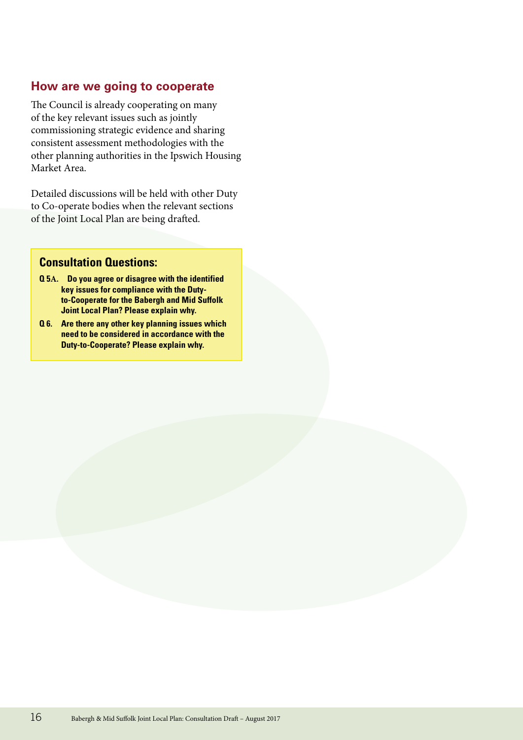## How are we going to cooperate

The Council is already cooperating on many of the key relevant issues such as jointly commissioning strategic evidence and sharing consistent assessment methodologies with the other planning authorities in the Ipswich Housing Market Area.

Detailed discussions will be held with other Duty to Co-operate bodies when the relevant sections of the Joint Local Plan are being drafted.

### Consultation Questions:

**Q 5A. Do you agree or disagree with the identified key issues for compliance with the Duty-to-Cooperate for the Babergh and Mid Suffolk Joint Local Plan? Please explain why.**

**Q 6. Are there any other key planning issues which need to be considered in accordance with the Duty-to-Cooperate? Please explain why.**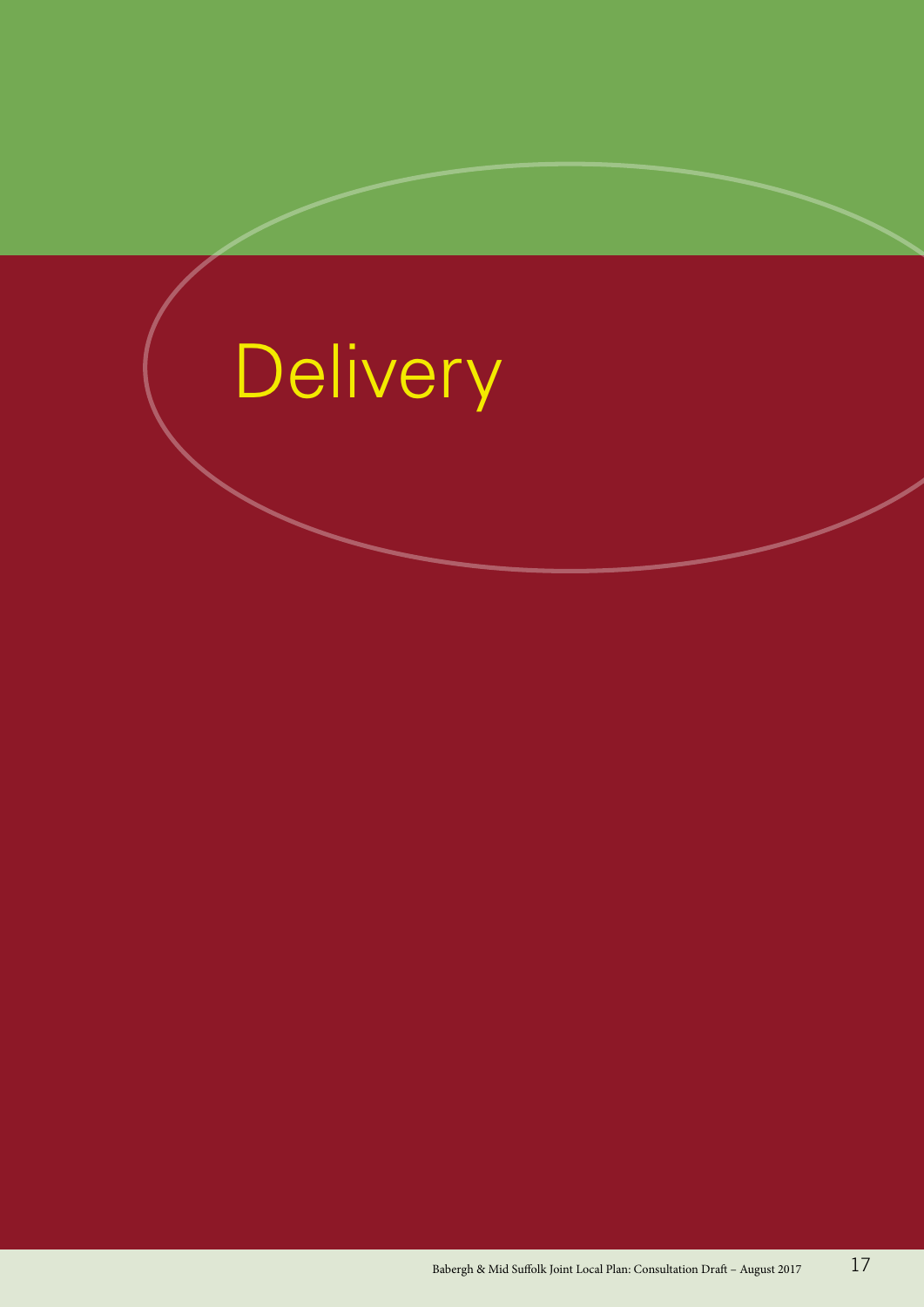# Delivery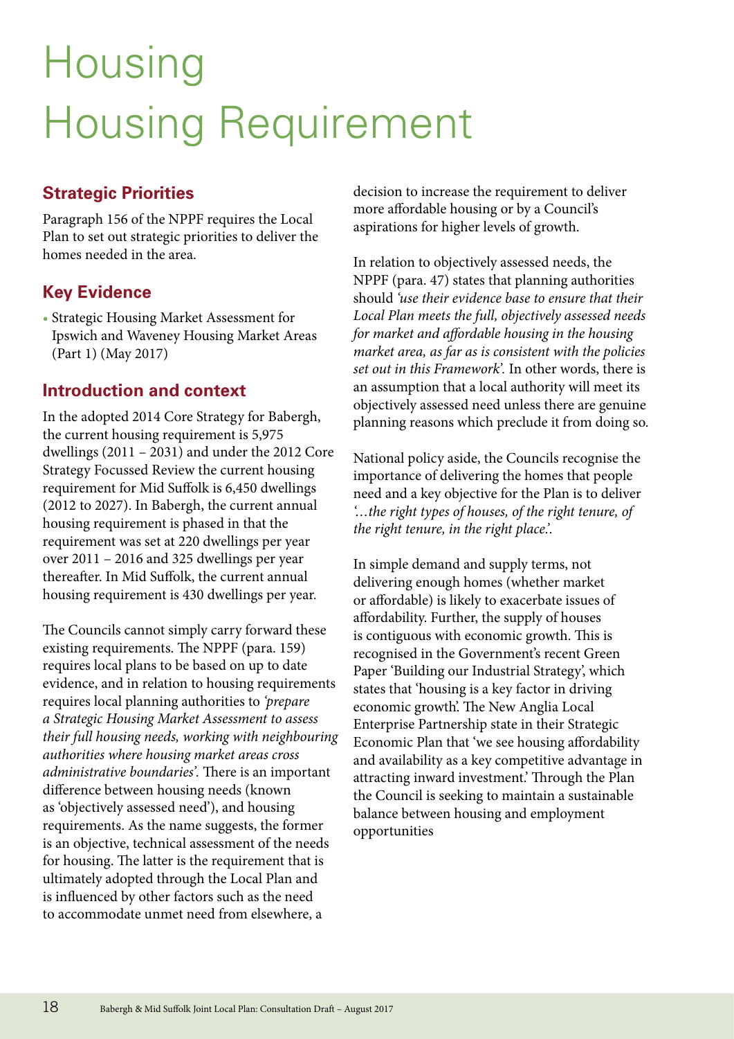# Housing
# Housing Requirement

## Strategic Priorities

Paragraph 156 of the NPPF requires the Local Plan to set out strategic priorities to deliver the homes needed in the area.

## Key Evidence

- Strategic Housing Market Assessment for Ipswich and Waveney Housing Market Areas (Part 1) (May 2017)

## Introduction and context

In the adopted 2014 Core Strategy for Babergh, the current housing requirement is 5,975 dwellings (2011 – 2031) and under the 2012 Core Strategy Focussed Review the current housing requirement for Mid Suffolk is 6,450 dwellings (2012 to 2027). In Babergh, the current annual housing requirement is phased in that the requirement was set at 220 dwellings per year over 2011 – 2016 and 325 dwellings per year thereafter. In Mid Suffolk, the current annual housing requirement is 430 dwellings per year.

The Councils cannot simply carry forward these existing requirements. The NPPF (para. 159) requires local plans to be based on up to date evidence, and in relation to housing requirements requires local planning authorities to *'prepare a Strategic Housing Market Assessment to assess their full housing needs, working with neighbouring authorities where housing market areas cross administrative boundaries'.* There is an important difference between housing needs (known as 'objectively assessed need'), and housing requirements. As the name suggests, the former is an objective, technical assessment of the needs for housing. The latter is the requirement that is ultimately adopted through the Local Plan and is influenced by other factors such as the need to accommodate unmet need from elsewhere, a decision to increase the requirement to deliver more affordable housing or by a Council's aspirations for higher levels of growth.

In relation to objectively assessed needs, the NPPF (para. 47) states that planning authorities should *'use their evidence base to ensure that their Local Plan meets the full, objectively assessed needs for market and affordable housing in the housing market area, as far as is consistent with the policies set out in this Framework'.* In other words, there is an assumption that a local authority will meet its objectively assessed need unless there are genuine planning reasons which preclude it from doing so.

National policy aside, the Councils recognise the importance of delivering the homes that people need and a key objective for the Plan is to deliver *'…the right types of houses, of the right tenure, of the right tenure, in the right place.'.*

In simple demand and supply terms, not delivering enough homes (whether market or affordable) is likely to exacerbate issues of affordability. Further, the supply of houses is contiguous with economic growth. This is recognised in the Government's recent Green Paper 'Building our Industrial Strategy', which states that 'housing is a key factor in driving economic growth'. The New Anglia Local Enterprise Partnership state in their Strategic Economic Plan that 'we see housing affordability and availability as a key competitive advantage in attracting inward investment.' Through the Plan the Council is seeking to maintain a sustainable balance between housing and employment opportunities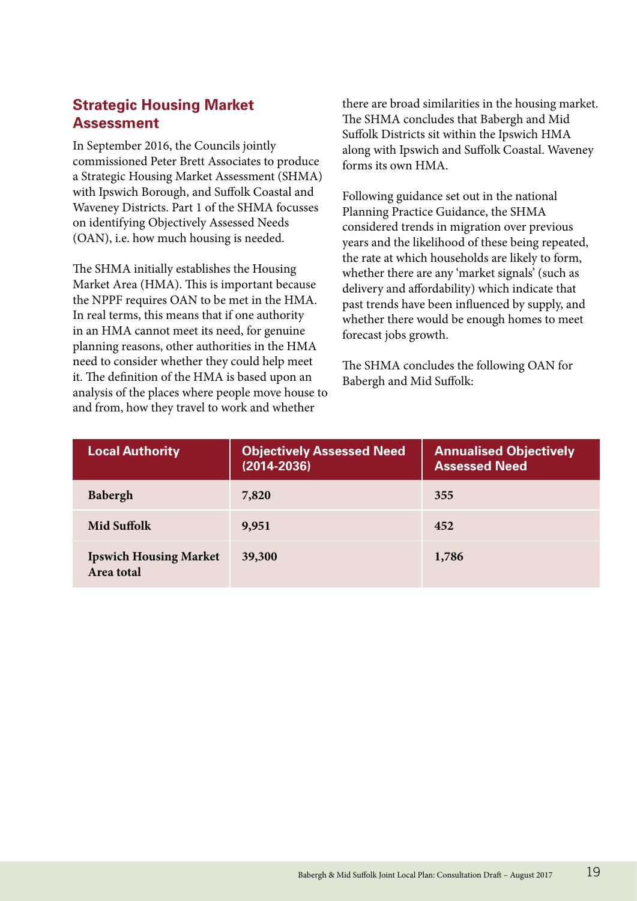## Strategic Housing Market Assessment

In September 2016, the Councils jointly commissioned Peter Brett Associates to produce a Strategic Housing Market Assessment (SHMA) with Ipswich Borough, and Suffolk Coastal and Waveney Districts. Part 1 of the SHMA focusses on identifying Objectively Assessed Needs (OAN), i.e. how much housing is needed.

The SHMA initially establishes the Housing Market Area (HMA). This is important because the NPPF requires OAN to be met in the HMA. In real terms, this means that if one authority in an HMA cannot meet its need, for genuine planning reasons, other authorities in the HMA need to consider whether they could help meet it. The definition of the HMA is based upon an analysis of the places where people move house to and from, how they travel to work and whether there are broad similarities in the housing market. The SHMA concludes that Babergh and Mid Suffolk Districts sit within the Ipswich HMA along with Ipswich and Suffolk Coastal. Waveney forms its own HMA.

Following guidance set out in the national Planning Practice Guidance, the SHMA considered trends in migration over previous years and the likelihood of these being repeated, the rate at which households are likely to form, whether there are any 'market signals' (such as delivery and affordability) which indicate that past trends have been influenced by supply, and whether there would be enough homes to meet forecast jobs growth.

The SHMA concludes the following OAN for Babergh and Mid Suffolk:

| Local Authority | Objectively Assessed Need (2014-2036) | Annualised Objectively Assessed Need |
|---|---|---|
| **Babergh** | **7,820** | **355** |
| **Mid Suffolk** | **9,951** | **452** |
| **Ipswich Housing Market Area total** | **39,300** | **1,786** |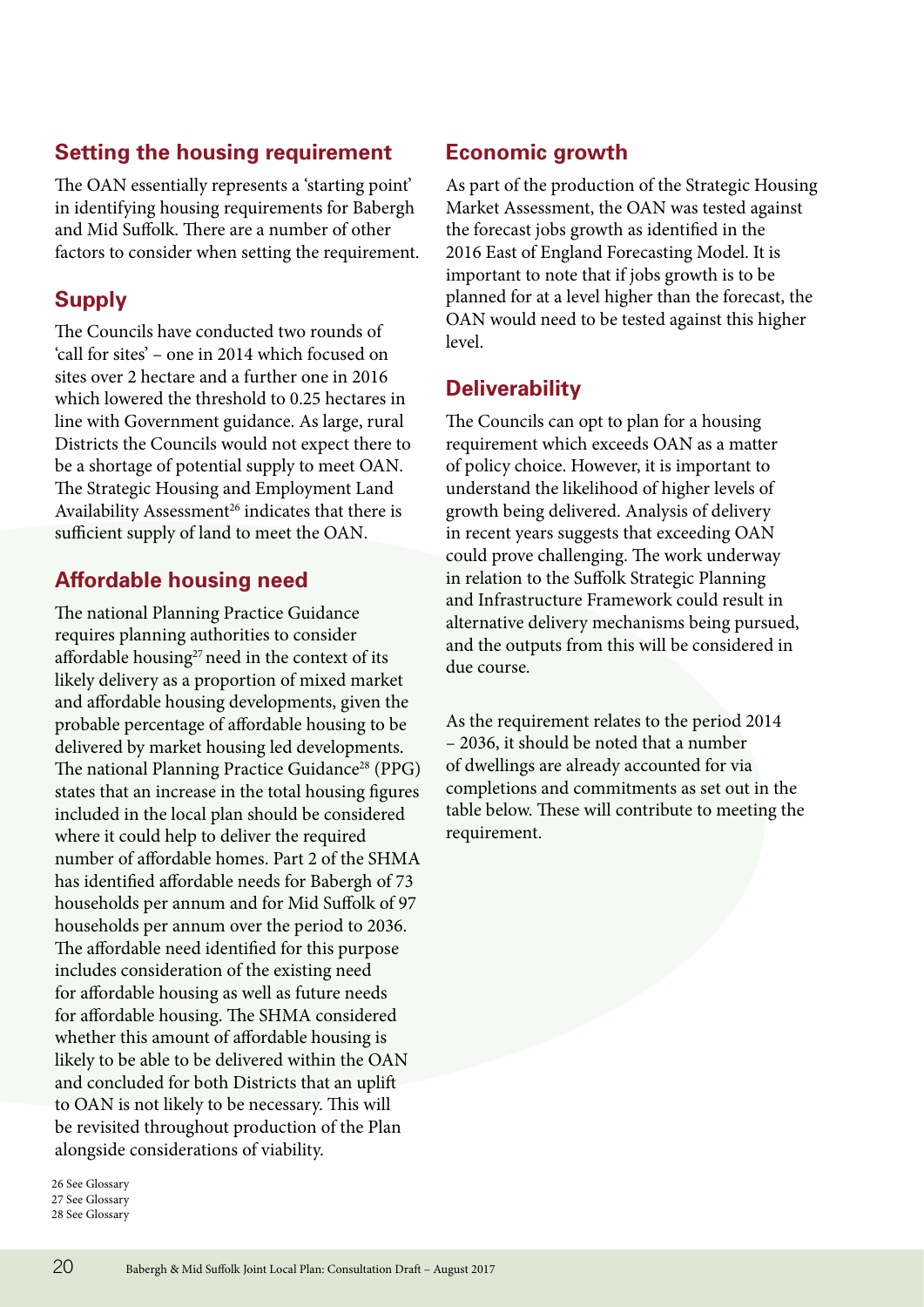## Setting the housing requirement

The OAN essentially represents a 'starting point' in identifying housing requirements for Babergh and Mid Suffolk. There are a number of other factors to consider when setting the requirement.

## Supply

The Councils have conducted two rounds of 'call for sites' – one in 2014 which focused on sites over 2 hectare and a further one in 2016 which lowered the threshold to 0.25 hectares in line with Government guidance. As large, rural Districts the Councils would not expect there to be a shortage of potential supply to meet OAN. The Strategic Housing and Employment Land Availability Assessment[26] indicates that there is sufficient supply of land to meet the OAN.

## Affordable housing need

The national Planning Practice Guidance requires planning authorities to consider affordable housing[27] need in the context of its likely delivery as a proportion of mixed market and affordable housing developments, given the probable percentage of affordable housing to be delivered by market housing led developments. The national Planning Practice Guidance[28] (PPG) states that an increase in the total housing figures included in the local plan should be considered where it could help to deliver the required number of affordable homes. Part 2 of the SHMA has identified affordable needs for Babergh of 73 households per annum and for Mid Suffolk of 97 households per annum over the period to 2036. The affordable need identified for this purpose includes consideration of the existing need for affordable housing as well as future needs for affordable housing. The SHMA considered whether this amount of affordable housing is likely to be able to be delivered within the OAN and concluded for both Districts that an uplift to OAN is not likely to be necessary. This will be revisited throughout production of the Plan alongside considerations of viability.

## Economic growth

As part of the production of the Strategic Housing Market Assessment, the OAN was tested against the forecast jobs growth as identified in the 2016 East of England Forecasting Model. It is important to note that if jobs growth is to be planned for at a level higher than the forecast, the OAN would need to be tested against this higher level.

## Deliverability

The Councils can opt to plan for a housing requirement which exceeds OAN as a matter of policy choice. However, it is important to understand the likelihood of higher levels of growth being delivered. Analysis of delivery in recent years suggests that exceeding OAN could prove challenging. The work underway in relation to the Suffolk Strategic Planning and Infrastructure Framework could result in alternative delivery mechanisms being pursued, and the outputs from this will be considered in due course.

As the requirement relates to the period 2014 – 2036, it should be noted that a number of dwellings are already accounted for via completions and commitments as set out in the table below. These will contribute to meeting the requirement.

26 See Glossary
27 See Glossary
28 See Glossary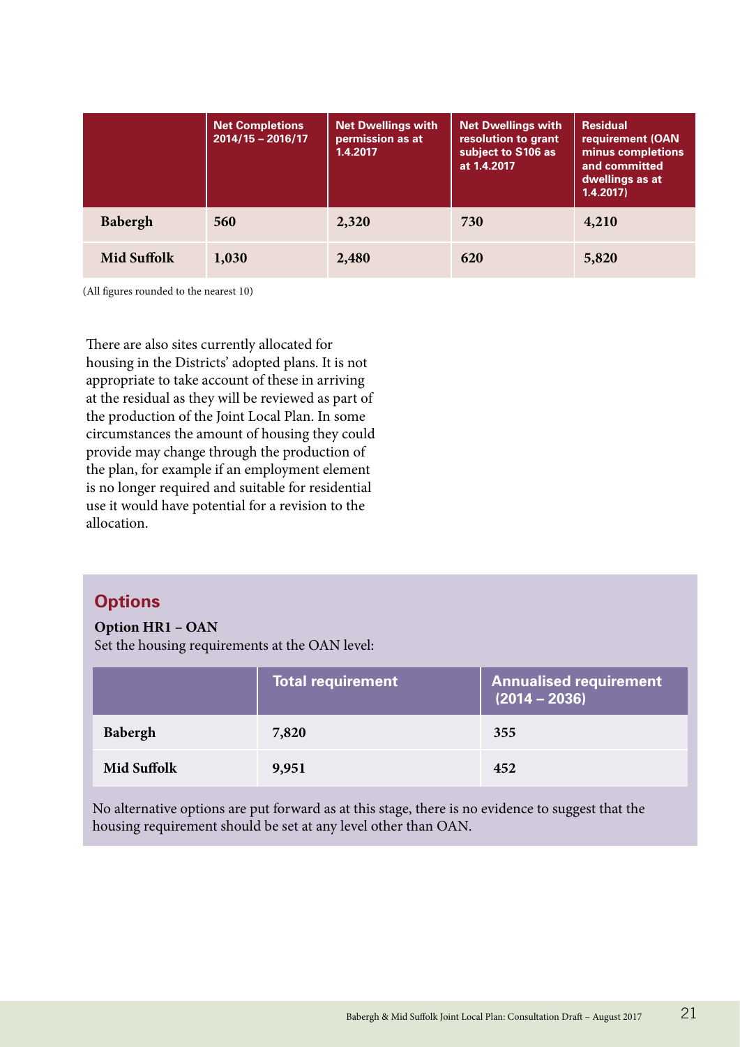| | Net Completions 2014/15 – 2016/17 | Net Dwellings with permission as at 1.4.2017 | Net Dwellings with resolution to grant subject to S106 as at 1.4.2017 | Residual requirement (OAN minus completions and committed dwellings as at 1.4.2017) |
|---|---|---|---|---|
| **Babergh** | **560** | **2,320** | **730** | **4,210** |
| **Mid Suffolk** | **1,030** | **2,480** | **620** | **5,820** |

(All figures rounded to the nearest 10)

There are also sites currently allocated for housing in the Districts' adopted plans. It is not appropriate to take account of these in arriving at the residual as they will be reviewed as part of the production of the Joint Local Plan. In some circumstances the amount of housing they could provide may change through the production of the plan, for example if an employment element is no longer required and suitable for residential use it would have potential for a revision to the allocation.

## Options

**Option HR1 – OAN**
Set the housing requirements at the OAN level:

| | Total requirement | Annualised requirement (2014 – 2036) |
|---|---|---|
| **Babergh** | **7,820** | **355** |
| **Mid Suffolk** | **9,951** | **452** |

No alternative options are put forward as at this stage, there is no evidence to suggest that the housing requirement should be set at any level other than OAN.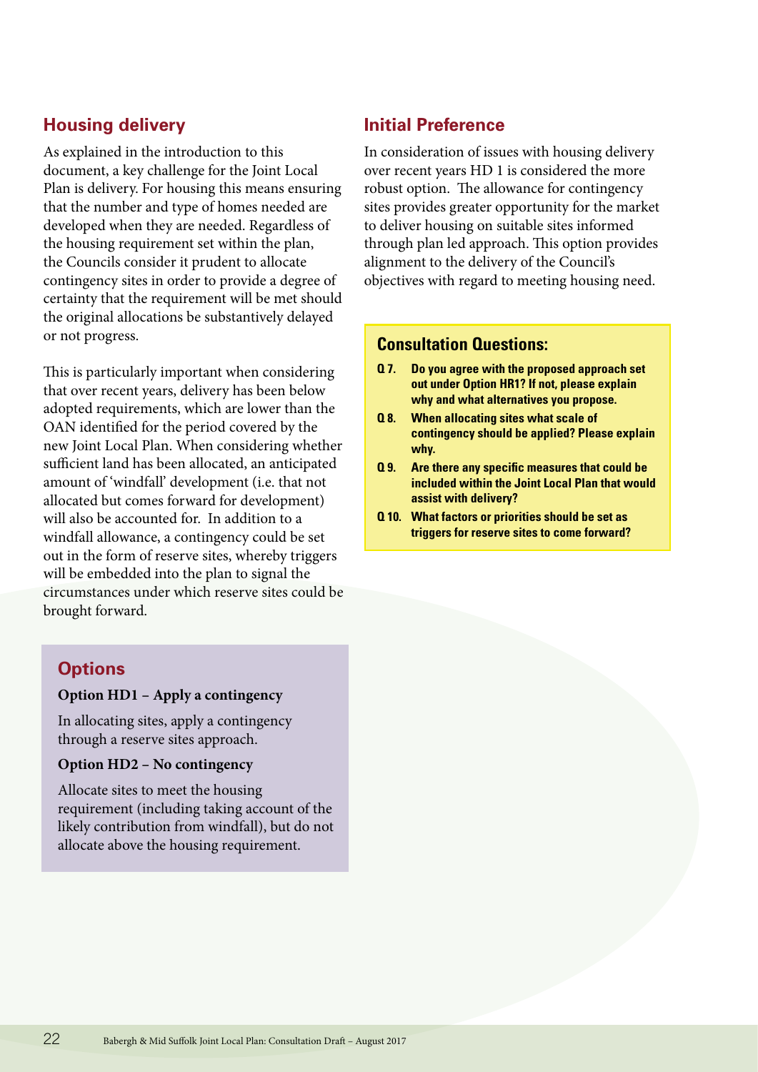## Housing delivery

As explained in the introduction to this document, a key challenge for the Joint Local Plan is delivery. For housing this means ensuring that the number and type of homes needed are developed when they are needed. Regardless of the housing requirement set within the plan, the Councils consider it prudent to allocate contingency sites in order to provide a degree of certainty that the requirement will be met should the original allocations be substantively delayed or not progress.

This is particularly important when considering that over recent years, delivery has been below adopted requirements, which are lower than the OAN identified for the period covered by the new Joint Local Plan. When considering whether sufficient land has been allocated, an anticipated amount of 'windfall' development (i.e. that not allocated but comes forward for development) will also be accounted for. In addition to a windfall allowance, a contingency could be set out in the form of reserve sites, whereby triggers will be embedded into the plan to signal the circumstances under which reserve sites could be brought forward.

### Options

**Option HD1 – Apply a contingency**

In allocating sites, apply a contingency through a reserve sites approach.

**Option HD2 – No contingency**

Allocate sites to meet the housing requirement (including taking account of the likely contribution from windfall), but do not allocate above the housing requirement.

## Initial Preference

In consideration of issues with housing delivery over recent years HD 1 is considered the more robust option. The allowance for contingency sites provides greater opportunity for the market to deliver housing on suitable sites informed through plan led approach. This option provides alignment to the delivery of the Council's objectives with regard to meeting housing need.

### Consultation Questions:

- **Q 7. Do you agree with the proposed approach set out under Option HR1? If not, please explain why and what alternatives you propose.**
- **Q 8. When allocating sites what scale of contingency should be applied? Please explain why.**
- **Q 9. Are there any specific measures that could be included within the Joint Local Plan that would assist with delivery?**
- **Q 10. What factors or priorities should be set as triggers for reserve sites to come forward?**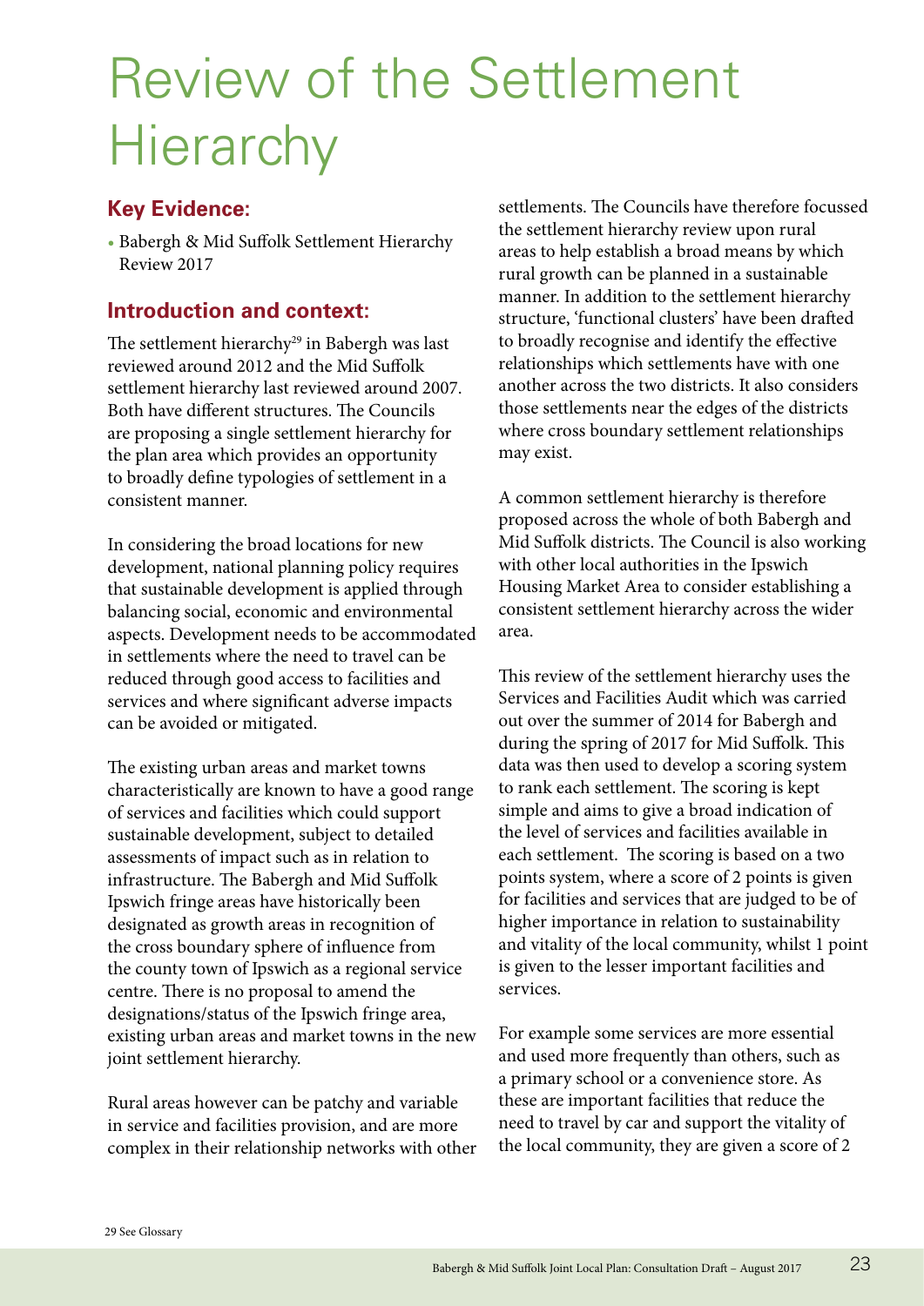# Review of the Settlement Hierarchy

## Key Evidence:

- Babergh & Mid Suffolk Settlement Hierarchy Review 2017

## Introduction and context:

The settlement hierarchy[29] in Babergh was last reviewed around 2012 and the Mid Suffolk settlement hierarchy last reviewed around 2007. Both have different structures. The Councils are proposing a single settlement hierarchy for the plan area which provides an opportunity to broadly define typologies of settlement in a consistent manner.

In considering the broad locations for new development, national planning policy requires that sustainable development is applied through balancing social, economic and environmental aspects. Development needs to be accommodated in settlements where the need to travel can be reduced through good access to facilities and services and where significant adverse impacts can be avoided or mitigated.

The existing urban areas and market towns characteristically are known to have a good range of services and facilities which could support sustainable development, subject to detailed assessments of impact such as in relation to infrastructure. The Babergh and Mid Suffolk Ipswich fringe areas have historically been designated as growth areas in recognition of the cross boundary sphere of influence from the county town of Ipswich as a regional service centre. There is no proposal to amend the designations/status of the Ipswich fringe area, existing urban areas and market towns in the new joint settlement hierarchy.

Rural areas however can be patchy and variable in service and facilities provision, and are more complex in their relationship networks with other settlements. The Councils have therefore focussed the settlement hierarchy review upon rural areas to help establish a broad means by which rural growth can be planned in a sustainable manner. In addition to the settlement hierarchy structure, 'functional clusters' have been drafted to broadly recognise and identify the effective relationships which settlements have with one another across the two districts. It also considers those settlements near the edges of the districts where cross boundary settlement relationships may exist.

A common settlement hierarchy is therefore proposed across the whole of both Babergh and Mid Suffolk districts. The Council is also working with other local authorities in the Ipswich Housing Market Area to consider establishing a consistent settlement hierarchy across the wider area.

This review of the settlement hierarchy uses the Services and Facilities Audit which was carried out over the summer of 2014 for Babergh and during the spring of 2017 for Mid Suffolk. This data was then used to develop a scoring system to rank each settlement. The scoring is kept simple and aims to give a broad indication of the level of services and facilities available in each settlement. The scoring is based on a two points system, where a score of 2 points is given for facilities and services that are judged to be of higher importance in relation to sustainability and vitality of the local community, whilst 1 point is given to the lesser important facilities and services.

For example some services are more essential and used more frequently than others, such as a primary school or a convenience store. As these are important facilities that reduce the need to travel by car and support the vitality of the local community, they are given a score of 2

29 See Glossary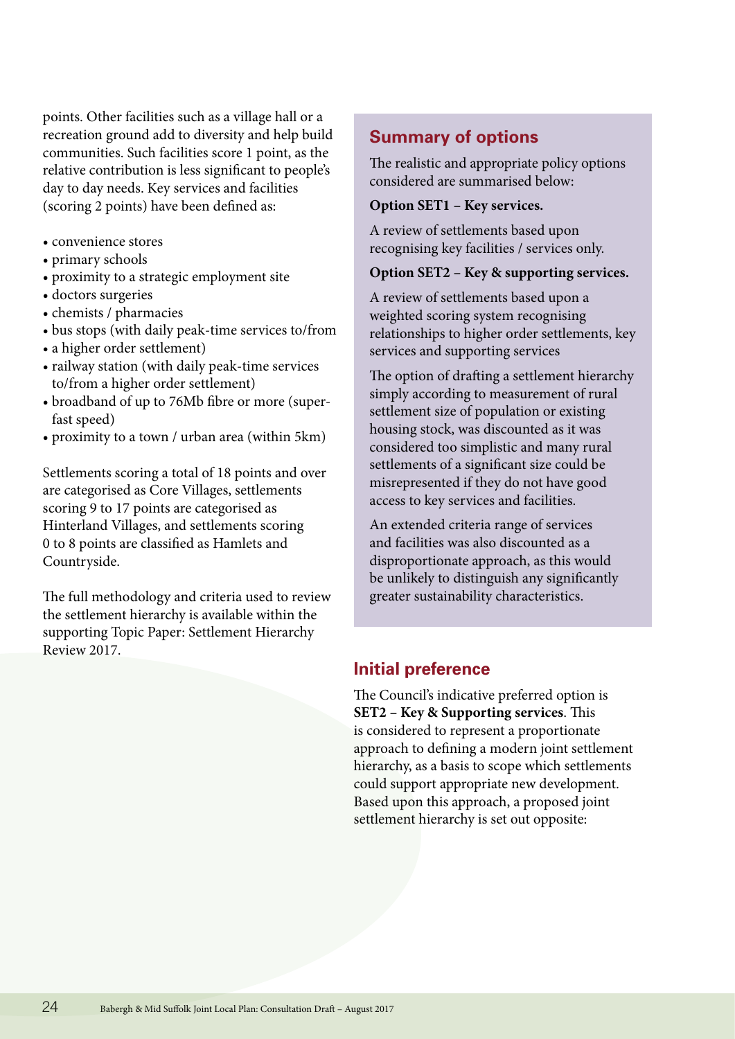points. Other facilities such as a village hall or a recreation ground add to diversity and help build communities. Such facilities score 1 point, as the relative contribution is less significant to people's day to day needs. Key services and facilities (scoring 2 points) have been defined as:

- convenience stores
- primary schools
- proximity to a strategic employment site
- doctors surgeries
- chemists / pharmacies
- bus stops (with daily peak-time services to/from
- a higher order settlement)
- railway station (with daily peak-time services to/from a higher order settlement)
- broadband of up to 76Mb fibre or more (super-fast speed)
- proximity to a town / urban area (within 5km)

Settlements scoring a total of 18 points and over are categorised as Core Villages, settlements scoring 9 to 17 points are categorised as Hinterland Villages, and settlements scoring 0 to 8 points are classified as Hamlets and Countryside.

The full methodology and criteria used to review the settlement hierarchy is available within the supporting Topic Paper: Settlement Hierarchy Review 2017.

## Summary of options

The realistic and appropriate policy options considered are summarised below:

**Option SET1 – Key services.**

A review of settlements based upon recognising key facilities / services only.

**Option SET2 – Key & supporting services.**

A review of settlements based upon a weighted scoring system recognising relationships to higher order settlements, key services and supporting services

The option of drafting a settlement hierarchy simply according to measurement of rural settlement size of population or existing housing stock, was discounted as it was considered too simplistic and many rural settlements of a significant size could be misrepresented if they do not have good access to key services and facilities.

An extended criteria range of services and facilities was also discounted as a disproportionate approach, as this would be unlikely to distinguish any significantly greater sustainability characteristics.

## Initial preference

The Council's indicative preferred option is **SET2 – Key & Supporting services**. This is considered to represent a proportionate approach to defining a modern joint settlement hierarchy, as a basis to scope which settlements could support appropriate new development. Based upon this approach, a proposed joint settlement hierarchy is set out opposite: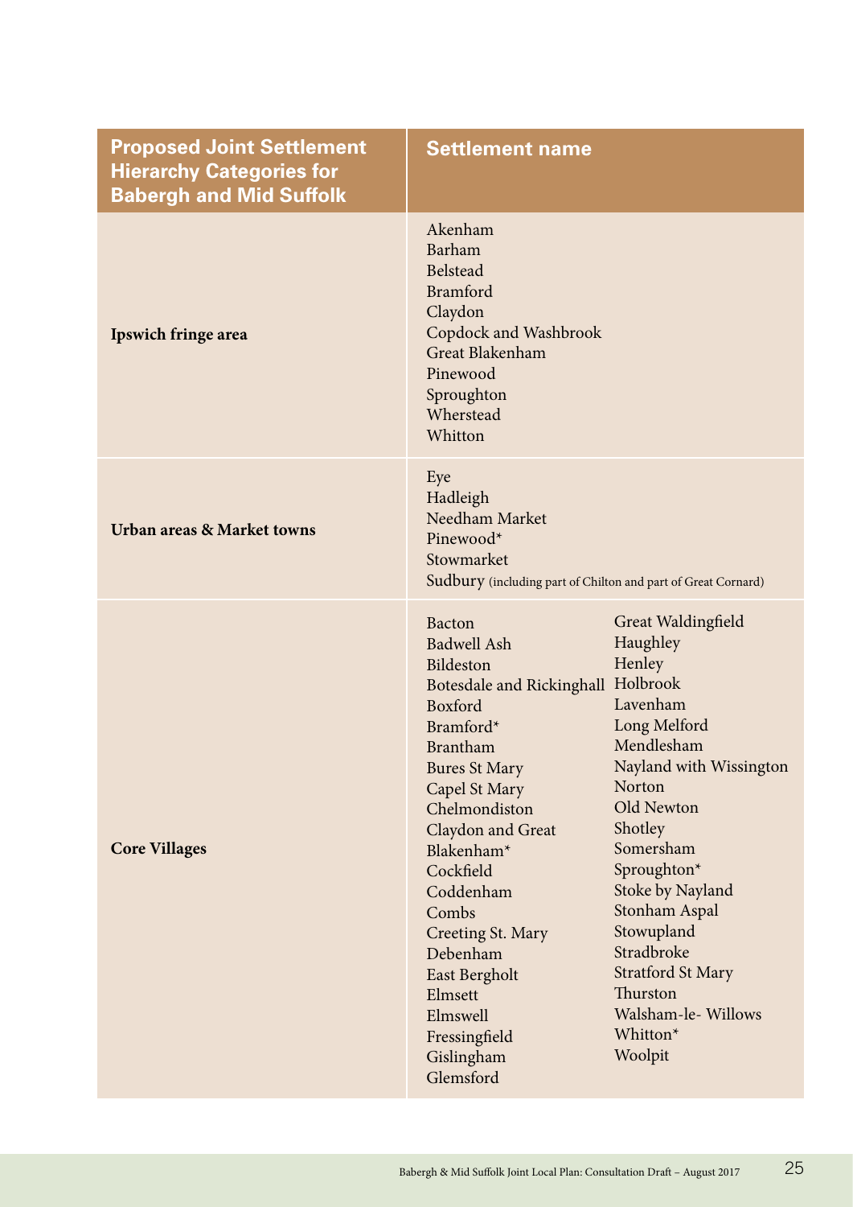| Proposed Joint Settlement Hierarchy Categories for Babergh and Mid Suffolk | Settlement name |
|---|---|
| **Ipswich fringe area** | Akenham<br>Barham<br>Belstead<br>Bramford<br>Claydon<br>Copdock and Washbrook<br>Great Blakenham<br>Pinewood<br>Sproughton<br>Wherstead<br>Whitton |
| **Urban areas & Market towns** | Eye<br>Hadleigh<br>Needham Market<br>Pinewood*<br>Stowmarket<br>Sudbury (including part of Chilton and part of Great Cornard) |
| **Core Villages** | Bacton<br>Badwell Ash<br>Bildeston<br>Botesdale and Rickinghall<br>Boxford<br>Bramford*<br>Brantham<br>Bures St Mary<br>Capel St Mary<br>Chelmondiston<br>Claydon and Great Blakenham*<br>Cockfield<br>Coddenham<br>Combs<br>Creeting St. Mary<br>Debenham<br>East Bergholt<br>Elmsett<br>Elmswell<br>Fressingfield<br>Gislingham<br>Glemsford<br>Great Waldingfield<br>Haughley<br>Henley<br>Holbrook<br>Lavenham<br>Long Melford<br>Mendlesham<br>Nayland with Wissington<br>Norton<br>Old Newton<br>Shotley<br>Somersham<br>Sproughton*<br>Stoke by Nayland<br>Stonham Aspal<br>Stowupland<br>Stradbroke<br>Stratford St Mary<br>Thurston<br>Walsham-le- Willows<br>Whitton*<br>Woolpit |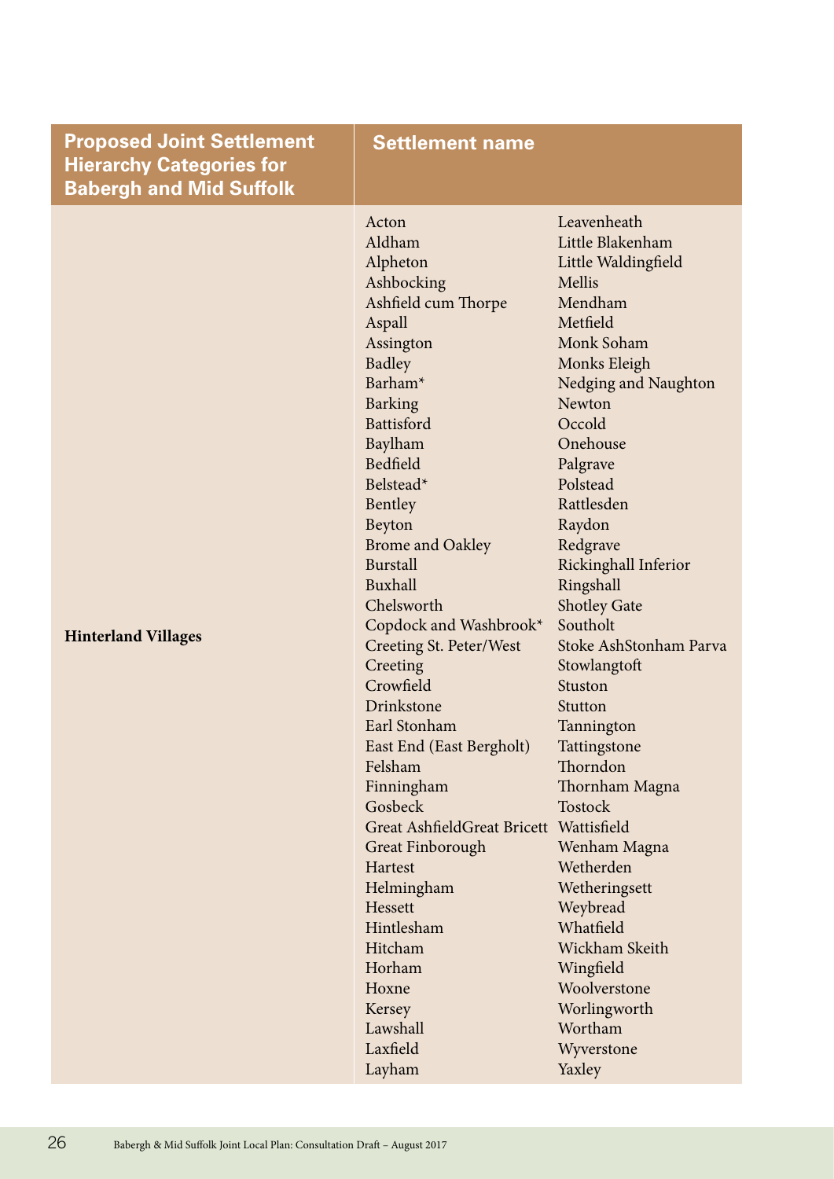| Proposed Joint Settlement Hierarchy Categories for Babergh and Mid Suffolk | Settlement name | |
|---|---|---|
| **Hinterland Villages** | Acton<br>Aldham<br>Alpheton<br>Ashbocking<br>Ashfield cum Thorpe<br>Aspall<br>Assington<br>Badley<br>Barham*<br>Barking<br>Battisford<br>Baylham<br>Bedfield<br>Belstead*<br>Bentley<br>Beyton<br>Brome and Oakley<br>Burstall<br>Buxhall<br>Chelsworth<br>Copdock and Washbrook*<br>Creeting St. Peter/West<br>Creeting<br>Crowfield<br>Drinkstone<br>Earl Stonham<br>East End (East Bergholt)<br>Felsham<br>Finningham<br>Gosbeck<br>Great AshfieldGreat Bricett<br>Great Finborough<br>Hartest<br>Helmingham<br>Hessett<br>Hintlesham<br>Hitcham<br>Horham<br>Hoxne<br>Kersey<br>Lawshall<br>Laxfield<br>Layham | Leavenheath<br>Little Blakenham<br>Little Waldingfield<br>Mellis<br>Mendham<br>Metfield<br>Monk Soham<br>Monks Eleigh<br>Nedging and Naughton<br>Newton<br>Occold<br>Onehouse<br>Palgrave<br>Polstead<br>Rattlesden<br>Raydon<br>Redgrave<br>Rickinghall Inferior<br>Ringshall<br>Shotley Gate<br>Southolt<br>Stoke AshStonham Parva<br>Stowlangtoft<br>Stuston<br>Stutton<br>Tannington<br>Tattingstone<br>Thorndon<br>Thornham Magna<br>Tostock<br>Wattisfield<br>Wenham Magna<br>Wetherden<br>Wetheringsett<br>Weybread<br>Whatfield<br>Wickham Skeith<br>Wingfield<br>Woolverstone<br>Worlingworth<br>Wortham<br>Wyverstone<br>Yaxley |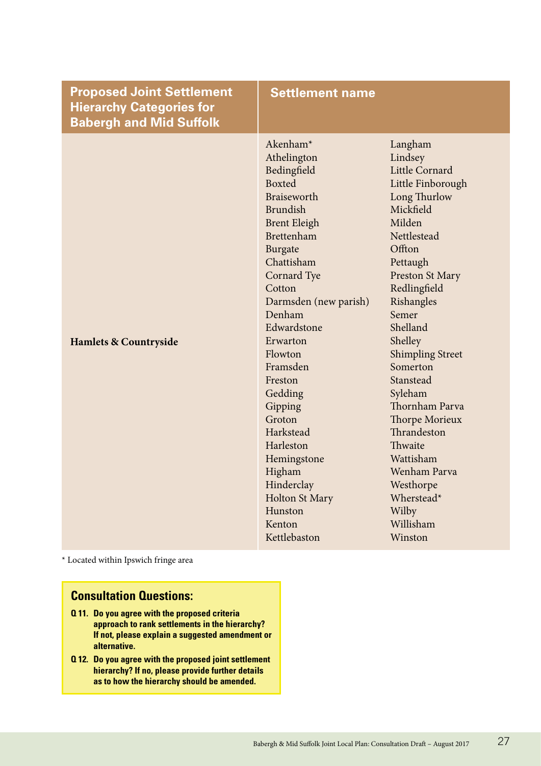| Proposed Joint Settlement Hierarchy Categories for Babergh and Mid Suffolk | Settlement name | |
| --- | --- | --- |
| **Hamlets & Countryside** | Akenham* | Langham |
| | Athelington | Lindsey |
| | Bedingfield | Little Cornard |
| | Boxted | Little Finborough |
| | Braiseworth | Long Thurlow |
| | Brundish | Mickfield |
| | Brent Eleigh | Milden |
| | Brettenham | Nettlestead |
| | Burgate | Offton |
| | Chattisham | Pettaugh |
| | Cornard Tye | Preston St Mary |
| | Cotton | Redlingfield |
| | Darmsden (new parish) | Rishangles |
| | Denham | Semer |
| | Edwardstone | Shelland |
| | Erwarton | Shelley |
| | Flowton | Shimpling Street |
| | Framsden | Somerton |
| | Freston | Stanstead |
| | Gedding | Syleham |
| | Gipping | Thornham Parva |
| | Groton | Thorpe Morieux |
| | Harkstead | Thrandeston |
| | Harleston | Thwaite |
| | Hemingstone | Wattisham |
| | Higham | Wenham Parva |
| | Hinderclay | Westhorpe |
| | Holton St Mary | Wherstead* |
| | Hunston | Wilby |
| | Kenton | Willisham |
| | Kettlebaston | Winston |

\* Located within Ipswich fringe area

### Consultation Questions:

**Q 11. Do you agree with the proposed criteria approach to rank settlements in the hierarchy? If not, please explain a suggested amendment or alternative.**

**Q 12. Do you agree with the proposed joint settlement hierarchy? If no, please provide further details as to how the hierarchy should be amended.**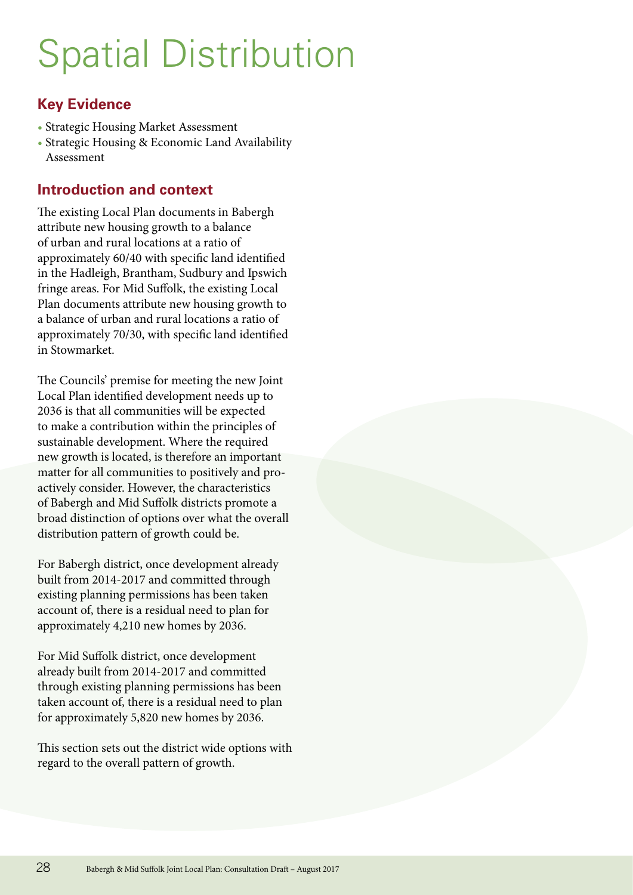# Spatial Distribution

## Key Evidence

- Strategic Housing Market Assessment
- Strategic Housing & Economic Land Availability Assessment

## Introduction and context

The existing Local Plan documents in Babergh attribute new housing growth to a balance of urban and rural locations at a ratio of approximately 60/40 with specific land identified in the Hadleigh, Brantham, Sudbury and Ipswich fringe areas. For Mid Suffolk, the existing Local Plan documents attribute new housing growth to a balance of urban and rural locations a ratio of approximately 70/30, with specific land identified in Stowmarket.

The Councils' premise for meeting the new Joint Local Plan identified development needs up to 2036 is that all communities will be expected to make a contribution within the principles of sustainable development. Where the required new growth is located, is therefore an important matter for all communities to positively and pro-actively consider. However, the characteristics of Babergh and Mid Suffolk districts promote a broad distinction of options over what the overall distribution pattern of growth could be.

For Babergh district, once development already built from 2014-2017 and committed through existing planning permissions has been taken account of, there is a residual need to plan for approximately 4,210 new homes by 2036.

For Mid Suffolk district, once development already built from 2014-2017 and committed through existing planning permissions has been taken account of, there is a residual need to plan for approximately 5,820 new homes by 2036.

This section sets out the district wide options with regard to the overall pattern of growth.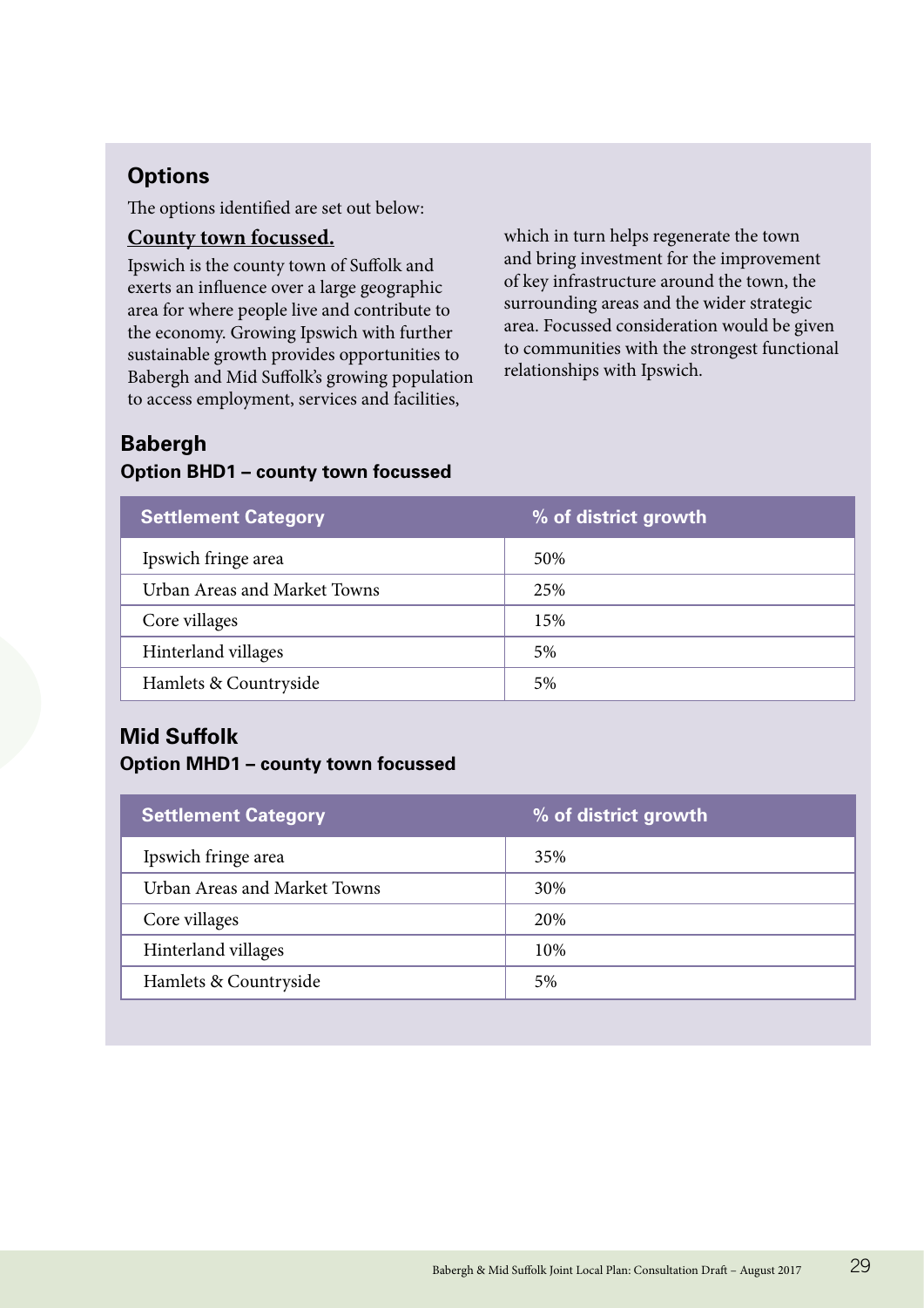## Options

The options identified are set out below:

**County town focussed.**

Ipswich is the county town of Suffolk and exerts an influence over a large geographic area for where people live and contribute to the economy. Growing Ipswich with further sustainable growth provides opportunities to Babergh and Mid Suffolk's growing population to access employment, services and facilities, which in turn helps regenerate the town and bring investment for the improvement of key infrastructure around the town, the surrounding areas and the wider strategic area. Focussed consideration would be given to communities with the strongest functional relationships with Ipswich.

### Babergh

**Option BHD1 – county town focussed**

| Settlement Category | % of district growth |
| --- | --- |
| Ipswich fringe area | 50% |
| Urban Areas and Market Towns | 25% |
| Core villages | 15% |
| Hinterland villages | 5% |
| Hamlets & Countryside | 5% |

### Mid Suffolk

**Option MHD1 – county town focussed**

| Settlement Category | % of district growth |
| --- | --- |
| Ipswich fringe area | 35% |
| Urban Areas and Market Towns | 30% |
| Core villages | 20% |
| Hinterland villages | 10% |
| Hamlets & Countryside | 5% |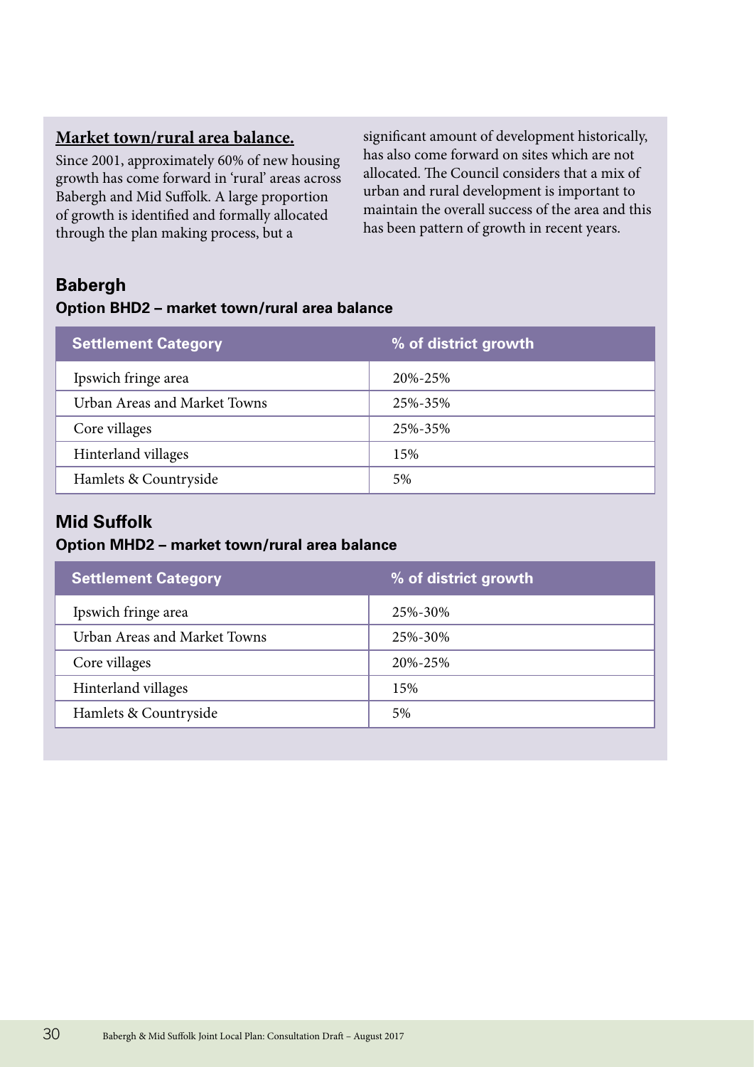**Market town/rural area balance.**

Since 2001, approximately 60% of new housing growth has come forward in 'rural' areas across Babergh and Mid Suffolk. A large proportion of growth is identified and formally allocated through the plan making process, but a significant amount of development historically, has also come forward on sites which are not allocated. The Council considers that a mix of urban and rural development is important to maintain the overall success of the area and this has been pattern of growth in recent years.

## Babergh

### Option BHD2 – market town/rural area balance

| Settlement Category | % of district growth |
| --- | --- |
| Ipswich fringe area | 20%-25% |
| Urban Areas and Market Towns | 25%-35% |
| Core villages | 25%-35% |
| Hinterland villages | 15% |
| Hamlets & Countryside | 5% |

## Mid Suffolk

### Option MHD2 – market town/rural area balance

| Settlement Category | % of district growth |
| --- | --- |
| Ipswich fringe area | 25%-30% |
| Urban Areas and Market Towns | 25%-30% |
| Core villages | 20%-25% |
| Hinterland villages | 15% |
| Hamlets & Countryside | 5% |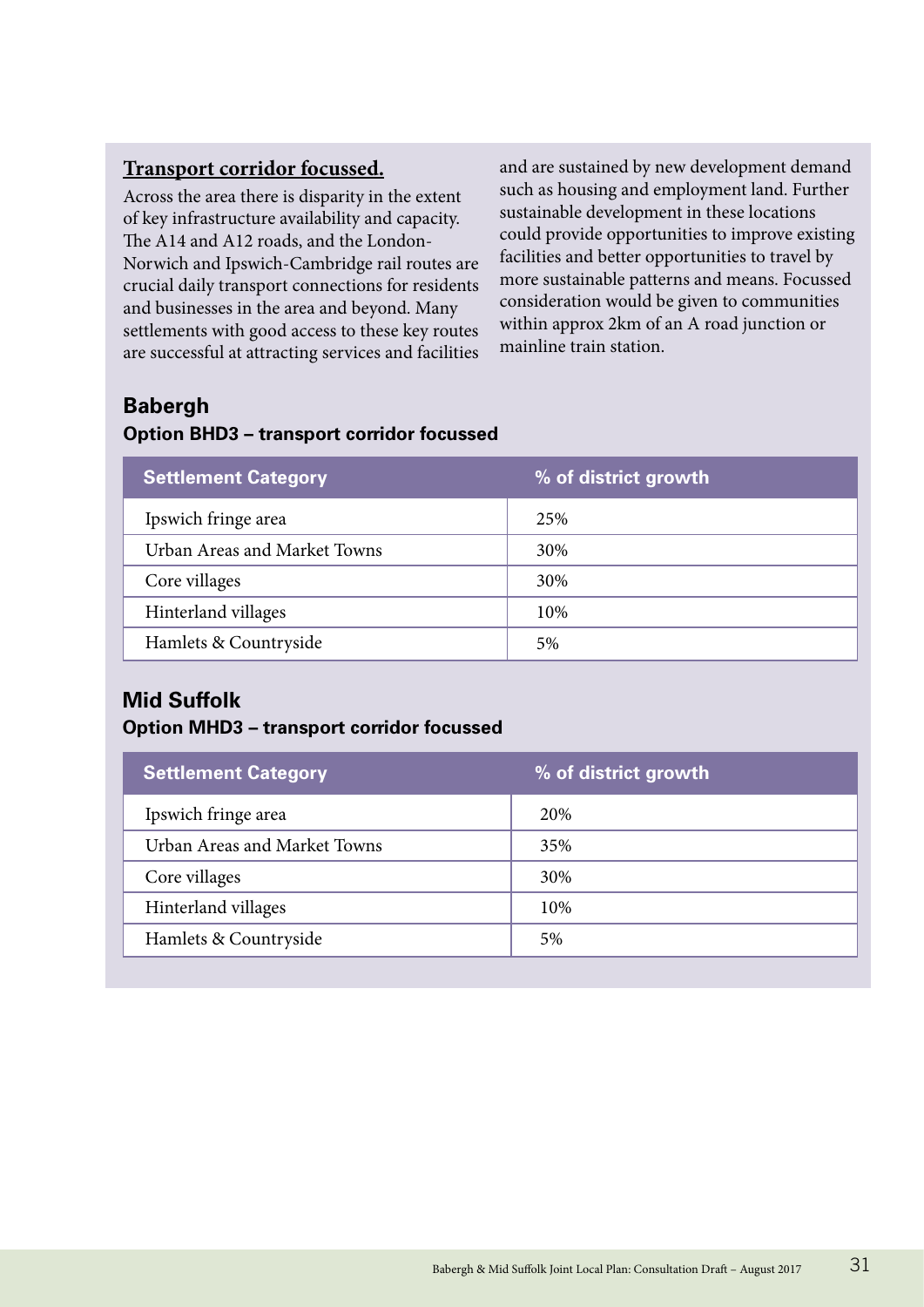**Transport corridor focussed.**

Across the area there is disparity in the extent of key infrastructure availability and capacity. The A14 and A12 roads, and the London-Norwich and Ipswich-Cambridge rail routes are crucial daily transport connections for residents and businesses in the area and beyond. Many settlements with good access to these key routes are successful at attracting services and facilities and are sustained by new development demand such as housing and employment land. Further sustainable development in these locations could provide opportunities to improve existing facilities and better opportunities to travel by more sustainable patterns and means. Focussed consideration would be given to communities within approx 2km of an A road junction or mainline train station.

## Babergh

### Option BHD3 – transport corridor focussed

| Settlement Category | % of district growth |
|---|---|
| Ipswich fringe area | 25% |
| Urban Areas and Market Towns | 30% |
| Core villages | 30% |
| Hinterland villages | 10% |
| Hamlets & Countryside | 5% |

## Mid Suffolk

### Option MHD3 – transport corridor focussed

| Settlement Category | % of district growth |
|---|---|
| Ipswich fringe area | 20% |
| Urban Areas and Market Towns | 35% |
| Core villages | 30% |
| Hinterland villages | 10% |
| Hamlets & Countryside | 5% |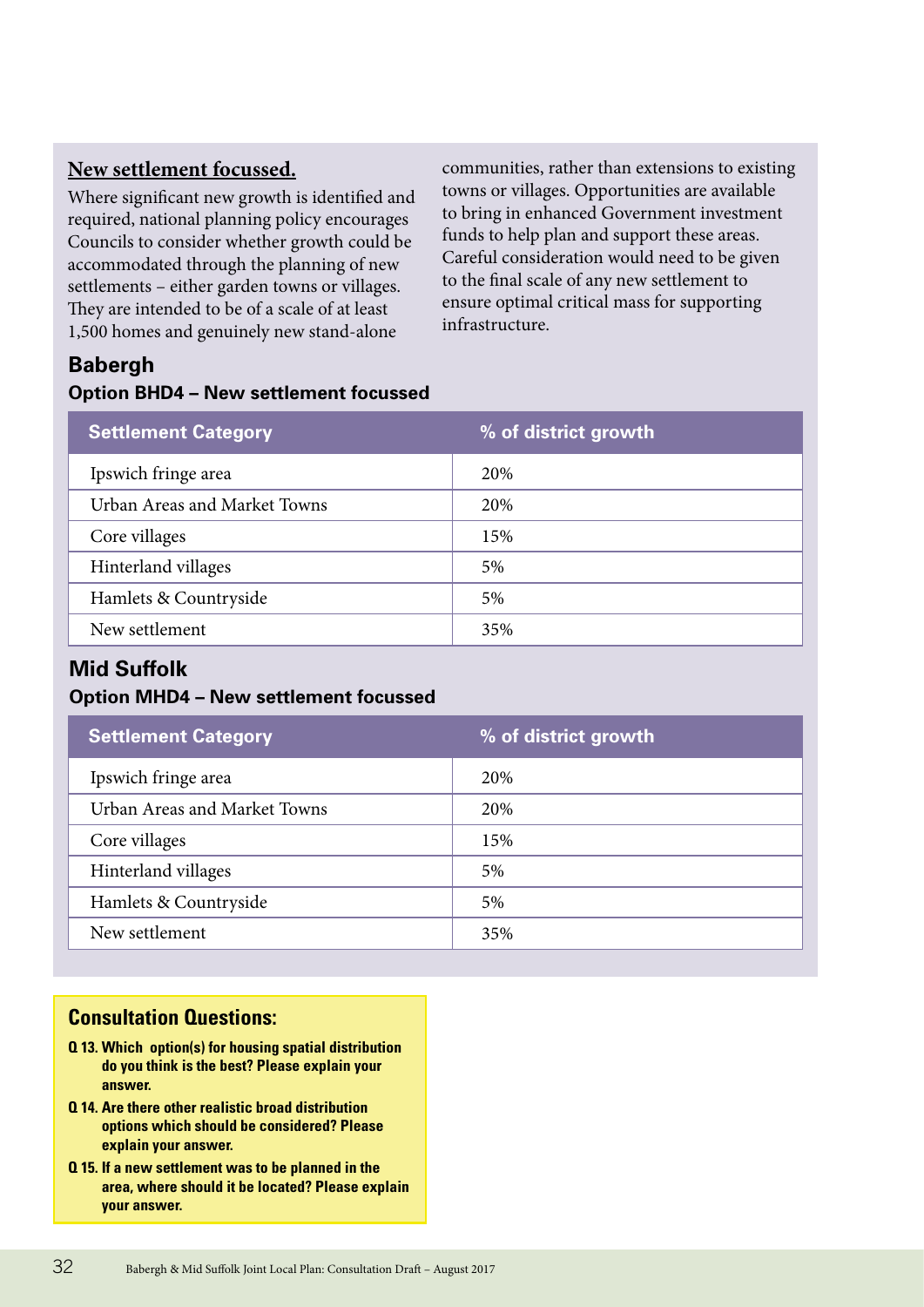**New settlement focussed.**

Where significant new growth is identified and required, national planning policy encourages Councils to consider whether growth could be accommodated through the planning of new settlements – either garden towns or villages. They are intended to be of a scale of at least 1,500 homes and genuinely new stand-alone communities, rather than extensions to existing towns or villages. Opportunities are available to bring in enhanced Government investment funds to help plan and support these areas. Careful consideration would need to be given to the final scale of any new settlement to ensure optimal critical mass for supporting infrastructure.

## Babergh

### Option BHD4 – New settlement focussed

| Settlement Category | % of district growth |
|---|---|
| Ipswich fringe area | 20% |
| Urban Areas and Market Towns | 20% |
| Core villages | 15% |
| Hinterland villages | 5% |
| Hamlets & Countryside | 5% |
| New settlement | 35% |

## Mid Suffolk

### Option MHD4 – New settlement focussed

| Settlement Category | % of district growth |
|---|---|
| Ipswich fringe area | 20% |
| Urban Areas and Market Towns | 20% |
| Core villages | 15% |
| Hinterland villages | 5% |
| Hamlets & Countryside | 5% |
| New settlement | 35% |

**Consultation Questions:**

**Q 13. Which option(s) for housing spatial distribution do you think is the best? Please explain your answer.**

**Q 14. Are there other realistic broad distribution options which should be considered? Please explain your answer.**

**Q 15. If a new settlement was to be planned in the area, where should it be located? Please explain your answer.**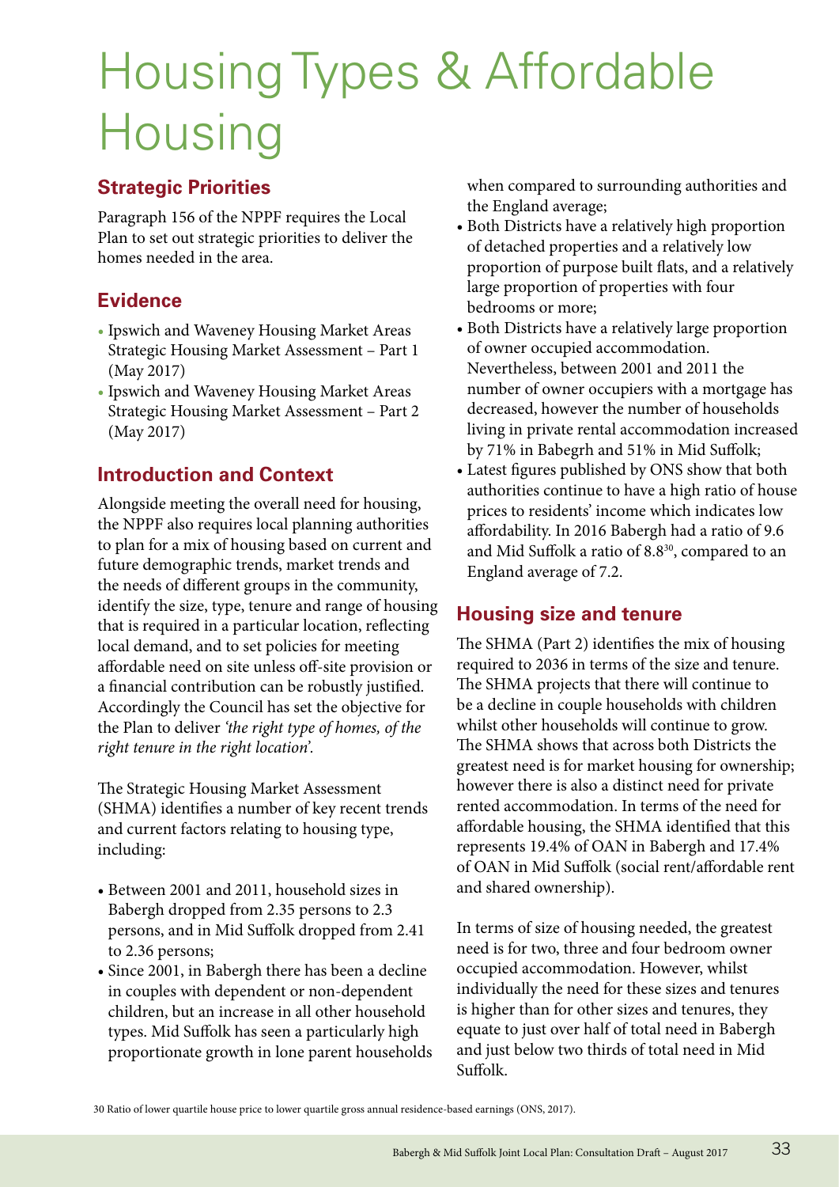# Housing Types & Affordable Housing

## Strategic Priorities

Paragraph 156 of the NPPF requires the Local Plan to set out strategic priorities to deliver the homes needed in the area.

## Evidence

- Ipswich and Waveney Housing Market Areas Strategic Housing Market Assessment – Part 1 (May 2017)
- Ipswich and Waveney Housing Market Areas Strategic Housing Market Assessment – Part 2 (May 2017)

## Introduction and Context

Alongside meeting the overall need for housing, the NPPF also requires local planning authorities to plan for a mix of housing based on current and future demographic trends, market trends and the needs of different groups in the community, identify the size, type, tenure and range of housing that is required in a particular location, reflecting local demand, and to set policies for meeting affordable need on site unless off-site provision or a financial contribution can be robustly justified. Accordingly the Council has set the objective for the Plan to deliver *'the right type of homes, of the right tenure in the right location'.*

The Strategic Housing Market Assessment (SHMA) identifies a number of key recent trends and current factors relating to housing type, including:

- Between 2001 and 2011, household sizes in Babergh dropped from 2.35 persons to 2.3 persons, and in Mid Suffolk dropped from 2.41 to 2.36 persons;
- Since 2001, in Babergh there has been a decline in couples with dependent or non-dependent children, but an increase in all other household types. Mid Suffolk has seen a particularly high proportionate growth in lone parent households when compared to surrounding authorities and the England average;
- Both Districts have a relatively high proportion of detached properties and a relatively low proportion of purpose built flats, and a relatively large proportion of properties with four bedrooms or more;
- Both Districts have a relatively large proportion of owner occupied accommodation. Nevertheless, between 2001 and 2011 the number of owner occupiers with a mortgage has decreased, however the number of households living in private rental accommodation increased by 71% in Babegrh and 51% in Mid Suffolk;
- Latest figures published by ONS show that both authorities continue to have a high ratio of house prices to residents' income which indicates low affordability. In 2016 Babergh had a ratio of 9.6 and Mid Suffolk a ratio of 8.8[30], compared to an England average of 7.2.

## Housing size and tenure

The SHMA (Part 2) identifies the mix of housing required to 2036 in terms of the size and tenure. The SHMA projects that there will continue to be a decline in couple households with children whilst other households will continue to grow. The SHMA shows that across both Districts the greatest need is for market housing for ownership; however there is also a distinct need for private rented accommodation. In terms of the need for affordable housing, the SHMA identified that this represents 19.4% of OAN in Babergh and 17.4% of OAN in Mid Suffolk (social rent/affordable rent and shared ownership).

In terms of size of housing needed, the greatest need is for two, three and four bedroom owner occupied accommodation. However, whilst individually the need for these sizes and tenures is higher than for other sizes and tenures, they equate to just over half of total need in Babergh and just below two thirds of total need in Mid Suffolk.

30 Ratio of lower quartile house price to lower quartile gross annual residence-based earnings (ONS, 2017).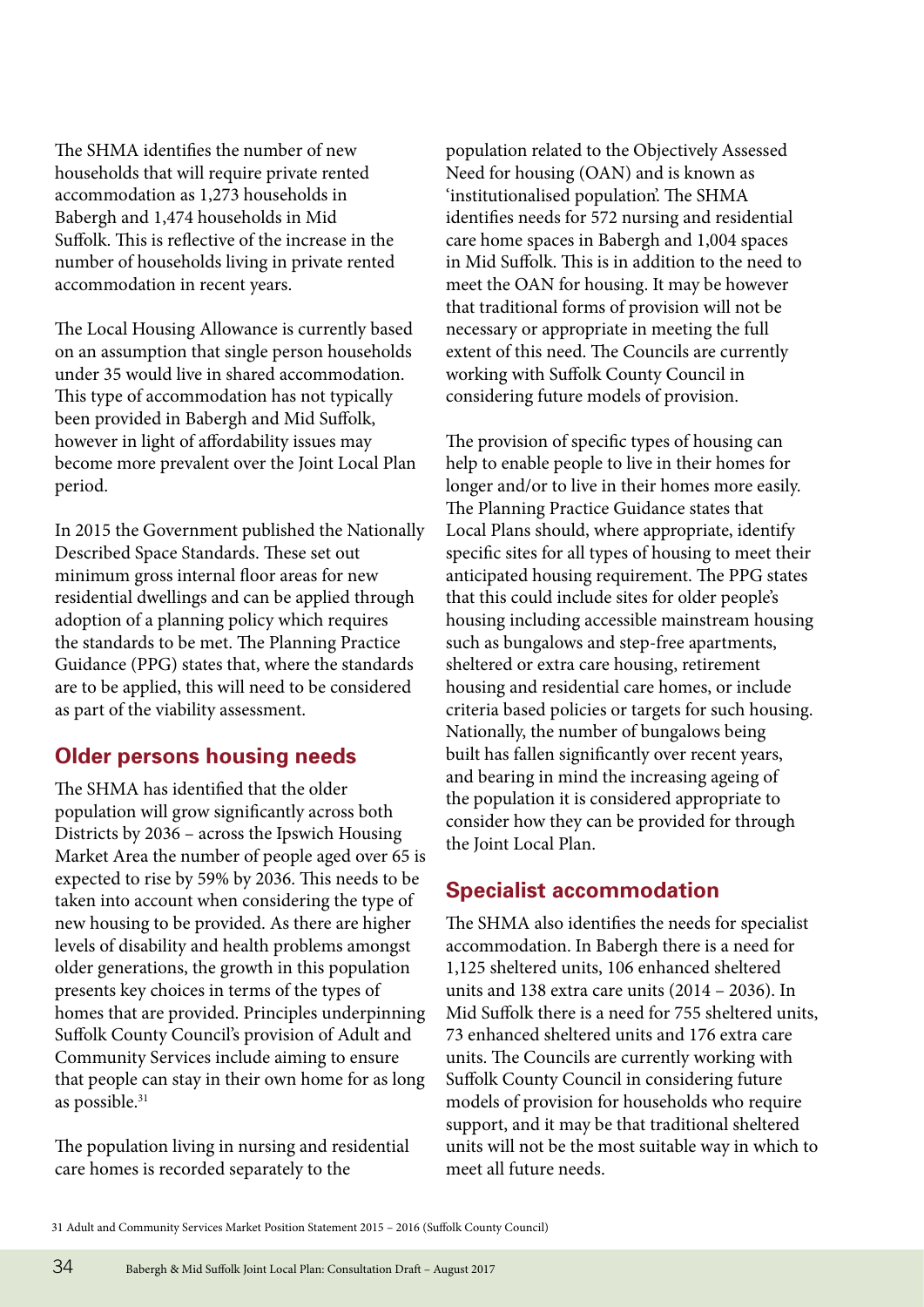The SHMA identifies the number of new households that will require private rented accommodation as 1,273 households in Babergh and 1,474 households in Mid Suffolk. This is reflective of the increase in the number of households living in private rented accommodation in recent years.

The Local Housing Allowance is currently based on an assumption that single person households under 35 would live in shared accommodation. This type of accommodation has not typically been provided in Babergh and Mid Suffolk, however in light of affordability issues may become more prevalent over the Joint Local Plan period.

In 2015 the Government published the Nationally Described Space Standards. These set out minimum gross internal floor areas for new residential dwellings and can be applied through adoption of a planning policy which requires the standards to be met. The Planning Practice Guidance (PPG) states that, where the standards are to be applied, this will need to be considered as part of the viability assessment.

## Older persons housing needs

The SHMA has identified that the older population will grow significantly across both Districts by 2036 – across the Ipswich Housing Market Area the number of people aged over 65 is expected to rise by 59% by 2036. This needs to be taken into account when considering the type of new housing to be provided. As there are higher levels of disability and health problems amongst older generations, the growth in this population presents key choices in terms of the types of homes that are provided. Principles underpinning Suffolk County Council's provision of Adult and Community Services include aiming to ensure that people can stay in their own home for as long as possible.[31]

The population living in nursing and residential care homes is recorded separately to the population related to the Objectively Assessed Need for housing (OAN) and is known as 'institutionalised population'. The SHMA identifies needs for 572 nursing and residential care home spaces in Babergh and 1,004 spaces in Mid Suffolk. This is in addition to the need to meet the OAN for housing. It may be however that traditional forms of provision will not be necessary or appropriate in meeting the full extent of this need. The Councils are currently working with Suffolk County Council in considering future models of provision.

The provision of specific types of housing can help to enable people to live in their homes for longer and/or to live in their homes more easily. The Planning Practice Guidance states that Local Plans should, where appropriate, identify specific sites for all types of housing to meet their anticipated housing requirement. The PPG states that this could include sites for older people's housing including accessible mainstream housing such as bungalows and step-free apartments, sheltered or extra care housing, retirement housing and residential care homes, or include criteria based policies or targets for such housing. Nationally, the number of bungalows being built has fallen significantly over recent years, and bearing in mind the increasing ageing of the population it is considered appropriate to consider how they can be provided for through the Joint Local Plan.

## Specialist accommodation

The SHMA also identifies the needs for specialist accommodation. In Babergh there is a need for 1,125 sheltered units, 106 enhanced sheltered units and 138 extra care units (2014 – 2036). In Mid Suffolk there is a need for 755 sheltered units, 73 enhanced sheltered units and 176 extra care units. The Councils are currently working with Suffolk County Council in considering future models of provision for households who require support, and it may be that traditional sheltered units will not be the most suitable way in which to meet all future needs.

31 Adult and Community Services Market Position Statement 2015 – 2016 (Suffolk County Council)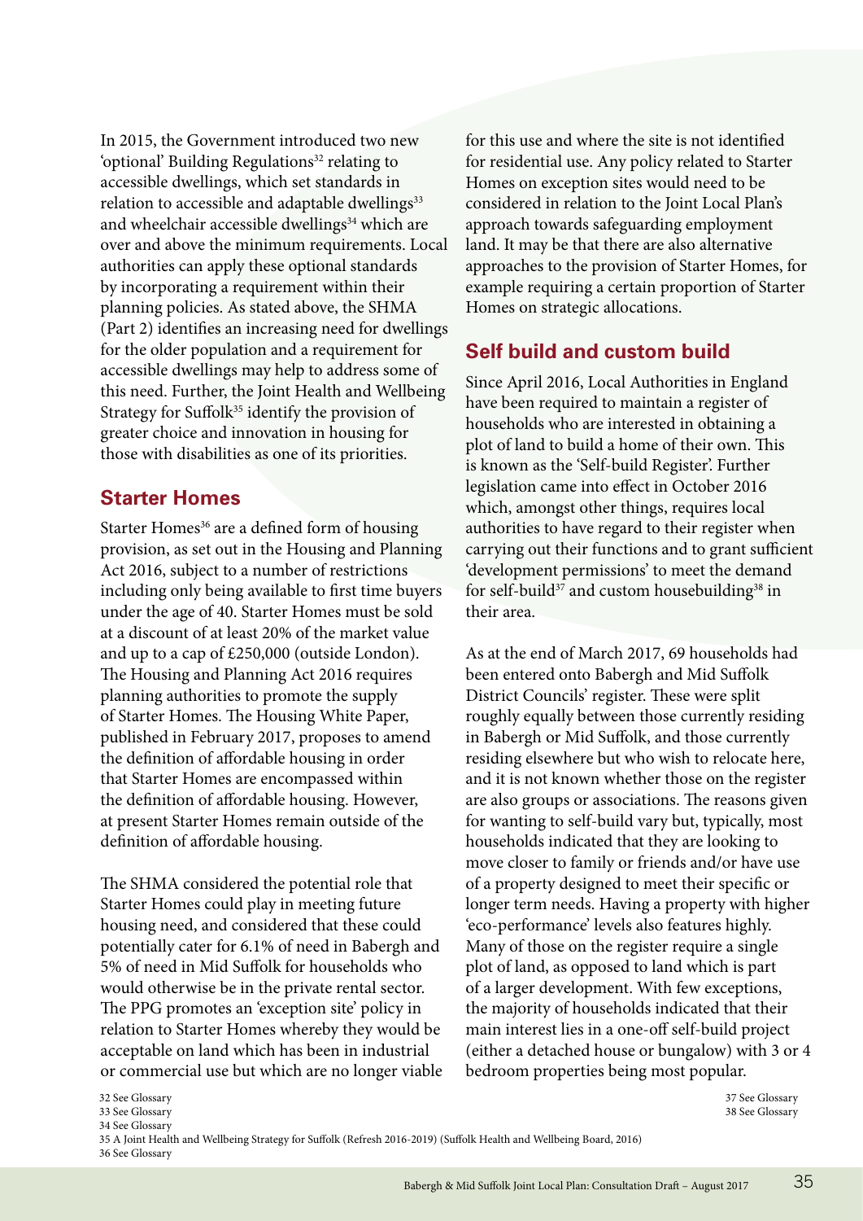In 2015, the Government introduced two new 'optional' Building Regulations[32] relating to accessible dwellings, which set standards in relation to accessible and adaptable dwellings[33] and wheelchair accessible dwellings[34] which are over and above the minimum requirements. Local authorities can apply these optional standards by incorporating a requirement within their planning policies. As stated above, the SHMA (Part 2) identifies an increasing need for dwellings for the older population and a requirement for accessible dwellings may help to address some of this need. Further, the Joint Health and Wellbeing Strategy for Suffolk[35] identify the provision of greater choice and innovation in housing for those with disabilities as one of its priorities.

## Starter Homes

Starter Homes[36] are a defined form of housing provision, as set out in the Housing and Planning Act 2016, subject to a number of restrictions including only being available to first time buyers under the age of 40. Starter Homes must be sold at a discount of at least 20% of the market value and up to a cap of £250,000 (outside London). The Housing and Planning Act 2016 requires planning authorities to promote the supply of Starter Homes. The Housing White Paper, published in February 2017, proposes to amend the definition of affordable housing in order that Starter Homes are encompassed within the definition of affordable housing. However, at present Starter Homes remain outside of the definition of affordable housing.

The SHMA considered the potential role that Starter Homes could play in meeting future housing need, and considered that these could potentially cater for 6.1% of need in Babergh and 5% of need in Mid Suffolk for households who would otherwise be in the private rental sector. The PPG promotes an 'exception site' policy in relation to Starter Homes whereby they would be acceptable on land which has been in industrial or commercial use but which are no longer viable for this use and where the site is not identified for residential use. Any policy related to Starter Homes on exception sites would need to be considered in relation to the Joint Local Plan's approach towards safeguarding employment land. It may be that there are also alternative approaches to the provision of Starter Homes, for example requiring a certain proportion of Starter Homes on strategic allocations.

## Self build and custom build

Since April 2016, Local Authorities in England have been required to maintain a register of households who are interested in obtaining a plot of land to build a home of their own. This is known as the 'Self-build Register'. Further legislation came into effect in October 2016 which, amongst other things, requires local authorities to have regard to their register when carrying out their functions and to grant sufficient 'development permissions' to meet the demand for self-build[37] and custom housebuilding[38] in their area.

As at the end of March 2017, 69 households had been entered onto Babergh and Mid Suffolk District Councils' register. These were split roughly equally between those currently residing in Babergh or Mid Suffolk, and those currently residing elsewhere but who wish to relocate here, and it is not known whether those on the register are also groups or associations. The reasons given for wanting to self-build vary but, typically, most households indicated that they are looking to move closer to family or friends and/or have use of a property designed to meet their specific or longer term needs. Having a property with higher 'eco-performance' levels also features highly. Many of those on the register require a single plot of land, as opposed to land which is part of a larger development. With few exceptions, the majority of households indicated that their main interest lies in a one-off self-build project (either a detached house or bungalow) with 3 or 4 bedroom properties being most popular.

32 See Glossary
33 See Glossary
34 See Glossary
35 A Joint Health and Wellbeing Strategy for Suffolk (Refresh 2016-2019) (Suffolk Health and Wellbeing Board, 2016)
36 See Glossary
37 See Glossary
38 See Glossary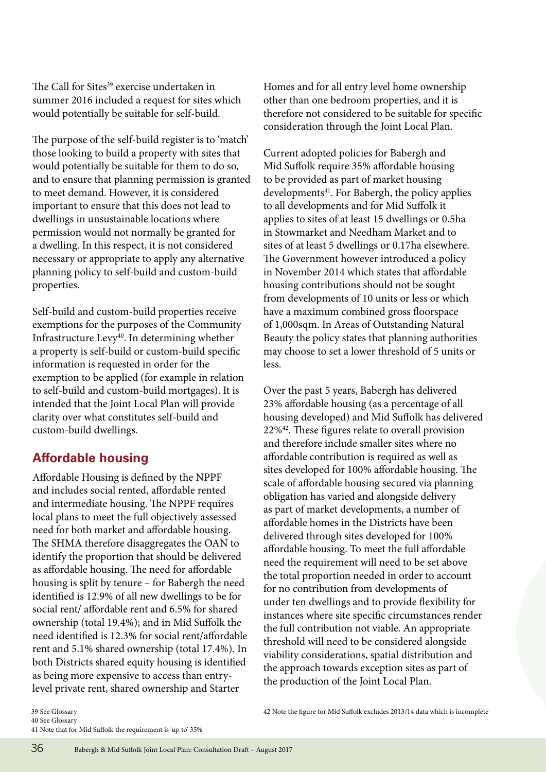The Call for Sites[39] exercise undertaken in summer 2016 included a request for sites which would potentially be suitable for self-build.

The purpose of the self-build register is to 'match' those looking to build a property with sites that would potentially be suitable for them to do so, and to ensure that planning permission is granted to meet demand. However, it is considered important to ensure that this does not lead to dwellings in unsustainable locations where permission would not normally be granted for a dwelling. In this respect, it is not considered necessary or appropriate to apply any alternative planning policy to self-build and custom-build properties.

Self-build and custom-build properties receive exemptions for the purposes of the Community Infrastructure Levy[40]. In determining whether a property is self-build or custom-build specific information is requested in order for the exemption to be applied (for example in relation to self-build and custom-build mortgages). It is intended that the Joint Local Plan will provide clarity over what constitutes self-build and custom-build dwellings.

## Affordable housing

Affordable Housing is defined by the NPPF and includes social rented, affordable rented and intermediate housing. The NPPF requires local plans to meet the full objectively assessed need for both market and affordable housing. The SHMA therefore disaggregates the OAN to identify the proportion that should be delivered as affordable housing. The need for affordable housing is split by tenure – for Babergh the need identified is 12.9% of all new dwellings to be for social rent/ affordable rent and 6.5% for shared ownership (total 19.4%); and in Mid Suffolk the need identified is 12.3% for social rent/affordable rent and 5.1% shared ownership (total 17.4%). In both Districts shared equity housing is identified as being more expensive to access than entry-level private rent, shared ownership and Starter Homes and for all entry level home ownership other than one bedroom properties, and it is therefore not considered to be suitable for specific consideration through the Joint Local Plan.

Current adopted policies for Babergh and Mid Suffolk require 35% affordable housing to be provided as part of market housing developments[41]. For Babergh, the policy applies to all developments and for Mid Suffolk it applies to sites of at least 15 dwellings or 0.5ha in Stowmarket and Needham Market and to sites of at least 5 dwellings or 0.17ha elsewhere. The Government however introduced a policy in November 2014 which states that affordable housing contributions should not be sought from developments of 10 units or less or which have a maximum combined gross floorspace of 1,000sqm. In Areas of Outstanding Natural Beauty the policy states that planning authorities may choose to set a lower threshold of 5 units or less.

Over the past 5 years, Babergh has delivered 23% affordable housing (as a percentage of all housing developed) and Mid Suffolk has delivered 22%[42]. These figures relate to overall provision and therefore include smaller sites where no affordable contribution is required as well as sites developed for 100% affordable housing. The scale of affordable housing secured via planning obligation has varied and alongside delivery as part of market developments, a number of affordable homes in the Districts have been delivered through sites developed for 100% affordable housing. To meet the full affordable need the requirement will need to be set above the total proportion needed in order to account for no contribution from developments of under ten dwellings and to provide flexibility for instances where site specific circumstances render the full contribution not viable. An appropriate threshold will need to be considered alongside viability considerations, spatial distribution and the approach towards exception sites as part of the production of the Joint Local Plan.

39 See Glossary
40 See Glossary
41 Note that for Mid Suffolk the requirement is 'up to' 35%
42 Note the figure for Mid Suffolk excludes 2013/14 data which is incomplete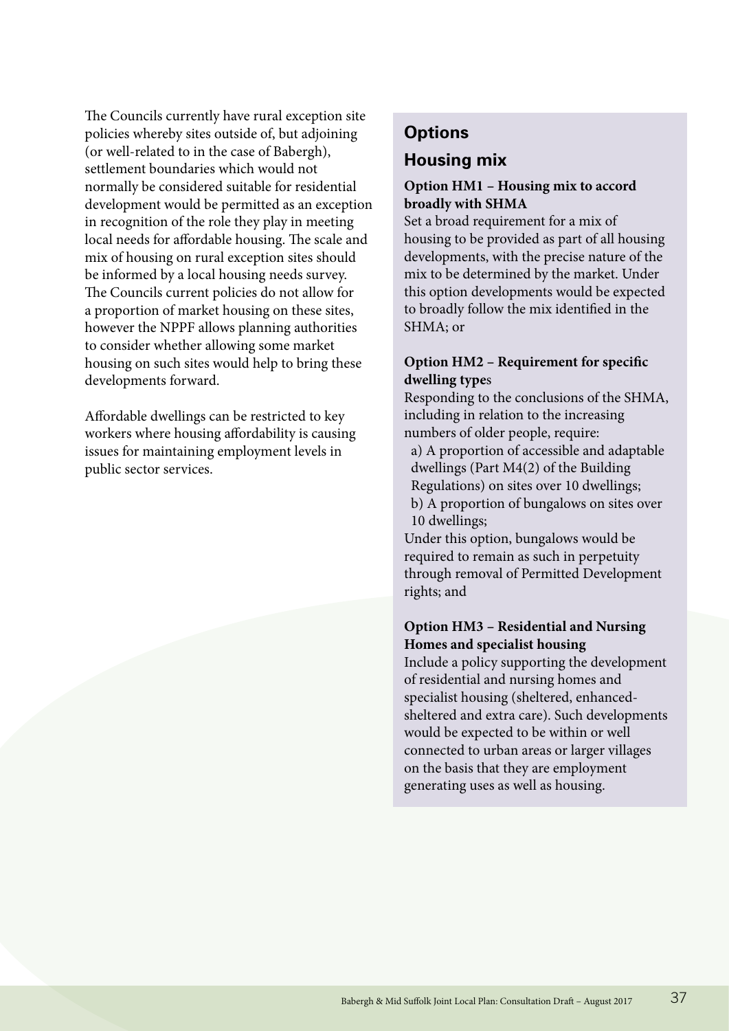The Councils currently have rural exception site policies whereby sites outside of, but adjoining (or well-related to in the case of Babergh), settlement boundaries which would not normally be considered suitable for residential development would be permitted as an exception in recognition of the role they play in meeting local needs for affordable housing. The scale and mix of housing on rural exception sites should be informed by a local housing needs survey. The Councils current policies do not allow for a proportion of market housing on these sites, however the NPPF allows planning authorities to consider whether allowing some market housing on such sites would help to bring these developments forward.

Affordable dwellings can be restricted to key workers where housing affordability is causing issues for maintaining employment levels in public sector services.

## Options

### Housing mix

**Option HM1 – Housing mix to accord broadly with SHMA**

Set a broad requirement for a mix of housing to be provided as part of all housing developments, with the precise nature of the mix to be determined by the market. Under this option developments would be expected to broadly follow the mix identified in the SHMA; or

**Option HM2 – Requirement for specific dwelling types**

Responding to the conclusions of the SHMA, including in relation to the increasing numbers of older people, require:

a) A proportion of accessible and adaptable dwellings (Part M4(2) of the Building Regulations) on sites over 10 dwellings;

b) A proportion of bungalows on sites over 10 dwellings;

Under this option, bungalows would be required to remain as such in perpetuity through removal of Permitted Development rights; and

**Option HM3 – Residential and Nursing Homes and specialist housing**

Include a policy supporting the development of residential and nursing homes and specialist housing (sheltered, enhanced-sheltered and extra care). Such developments would be expected to be within or well connected to urban areas or larger villages on the basis that they are employment generating uses as well as housing.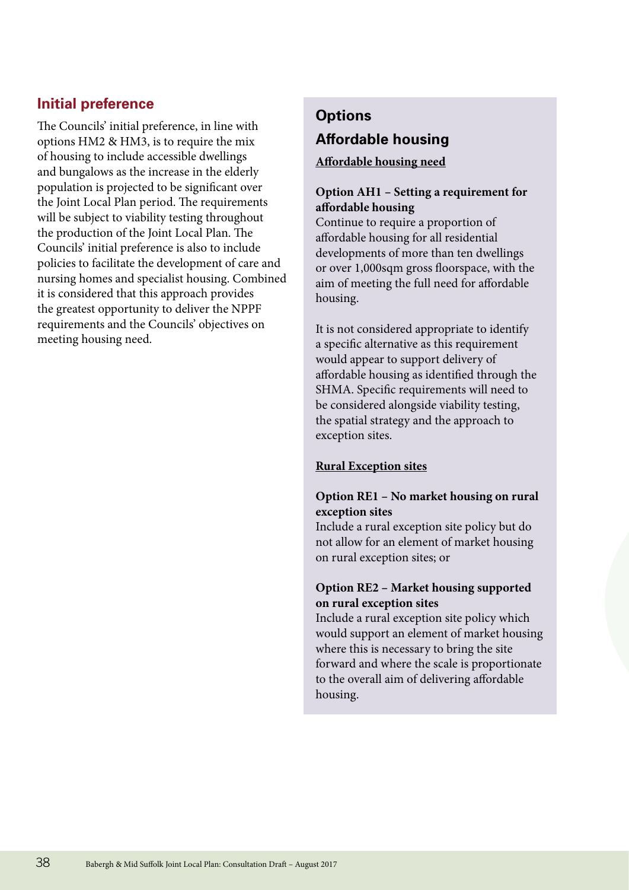## Initial preference

The Councils' initial preference, in line with options HM2 & HM3, is to require the mix of housing to include accessible dwellings and bungalows as the increase in the elderly population is projected to be significant over the Joint Local Plan period. The requirements will be subject to viability testing throughout the production of the Joint Local Plan. The Councils' initial preference is also to include policies to facilitate the development of care and nursing homes and specialist housing. Combined it is considered that this approach provides the greatest opportunity to deliver the NPPF requirements and the Councils' objectives on meeting housing need.

## Options

### Affordable housing

**Affordable housing need**

**Option AH1 – Setting a requirement for affordable housing**
Continue to require a proportion of affordable housing for all residential developments of more than ten dwellings or over 1,000sqm gross floorspace, with the aim of meeting the full need for affordable housing.

It is not considered appropriate to identify a specific alternative as this requirement would appear to support delivery of affordable housing as identified through the SHMA. Specific requirements will need to be considered alongside viability testing, the spatial strategy and the approach to exception sites.

**Rural Exception sites**

**Option RE1 – No market housing on rural exception sites**
Include a rural exception site policy but do not allow for an element of market housing on rural exception sites; or

**Option RE2 – Market housing supported on rural exception sites**
Include a rural exception site policy which would support an element of market housing where this is necessary to bring the site forward and where the scale is proportionate to the overall aim of delivering affordable housing.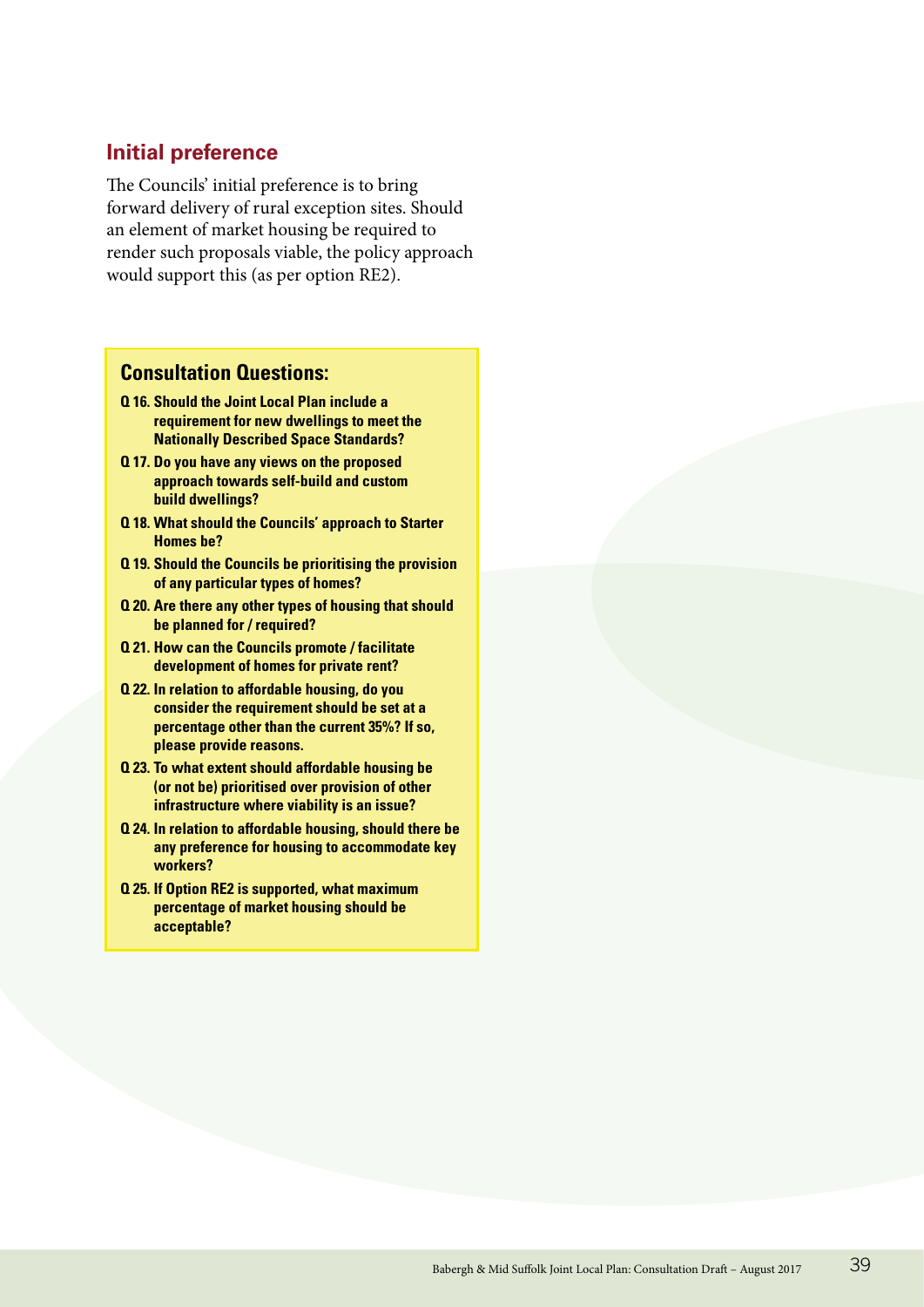## Initial preference

The Councils' initial preference is to bring forward delivery of rural exception sites. Should an element of market housing be required to render such proposals viable, the policy approach would support this (as per option RE2).

### Consultation Questions:

**Q 16. Should the Joint Local Plan include a requirement for new dwellings to meet the Nationally Described Space Standards?**

**Q 17. Do you have any views on the proposed approach towards self-build and custom build dwellings?**

**Q 18. What should the Councils' approach to Starter Homes be?**

**Q 19. Should the Councils be prioritising the provision of any particular types of homes?**

**Q 20. Are there any other types of housing that should be planned for / required?**

**Q 21. How can the Councils promote / facilitate development of homes for private rent?**

**Q 22. In relation to affordable housing, do you consider the requirement should be set at a percentage other than the current 35%? If so, please provide reasons.**

**Q 23. To what extent should affordable housing be (or not be) prioritised over provision of other infrastructure where viability is an issue?**

**Q 24. In relation to affordable housing, should there be any preference for housing to accommodate key workers?**

**Q 25. If Option RE2 is supported, what maximum percentage of market housing should be acceptable?**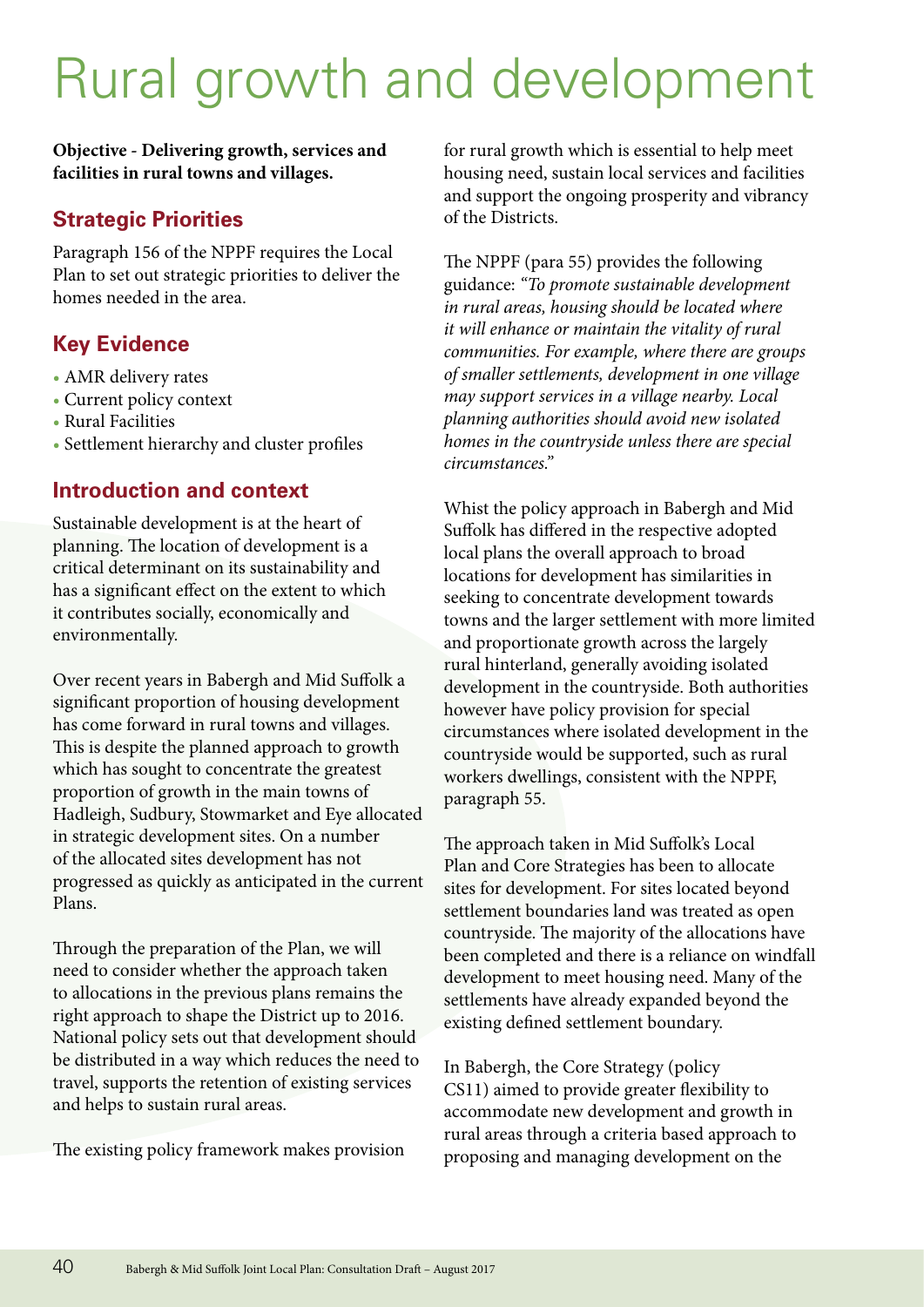# Rural growth and development

**Objective - Delivering growth, services and facilities in rural towns and villages.**

## Strategic Priorities

Paragraph 156 of the NPPF requires the Local Plan to set out strategic priorities to deliver the homes needed in the area.

## Key Evidence

- AMR delivery rates
- Current policy context
- Rural Facilities
- Settlement hierarchy and cluster profiles

## Introduction and context

Sustainable development is at the heart of planning. The location of development is a critical determinant on its sustainability and has a significant effect on the extent to which it contributes socially, economically and environmentally.

Over recent years in Babergh and Mid Suffolk a significant proportion of housing development has come forward in rural towns and villages. This is despite the planned approach to growth which has sought to concentrate the greatest proportion of growth in the main towns of Hadleigh, Sudbury, Stowmarket and Eye allocated in strategic development sites. On a number of the allocated sites development has not progressed as quickly as anticipated in the current Plans.

Through the preparation of the Plan, we will need to consider whether the approach taken to allocations in the previous plans remains the right approach to shape the District up to 2016. National policy sets out that development should be distributed in a way which reduces the need to travel, supports the retention of existing services and helps to sustain rural areas.

The existing policy framework makes provision for rural growth which is essential to help meet housing need, sustain local services and facilities and support the ongoing prosperity and vibrancy of the Districts.

The NPPF (para 55) provides the following guidance: *"To promote sustainable development in rural areas, housing should be located where it will enhance or maintain the vitality of rural communities. For example, where there are groups of smaller settlements, development in one village may support services in a village nearby. Local planning authorities should avoid new isolated homes in the countryside unless there are special circumstances."*

Whist the policy approach in Babergh and Mid Suffolk has differed in the respective adopted local plans the overall approach to broad locations for development has similarities in seeking to concentrate development towards towns and the larger settlement with more limited and proportionate growth across the largely rural hinterland, generally avoiding isolated development in the countryside. Both authorities however have policy provision for special circumstances where isolated development in the countryside would be supported, such as rural workers dwellings, consistent with the NPPF, paragraph 55.

The approach taken in Mid Suffolk's Local Plan and Core Strategies has been to allocate sites for development. For sites located beyond settlement boundaries land was treated as open countryside. The majority of the allocations have been completed and there is a reliance on windfall development to meet housing need. Many of the settlements have already expanded beyond the existing defined settlement boundary.

In Babergh, the Core Strategy (policy CS11) aimed to provide greater flexibility to accommodate new development and growth in rural areas through a criteria based approach to proposing and managing development on the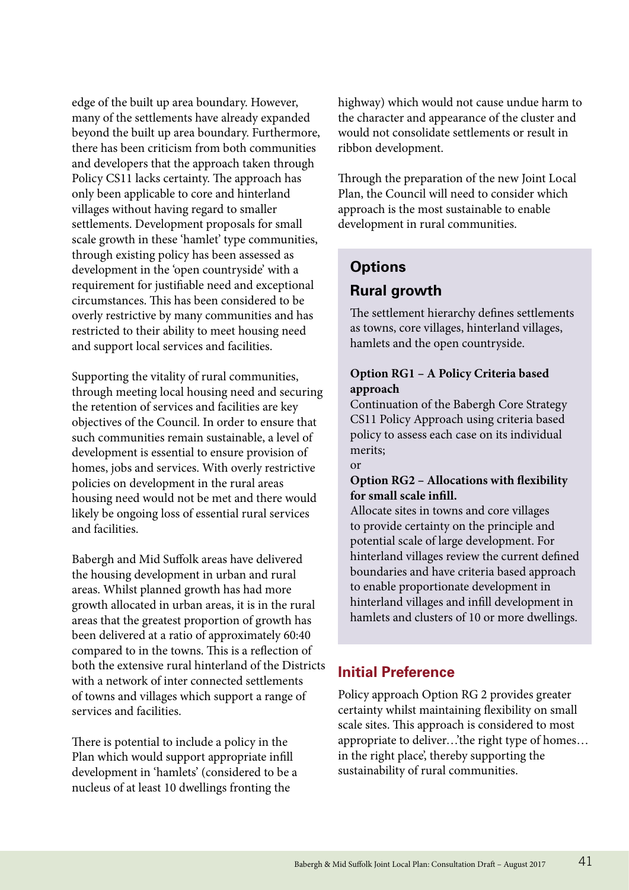edge of the built up area boundary. However, many of the settlements have already expanded beyond the built up area boundary. Furthermore, there has been criticism from both communities and developers that the approach taken through Policy CS11 lacks certainty. The approach has only been applicable to core and hinterland villages without having regard to smaller settlements. Development proposals for small scale growth in these 'hamlet' type communities, through existing policy has been assessed as development in the 'open countryside' with a requirement for justifiable need and exceptional circumstances. This has been considered to be overly restrictive by many communities and has restricted to their ability to meet housing need and support local services and facilities.

Supporting the vitality of rural communities, through meeting local housing need and securing the retention of services and facilities are key objectives of the Council. In order to ensure that such communities remain sustainable, a level of development is essential to ensure provision of homes, jobs and services. With overly restrictive policies on development in the rural areas housing need would not be met and there would likely be ongoing loss of essential rural services and facilities.

Babergh and Mid Suffolk areas have delivered the housing development in urban and rural areas. Whilst planned growth has had more growth allocated in urban areas, it is in the rural areas that the greatest proportion of growth has been delivered at a ratio of approximately 60:40 compared to in the towns. This is a reflection of both the extensive rural hinterland of the Districts with a network of inter connected settlements of towns and villages which support a range of services and facilities.

There is potential to include a policy in the Plan which would support appropriate infill development in 'hamlets' (considered to be a nucleus of at least 10 dwellings fronting the highway) which would not cause undue harm to the character and appearance of the cluster and would not consolidate settlements or result in ribbon development.

Through the preparation of the new Joint Local Plan, the Council will need to consider which approach is the most sustainable to enable development in rural communities.

## Options

### Rural growth

The settlement hierarchy defines settlements as towns, core villages, hinterland villages, hamlets and the open countryside.

**Option RG1 – A Policy Criteria based approach**
Continuation of the Babergh Core Strategy CS11 Policy Approach using criteria based policy to assess each case on its individual merits;

or

**Option RG2 – Allocations with flexibility for small scale infill.**
Allocate sites in towns and core villages to provide certainty on the principle and potential scale of large development. For hinterland villages review the current defined boundaries and have criteria based approach to enable proportionate development in hinterland villages and infill development in hamlets and clusters of 10 or more dwellings.

## Initial Preference

Policy approach Option RG 2 provides greater certainty whilst maintaining flexibility on small scale sites. This approach is considered to most appropriate to deliver…'the right type of homes… in the right place', thereby supporting the sustainability of rural communities.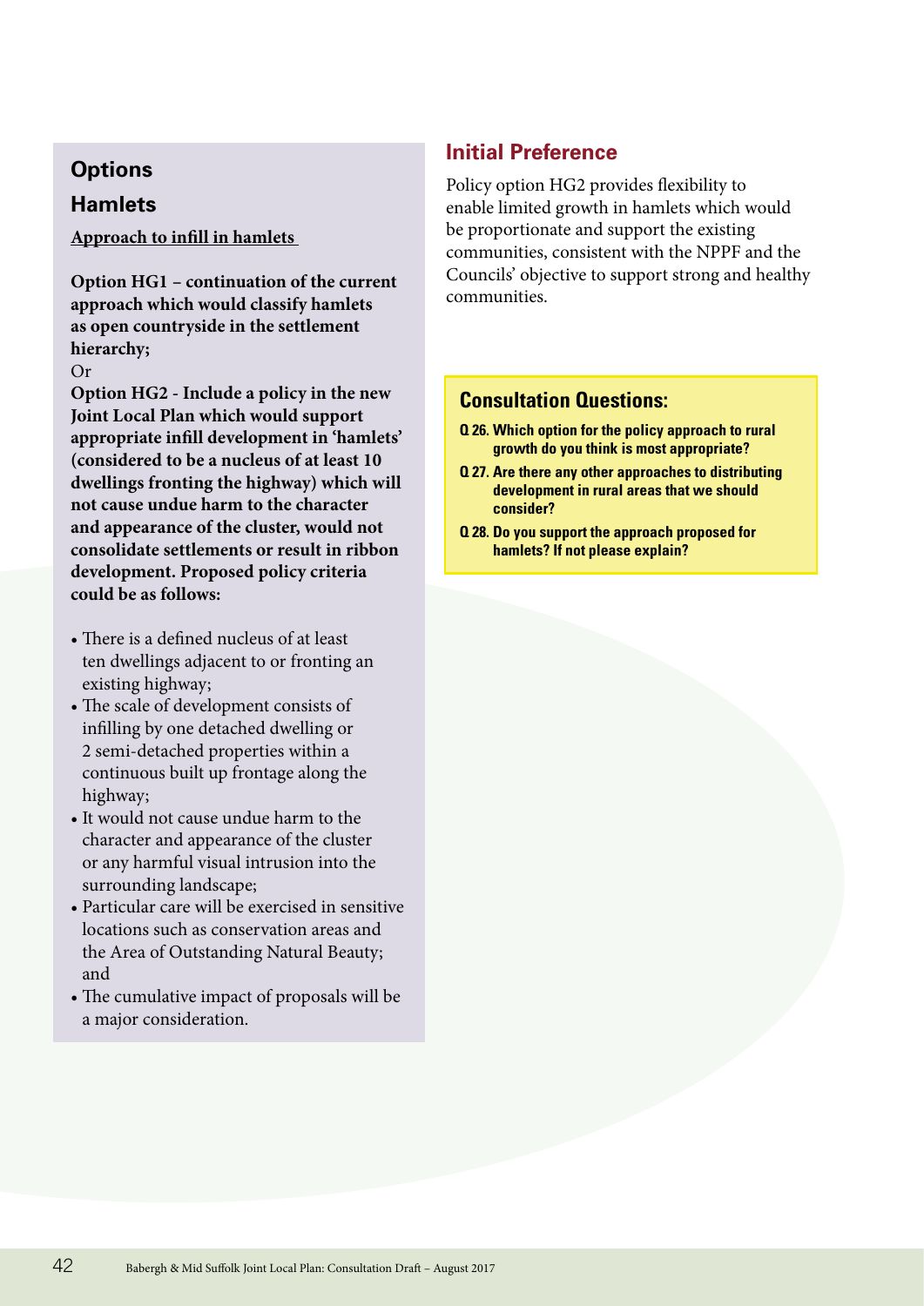## Options

### Hamlets

<u>**Approach to infill in hamlets**</u>

**Option HG1 – continuation of the current approach which would classify hamlets as open countryside in the settlement hierarchy;**

Or

**Option HG2 - Include a policy in the new Joint Local Plan which would support appropriate infill development in 'hamlets' (considered to be a nucleus of at least 10 dwellings fronting the highway) which will not cause undue harm to the character and appearance of the cluster, would not consolidate settlements or result in ribbon development. Proposed policy criteria could be as follows:**

- There is a defined nucleus of at least ten dwellings adjacent to or fronting an existing highway;
- The scale of development consists of infilling by one detached dwelling or 2 semi-detached properties within a continuous built up frontage along the highway;
- It would not cause undue harm to the character and appearance of the cluster or any harmful visual intrusion into the surrounding landscape;
- Particular care will be exercised in sensitive locations such as conservation areas and the Area of Outstanding Natural Beauty; and
- The cumulative impact of proposals will be a major consideration.

## Initial Preference

Policy option HG2 provides flexibility to enable limited growth in hamlets which would be proportionate and support the existing communities, consistent with the NPPF and the Councils' objective to support strong and healthy communities.

### Consultation Questions:

**Q 26. Which option for the policy approach to rural growth do you think is most appropriate?**

**Q 27. Are there any other approaches to distributing development in rural areas that we should consider?**

**Q 28. Do you support the approach proposed for hamlets? If not please explain?**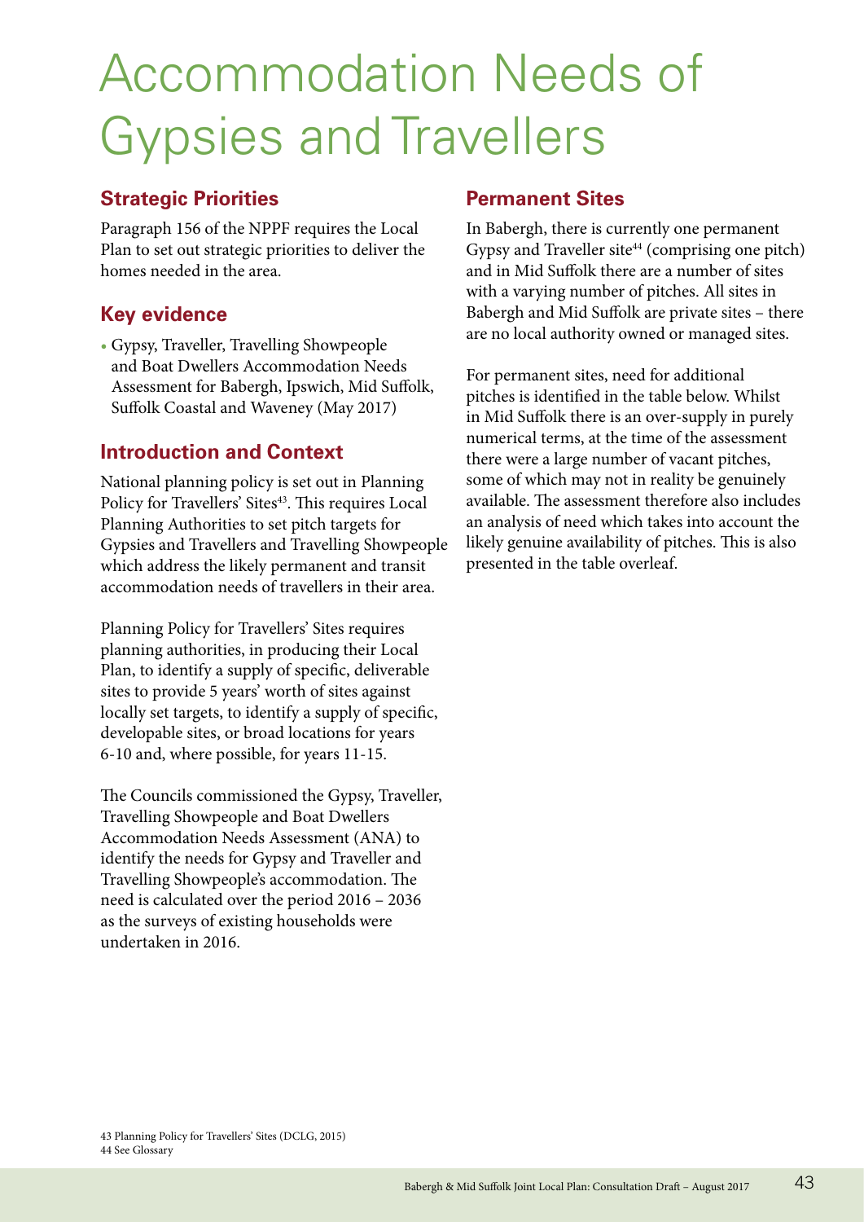# Accommodation Needs of Gypsies and Travellers

## Strategic Priorities

Paragraph 156 of the NPPF requires the Local Plan to set out strategic priorities to deliver the homes needed in the area.

## Key evidence

- Gypsy, Traveller, Travelling Showpeople and Boat Dwellers Accommodation Needs Assessment for Babergh, Ipswich, Mid Suffolk, Suffolk Coastal and Waveney (May 2017)

## Introduction and Context

National planning policy is set out in Planning Policy for Travellers' Sites[43]. This requires Local Planning Authorities to set pitch targets for Gypsies and Travellers and Travelling Showpeople which address the likely permanent and transit accommodation needs of travellers in their area.

Planning Policy for Travellers' Sites requires planning authorities, in producing their Local Plan, to identify a supply of specific, deliverable sites to provide 5 years' worth of sites against locally set targets, to identify a supply of specific, developable sites, or broad locations for years 6-10 and, where possible, for years 11-15.

The Councils commissioned the Gypsy, Traveller, Travelling Showpeople and Boat Dwellers Accommodation Needs Assessment (ANA) to identify the needs for Gypsy and Traveller and Travelling Showpeople's accommodation. The need is calculated over the period 2016 – 2036 as the surveys of existing households were undertaken in 2016.

## Permanent Sites

In Babergh, there is currently one permanent Gypsy and Traveller site[44] (comprising one pitch) and in Mid Suffolk there are a number of sites with a varying number of pitches. All sites in Babergh and Mid Suffolk are private sites – there are no local authority owned or managed sites.

For permanent sites, need for additional pitches is identified in the table below. Whilst in Mid Suffolk there is an over-supply in purely numerical terms, at the time of the assessment there were a large number of vacant pitches, some of which may not in reality be genuinely available. The assessment therefore also includes an analysis of need which takes into account the likely genuine availability of pitches. This is also presented in the table overleaf.

43 Planning Policy for Travellers' Sites (DCLG, 2015)
44 See Glossary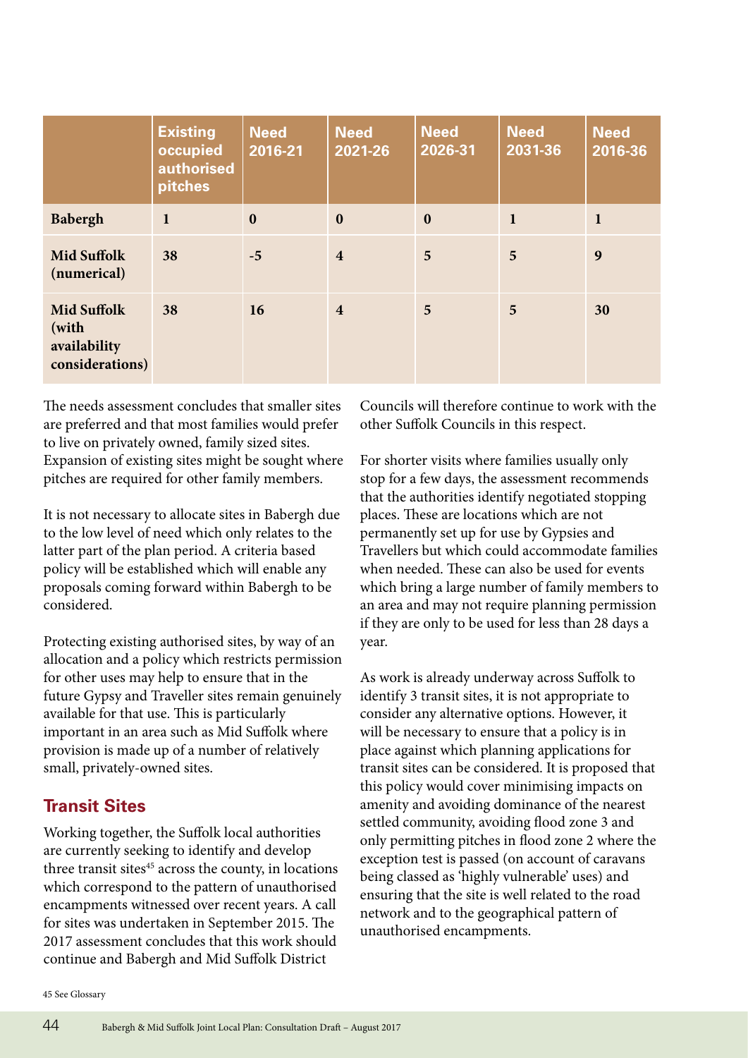| | Existing occupied authorised pitches | Need 2016-21 | Need 2021-26 | Need 2026-31 | Need 2031-36 | Need 2016-36 |
|---|---|---|---|---|---|---|
| **Babergh** | **1** | **0** | **0** | **0** | **1** | **1** |
| **Mid Suffolk (numerical)** | **38** | **-5** | **4** | **5** | **5** | **9** |
| **Mid Suffolk (with availability considerations)** | **38** | **16** | **4** | **5** | **5** | **30** |

The needs assessment concludes that smaller sites are preferred and that most families would prefer to live on privately owned, family sized sites. Expansion of existing sites might be sought where pitches are required for other family members.

It is not necessary to allocate sites in Babergh due to the low level of need which only relates to the latter part of the plan period. A criteria based policy will be established which will enable any proposals coming forward within Babergh to be considered.

Protecting existing authorised sites, by way of an allocation and a policy which restricts permission for other uses may help to ensure that in the future Gypsy and Traveller sites remain genuinely available for that use. This is particularly important in an area such as Mid Suffolk where provision is made up of a number of relatively small, privately-owned sites.

## Transit Sites

Working together, the Suffolk local authorities are currently seeking to identify and develop three transit sites[45] across the county, in locations which correspond to the pattern of unauthorised encampments witnessed over recent years. A call for sites was undertaken in September 2015. The 2017 assessment concludes that this work should continue and Babergh and Mid Suffolk District Councils will therefore continue to work with the other Suffolk Councils in this respect.

For shorter visits where families usually only stop for a few days, the assessment recommends that the authorities identify negotiated stopping places. These are locations which are not permanently set up for use by Gypsies and Travellers but which could accommodate families when needed. These can also be used for events which bring a large number of family members to an area and may not require planning permission if they are only to be used for less than 28 days a year.

As work is already underway across Suffolk to identify 3 transit sites, it is not appropriate to consider any alternative options. However, it will be necessary to ensure that a policy is in place against which planning applications for transit sites can be considered. It is proposed that this policy would cover minimising impacts on amenity and avoiding dominance of the nearest settled community, avoiding flood zone 3 and only permitting pitches in flood zone 2 where the exception test is passed (on account of caravans being classed as 'highly vulnerable' uses) and ensuring that the site is well related to the road network and to the geographical pattern of unauthorised encampments.

45 See Glossary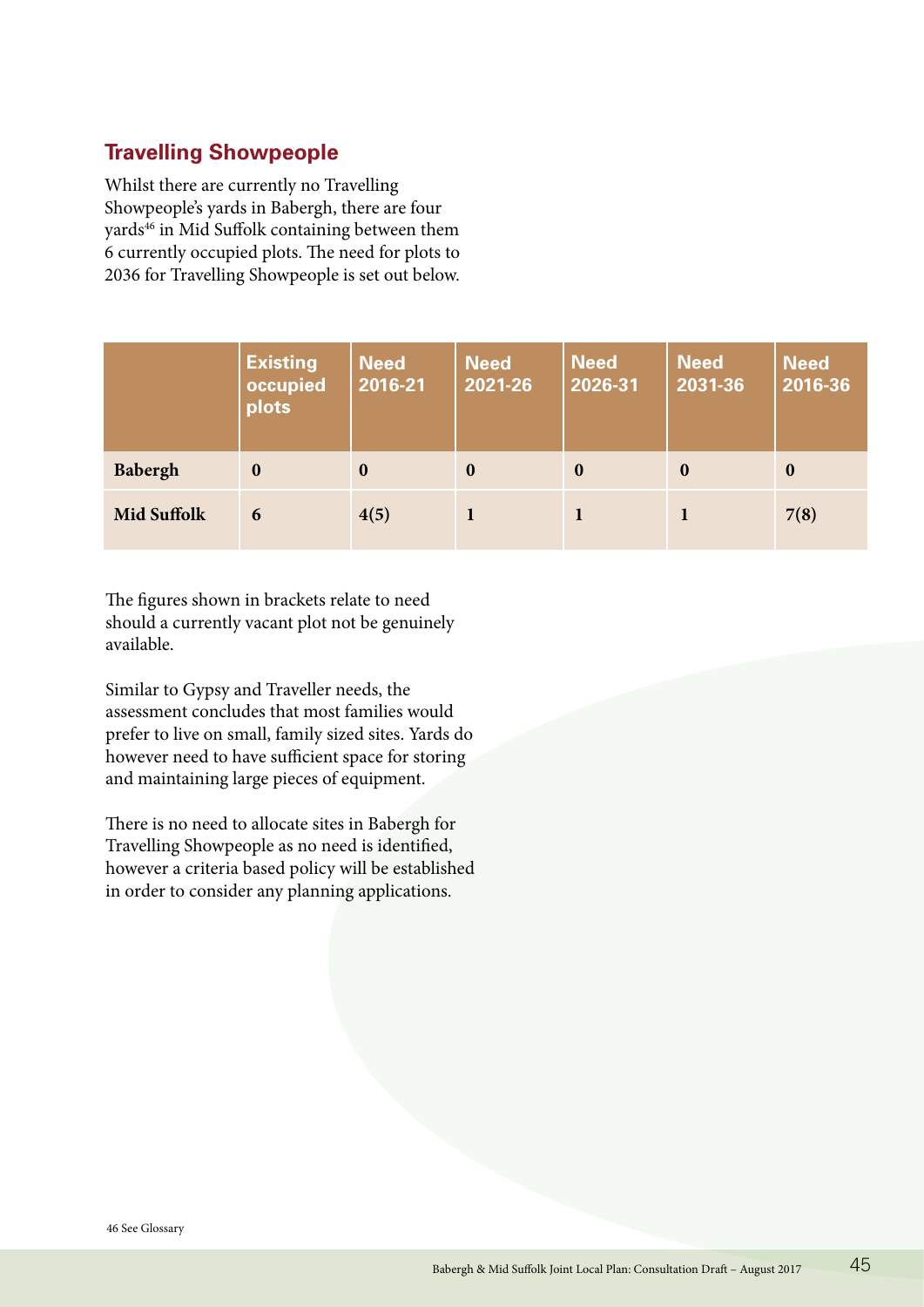## Travelling Showpeople

Whilst there are currently no Travelling Showpeople's yards in Babergh, there are four yards[46] in Mid Suffolk containing between them 6 currently occupied plots. The need for plots to 2036 for Travelling Showpeople is set out below.

| | Existing occupied plots | Need 2016-21 | Need 2021-26 | Need 2026-31 | Need 2031-36 | Need 2016-36 |
|---|---|---|---|---|---|---|
| **Babergh** | **0** | **0** | **0** | **0** | **0** | **0** |
| **Mid Suffolk** | **6** | **4(5)** | **1** | **1** | **1** | **7(8)** |

The figures shown in brackets relate to need should a currently vacant plot not be genuinely available.

Similar to Gypsy and Traveller needs, the assessment concludes that most families would prefer to live on small, family sized sites. Yards do however need to have sufficient space for storing and maintaining large pieces of equipment.

There is no need to allocate sites in Babergh for Travelling Showpeople as no need is identified, however a criteria based policy will be established in order to consider any planning applications.

46 See Glossary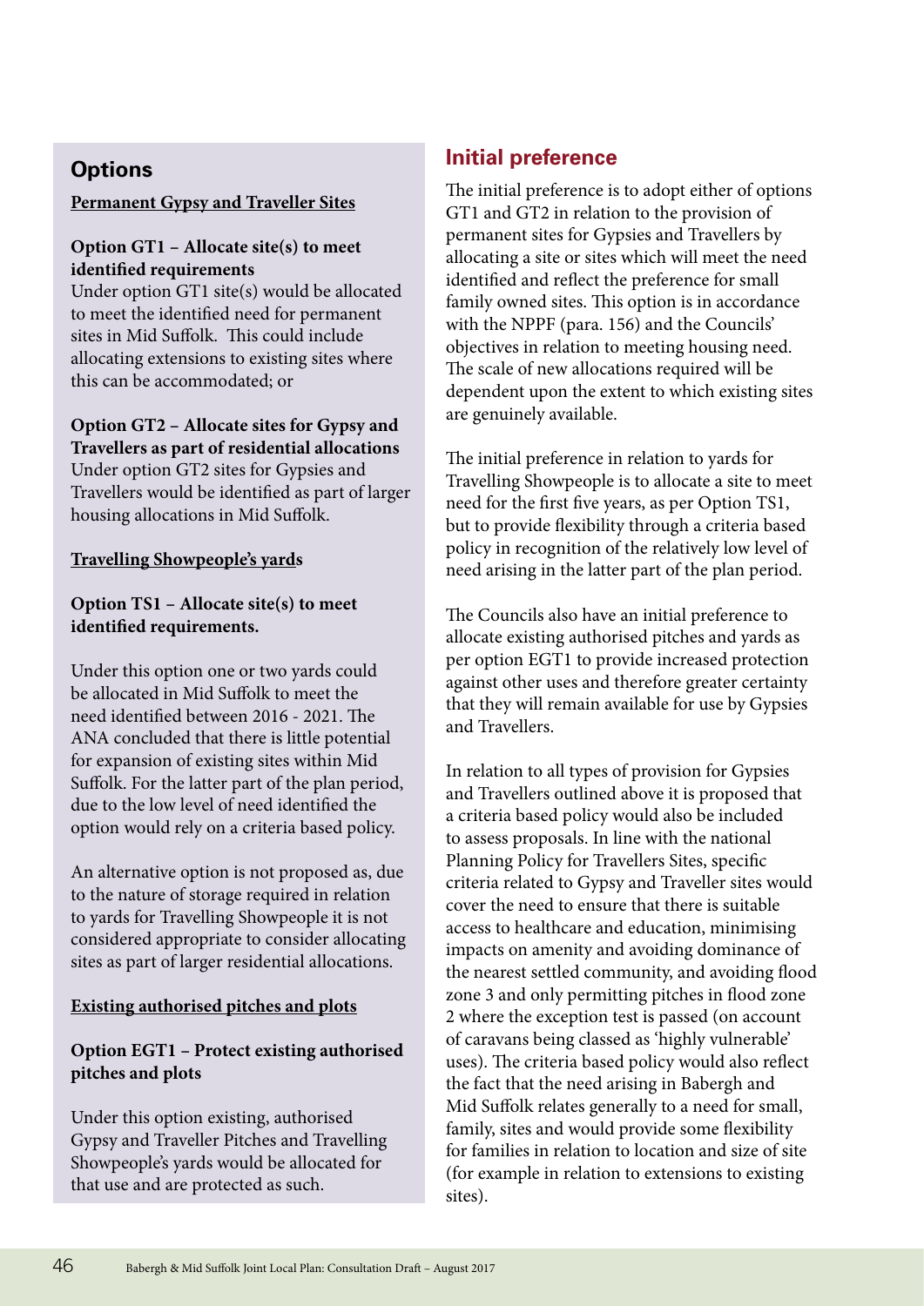## Options

**Permanent Gypsy and Traveller Sites**

**Option GT1 – Allocate site(s) to meet identified requirements**

Under option GT1 site(s) would be allocated to meet the identified need for permanent sites in Mid Suffolk. This could include allocating extensions to existing sites where this can be accommodated; or

**Option GT2 – Allocate sites for Gypsy and Travellers as part of residential allocations**

Under option GT2 sites for Gypsies and Travellers would be identified as part of larger housing allocations in Mid Suffolk.

**Travelling Showpeople's yards**

**Option TS1 – Allocate site(s) to meet identified requirements.**

Under this option one or two yards could be allocated in Mid Suffolk to meet the need identified between 2016 - 2021. The ANA concluded that there is little potential for expansion of existing sites within Mid Suffolk. For the latter part of the plan period, due to the low level of need identified the option would rely on a criteria based policy.

An alternative option is not proposed as, due to the nature of storage required in relation to yards for Travelling Showpeople it is not considered appropriate to consider allocating sites as part of larger residential allocations.

**Existing authorised pitches and plots**

**Option EGT1 – Protect existing authorised pitches and plots**

Under this option existing, authorised Gypsy and Traveller Pitches and Travelling Showpeople's yards would be allocated for that use and are protected as such.

## Initial preference

The initial preference is to adopt either of options GT1 and GT2 in relation to the provision of permanent sites for Gypsies and Travellers by allocating a site or sites which will meet the need identified and reflect the preference for small family owned sites. This option is in accordance with the NPPF (para. 156) and the Councils' objectives in relation to meeting housing need. The scale of new allocations required will be dependent upon the extent to which existing sites are genuinely available.

The initial preference in relation to yards for Travelling Showpeople is to allocate a site to meet need for the first five years, as per Option TS1, but to provide flexibility through a criteria based policy in recognition of the relatively low level of need arising in the latter part of the plan period.

The Councils also have an initial preference to allocate existing authorised pitches and yards as per option EGT1 to provide increased protection against other uses and therefore greater certainty that they will remain available for use by Gypsies and Travellers.

In relation to all types of provision for Gypsies and Travellers outlined above it is proposed that a criteria based policy would also be included to assess proposals. In line with the national Planning Policy for Travellers Sites, specific criteria related to Gypsy and Traveller sites would cover the need to ensure that there is suitable access to healthcare and education, minimising impacts on amenity and avoiding dominance of the nearest settled community, and avoiding flood zone 3 and only permitting pitches in flood zone 2 where the exception test is passed (on account of caravans being classed as 'highly vulnerable' uses). The criteria based policy would also reflect the fact that the need arising in Babergh and Mid Suffolk relates generally to a need for small, family, sites and would provide some flexibility for families in relation to location and size of site (for example in relation to extensions to existing sites).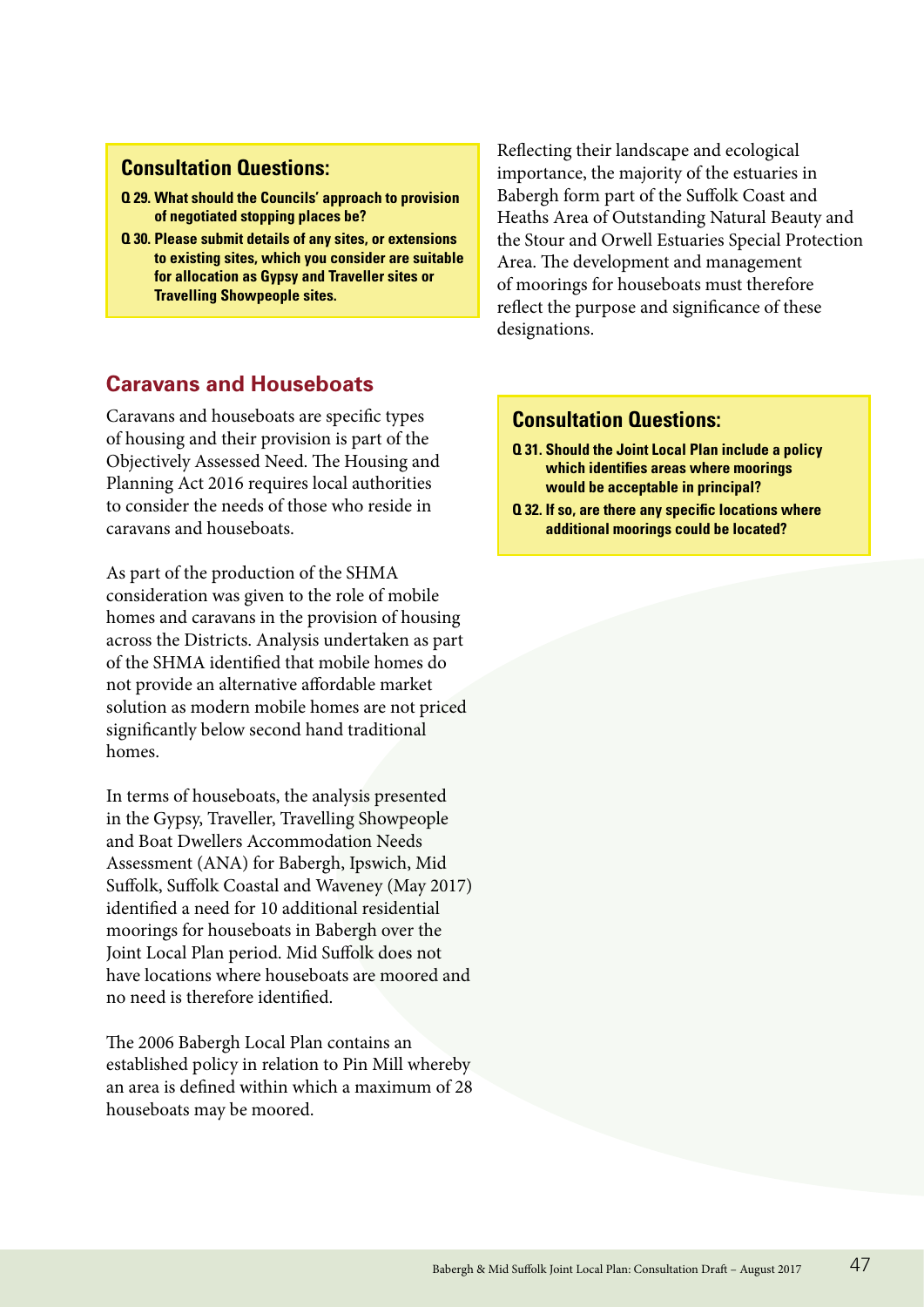### Consultation Questions:

**Q 29. What should the Councils' approach to provision of negotiated stopping places be?**

**Q 30. Please submit details of any sites, or extensions to existing sites, which you consider are suitable for allocation as Gypsy and Traveller sites or Travelling Showpeople sites.**

## Caravans and Houseboats

Caravans and houseboats are specific types of housing and their provision is part of the Objectively Assessed Need. The Housing and Planning Act 2016 requires local authorities to consider the needs of those who reside in caravans and houseboats.

As part of the production of the SHMA consideration was given to the role of mobile homes and caravans in the provision of housing across the Districts. Analysis undertaken as part of the SHMA identified that mobile homes do not provide an alternative affordable market solution as modern mobile homes are not priced significantly below second hand traditional homes.

In terms of houseboats, the analysis presented in the Gypsy, Traveller, Travelling Showpeople and Boat Dwellers Accommodation Needs Assessment (ANA) for Babergh, Ipswich, Mid Suffolk, Suffolk Coastal and Waveney (May 2017) identified a need for 10 additional residential moorings for houseboats in Babergh over the Joint Local Plan period. Mid Suffolk does not have locations where houseboats are moored and no need is therefore identified.

The 2006 Babergh Local Plan contains an established policy in relation to Pin Mill whereby an area is defined within which a maximum of 28 houseboats may be moored.

Reflecting their landscape and ecological importance, the majority of the estuaries in Babergh form part of the Suffolk Coast and Heaths Area of Outstanding Natural Beauty and the Stour and Orwell Estuaries Special Protection Area. The development and management of moorings for houseboats must therefore reflect the purpose and significance of these designations.

### Consultation Questions:

**Q 31. Should the Joint Local Plan include a policy which identifies areas where moorings would be acceptable in principal?**

**Q 32. If so, are there any specific locations where additional moorings could be located?**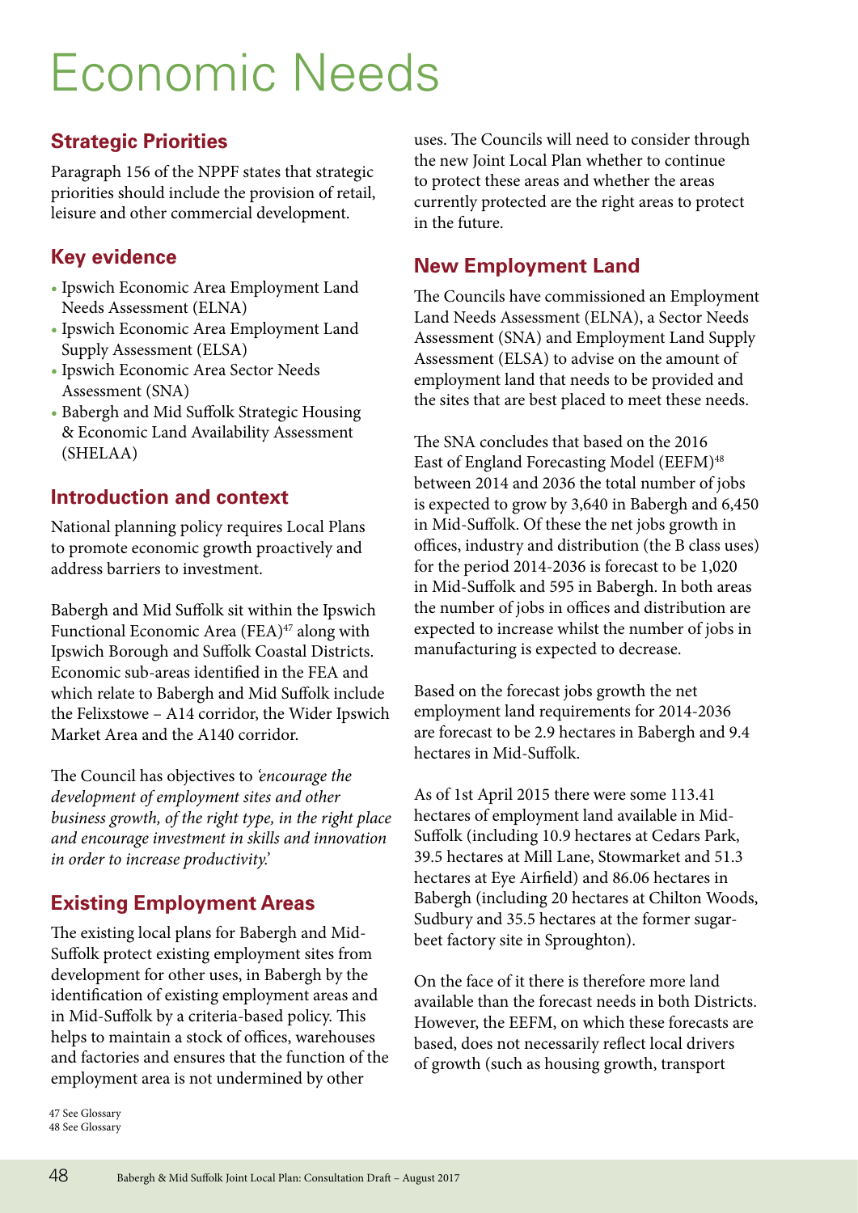# Economic Needs

## Strategic Priorities

Paragraph 156 of the NPPF states that strategic priorities should include the provision of retail, leisure and other commercial development.

## Key evidence

- Ipswich Economic Area Employment Land Needs Assessment (ELNA)
- Ipswich Economic Area Employment Land Supply Assessment (ELSA)
- Ipswich Economic Area Sector Needs Assessment (SNA)
- Babergh and Mid Suffolk Strategic Housing & Economic Land Availability Assessment (SHELAA)

## Introduction and context

National planning policy requires Local Plans to promote economic growth proactively and address barriers to investment.

Babergh and Mid Suffolk sit within the Ipswich Functional Economic Area (FEA)[47] along with Ipswich Borough and Suffolk Coastal Districts. Economic sub-areas identified in the FEA and which relate to Babergh and Mid Suffolk include the Felixstowe – A14 corridor, the Wider Ipswich Market Area and the A140 corridor.

The Council has objectives to *'encourage the development of employment sites and other business growth, of the right type, in the right place and encourage investment in skills and innovation in order to increase productivity.'*

## Existing Employment Areas

The existing local plans for Babergh and Mid-Suffolk protect existing employment sites from development for other uses, in Babergh by the identification of existing employment areas and in Mid-Suffolk by a criteria-based policy. This helps to maintain a stock of offices, warehouses and factories and ensures that the function of the employment area is not undermined by other uses. The Councils will need to consider through the new Joint Local Plan whether to continue to protect these areas and whether the areas currently protected are the right areas to protect in the future.

## New Employment Land

The Councils have commissioned an Employment Land Needs Assessment (ELNA), a Sector Needs Assessment (SNA) and Employment Land Supply Assessment (ELSA) to advise on the amount of employment land that needs to be provided and the sites that are best placed to meet these needs.

The SNA concludes that based on the 2016 East of England Forecasting Model (EEFM)[48] between 2014 and 2036 the total number of jobs is expected to grow by 3,640 in Babergh and 6,450 in Mid-Suffolk. Of these the net jobs growth in offices, industry and distribution (the B class uses) for the period 2014-2036 is forecast to be 1,020 in Mid-Suffolk and 595 in Babergh. In both areas the number of jobs in offices and distribution are expected to increase whilst the number of jobs in manufacturing is expected to decrease.

Based on the forecast jobs growth the net employment land requirements for 2014-2036 are forecast to be 2.9 hectares in Babergh and 9.4 hectares in Mid-Suffolk.

As of 1st April 2015 there were some 113.41 hectares of employment land available in Mid-Suffolk (including 10.9 hectares at Cedars Park, 39.5 hectares at Mill Lane, Stowmarket and 51.3 hectares at Eye Airfield) and 86.06 hectares in Babergh (including 20 hectares at Chilton Woods, Sudbury and 35.5 hectares at the former sugar-beet factory site in Sproughton).

On the face of it there is therefore more land available than the forecast needs in both Districts. However, the EEFM, on which these forecasts are based, does not necessarily reflect local drivers of growth (such as housing growth, transport

47 See Glossary
48 See Glossary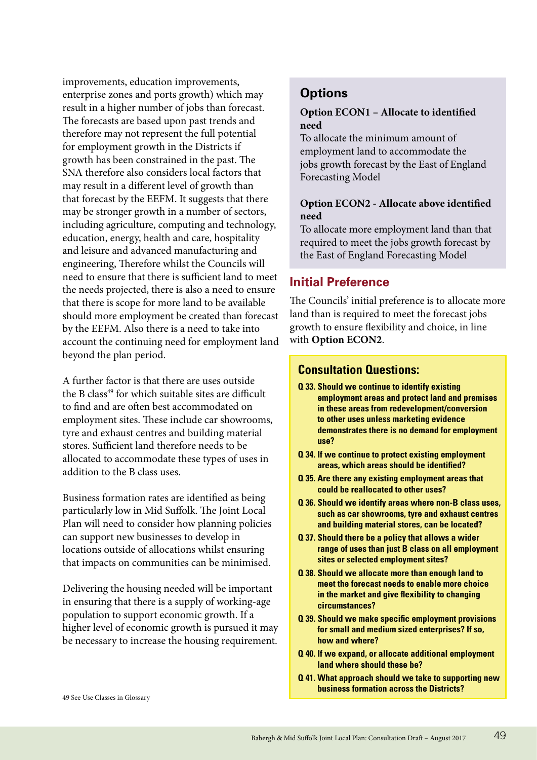improvements, education improvements, enterprise zones and ports growth) which may result in a higher number of jobs than forecast. The forecasts are based upon past trends and therefore may not represent the full potential for employment growth in the Districts if growth has been constrained in the past. The SNA therefore also considers local factors that may result in a different level of growth than that forecast by the EEFM. It suggests that there may be stronger growth in a number of sectors, including agriculture, computing and technology, education, energy, health and care, hospitality and leisure and advanced manufacturing and engineering, Therefore whilst the Councils will need to ensure that there is sufficient land to meet the needs projected, there is also a need to ensure that there is scope for more land to be available should more employment be created than forecast by the EEFM. Also there is a need to take into account the continuing need for employment land beyond the plan period.

A further factor is that there are uses outside the B class[49] for which suitable sites are difficult to find and are often best accommodated on employment sites. These include car showrooms, tyre and exhaust centres and building material stores. Sufficient land therefore needs to be allocated to accommodate these types of uses in addition to the B class uses.

Business formation rates are identified as being particularly low in Mid Suffolk. The Joint Local Plan will need to consider how planning policies can support new businesses to develop in locations outside of allocations whilst ensuring that impacts on communities can be minimised.

Delivering the housing needed will be important in ensuring that there is a supply of working-age population to support economic growth. If a higher level of economic growth is pursued it may be necessary to increase the housing requirement.

## Options

**Option ECON1 – Allocate to identified need**
To allocate the minimum amount of employment land to accommodate the jobs growth forecast by the East of England Forecasting Model

**Option ECON2 - Allocate above identified need**
To allocate more employment land than that required to meet the jobs growth forecast by the East of England Forecasting Model

## Initial Preference

The Councils' initial preference is to allocate more land than is required to meet the forecast jobs growth to ensure flexibility and choice, in line with **Option ECON2**.

## Consultation Questions:

**Q 33. Should we continue to identify existing employment areas and protect land and premises in these areas from redevelopment/conversion to other uses unless marketing evidence demonstrates there is no demand for employment use?**

**Q 34. If we continue to protect existing employment areas, which areas should be identified?**

**Q 35. Are there any existing employment areas that could be reallocated to other uses?**

**Q 36. Should we identify areas where non-B class uses, such as car showrooms, tyre and exhaust centres and building material stores, can be located?**

**Q 37. Should there be a policy that allows a wider range of uses than just B class on all employment sites or selected employment sites?**

**Q 38. Should we allocate more than enough land to meet the forecast needs to enable more choice in the market and give flexibility to changing circumstances?**

**Q 39. Should we make specific employment provisions for small and medium sized enterprises? If so, how and where?**

**Q 40. If we expand, or allocate additional employment land where should these be?**

**Q 41. What approach should we take to supporting new business formation across the Districts?**

49 See Use Classes in Glossary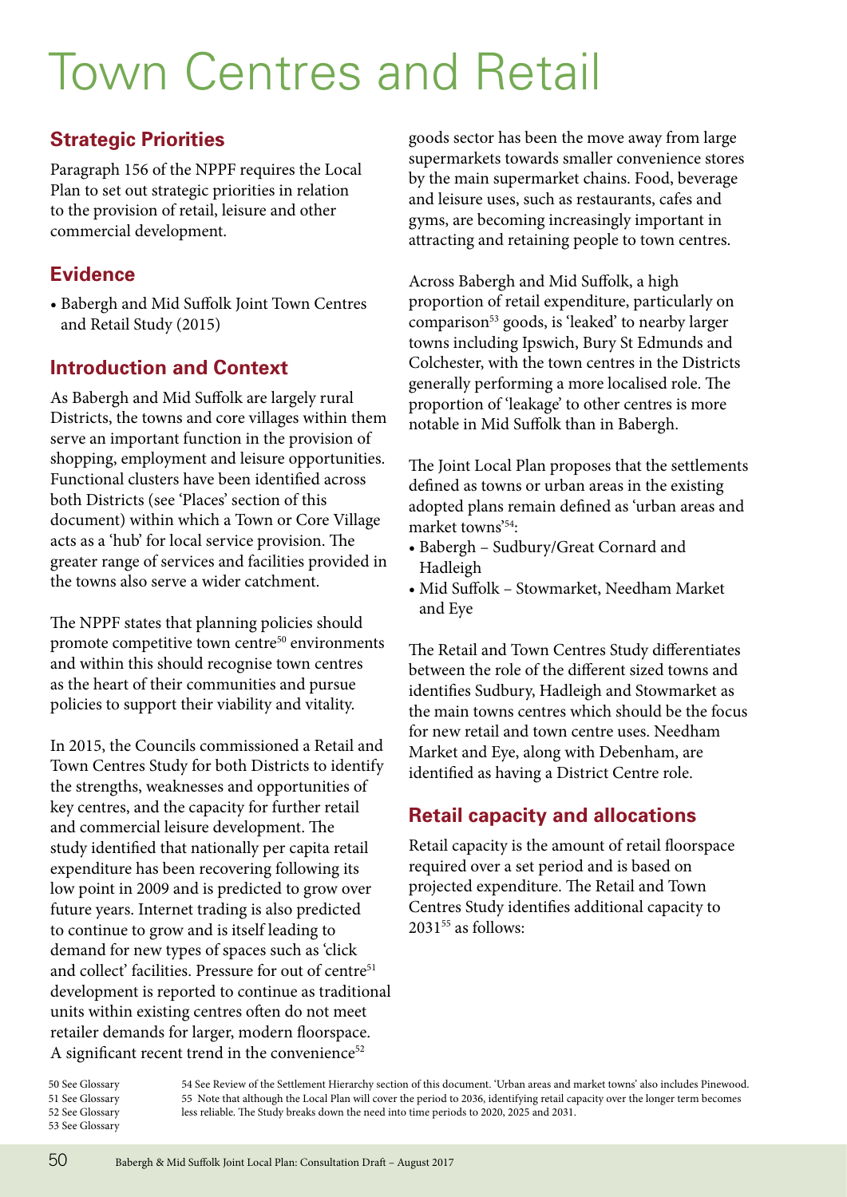# Town Centres and Retail

## Strategic Priorities

Paragraph 156 of the NPPF requires the Local Plan to set out strategic priorities in relation to the provision of retail, leisure and other commercial development.

## Evidence

- Babergh and Mid Suffolk Joint Town Centres and Retail Study (2015)

## Introduction and Context

As Babergh and Mid Suffolk are largely rural Districts, the towns and core villages within them serve an important function in the provision of shopping, employment and leisure opportunities. Functional clusters have been identified across both Districts (see 'Places' section of this document) within which a Town or Core Village acts as a 'hub' for local service provision. The greater range of services and facilities provided in the towns also serve a wider catchment.

The NPPF states that planning policies should promote competitive town centre[50] environments and within this should recognise town centres as the heart of their communities and pursue policies to support their viability and vitality.

In 2015, the Councils commissioned a Retail and Town Centres Study for both Districts to identify the strengths, weaknesses and opportunities of key centres, and the capacity for further retail and commercial leisure development. The study identified that nationally per capita retail expenditure has been recovering following its low point in 2009 and is predicted to grow over future years. Internet trading is also predicted to continue to grow and is itself leading to demand for new types of spaces such as 'click and collect' facilities. Pressure for out of centre[51] development is reported to continue as traditional units within existing centres often do not meet retailer demands for larger, modern floorspace. A significant recent trend in the convenience[52] goods sector has been the move away from large supermarkets towards smaller convenience stores by the main supermarket chains. Food, beverage and leisure uses, such as restaurants, cafes and gyms, are becoming increasingly important in attracting and retaining people to town centres.

Across Babergh and Mid Suffolk, a high proportion of retail expenditure, particularly on comparison[53] goods, is 'leaked' to nearby larger towns including Ipswich, Bury St Edmunds and Colchester, with the town centres in the Districts generally performing a more localised role. The proportion of 'leakage' to other centres is more notable in Mid Suffolk than in Babergh.

The Joint Local Plan proposes that the settlements defined as towns or urban areas in the existing adopted plans remain defined as 'urban areas and market towns'[54]:

- Babergh – Sudbury/Great Cornard and Hadleigh
- Mid Suffolk – Stowmarket, Needham Market and Eye

The Retail and Town Centres Study differentiates between the role of the different sized towns and identifies Sudbury, Hadleigh and Stowmarket as the main towns centres which should be the focus for new retail and town centre uses. Needham Market and Eye, along with Debenham, are identified as having a District Centre role.

## Retail capacity and allocations

Retail capacity is the amount of retail floorspace required over a set period and is based on projected expenditure. The Retail and Town Centres Study identifies additional capacity to 2031[55] as follows:

50 See Glossary
51 See Glossary
52 See Glossary
53 See Glossary

54 See Review of the Settlement Hierarchy section of this document. 'Urban areas and market towns' also includes Pinewood.
55 Note that although the Local Plan will cover the period to 2036, identifying retail capacity over the longer term becomes less reliable. The Study breaks down the need into time periods to 2020, 2025 and 2031.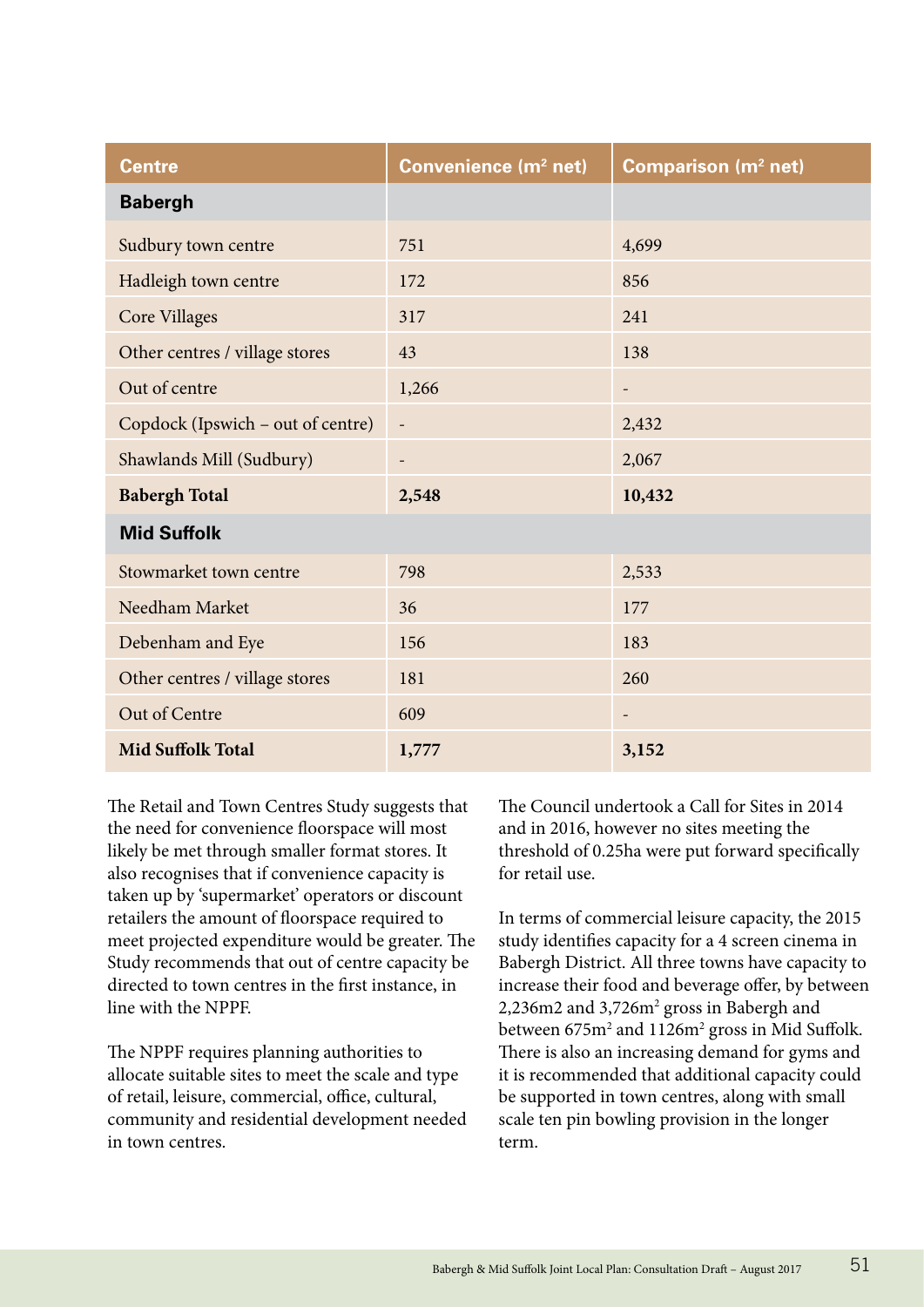| Centre | Convenience ($m^2$ net) | Comparison ($m^2$ net) |
|---|---|---|
| **Babergh** | | |
| Sudbury town centre | 751 | 4,699 |
| Hadleigh town centre | 172 | 856 |
| Core Villages | 317 | 241 |
| Other centres / village stores | 43 | 138 |
| Out of centre | 1,266 | - |
| Copdock (Ipswich – out of centre) | - | 2,432 |
| Shawlands Mill (Sudbury) | - | 2,067 |
| **Babergh Total** | **2,548** | **10,432** |
| **Mid Suffolk** | | |
| Stowmarket town centre | 798 | 2,533 |
| Needham Market | 36 | 177 |
| Debenham and Eye | 156 | 183 |
| Other centres / village stores | 181 | 260 |
| Out of Centre | 609 | - |
| **Mid Suffolk Total** | **1,777** | **3,152** |

The Retail and Town Centres Study suggests that the need for convenience floorspace will most likely be met through smaller format stores. It also recognises that if convenience capacity is taken up by 'supermarket' operators or discount retailers the amount of floorspace required to meet projected expenditure would be greater. The Study recommends that out of centre capacity be directed to town centres in the first instance, in line with the NPPF.

The NPPF requires planning authorities to allocate suitable sites to meet the scale and type of retail, leisure, commercial, office, cultural, community and residential development needed in town centres.

The Council undertook a Call for Sites in 2014 and in 2016, however no sites meeting the threshold of 0.25ha were put forward specifically for retail use.

In terms of commercial leisure capacity, the 2015 study identifies capacity for a 4 screen cinema in Babergh District. All three towns have capacity to increase their food and beverage offer, by between 2,236m2 and 3,726$m^2$ gross in Babergh and between 675$m^2$ and 1126$m^2$ gross in Mid Suffolk. There is also an increasing demand for gyms and it is recommended that additional capacity could be supported in town centres, along with small scale ten pin bowling provision in the longer term.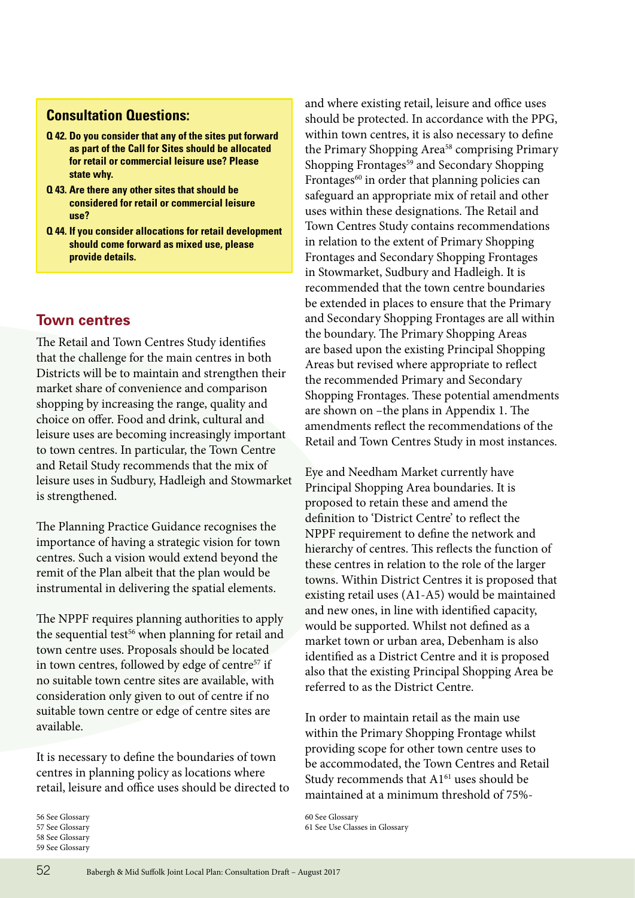**Consultation Questions:**

**Q 42. Do you consider that any of the sites put forward as part of the Call for Sites should be allocated for retail or commercial leisure use? Please state why.**

**Q 43. Are there any other sites that should be considered for retail or commercial leisure use?**

**Q 44. If you consider allocations for retail development should come forward as mixed use, please provide details.**

## Town centres

The Retail and Town Centres Study identifies that the challenge for the main centres in both Districts will be to maintain and strengthen their market share of convenience and comparison shopping by increasing the range, quality and choice on offer. Food and drink, cultural and leisure uses are becoming increasingly important to town centres. In particular, the Town Centre and Retail Study recommends that the mix of leisure uses in Sudbury, Hadleigh and Stowmarket is strengthened.

The Planning Practice Guidance recognises the importance of having a strategic vision for town centres. Such a vision would extend beyond the remit of the Plan albeit that the plan would be instrumental in delivering the spatial elements.

The NPPF requires planning authorities to apply the sequential test[56] when planning for retail and town centre uses. Proposals should be located in town centres, followed by edge of centre[57] if no suitable town centre sites are available, with consideration only given to out of centre if no suitable town centre or edge of centre sites are available.

It is necessary to define the boundaries of town centres in planning policy as locations where retail, leisure and office uses should be directed to and where existing retail, leisure and office uses should be protected. In accordance with the PPG, within town centres, it is also necessary to define the Primary Shopping Area[58] comprising Primary Shopping Frontages[59] and Secondary Shopping Frontages[60] in order that planning policies can safeguard an appropriate mix of retail and other uses within these designations. The Retail and Town Centres Study contains recommendations in relation to the extent of Primary Shopping Frontages and Secondary Shopping Frontages in Stowmarket, Sudbury and Hadleigh. It is recommended that the town centre boundaries be extended in places to ensure that the Primary and Secondary Shopping Frontages are all within the boundary. The Primary Shopping Areas are based upon the existing Principal Shopping Areas but revised where appropriate to reflect the recommended Primary and Secondary Shopping Frontages. These potential amendments are shown on –the plans in Appendix 1. The amendments reflect the recommendations of the Retail and Town Centres Study in most instances.

Eye and Needham Market currently have Principal Shopping Area boundaries. It is proposed to retain these and amend the definition to 'District Centre' to reflect the NPPF requirement to define the network and hierarchy of centres. This reflects the function of these centres in relation to the role of the larger towns. Within District Centres it is proposed that existing retail uses (A1-A5) would be maintained and new ones, in line with identified capacity, would be supported. Whilst not defined as a market town or urban area, Debenham is also identified as a District Centre and it is proposed also that the existing Principal Shopping Area be referred to as the District Centre.

In order to maintain retail as the main use within the Primary Shopping Frontage whilst providing scope for other town centre uses to be accommodated, the Town Centres and Retail Study recommends that A1[61] uses should be maintained at a minimum threshold of 75%-

56 See Glossary
57 See Glossary
58 See Glossary
59 See Glossary
60 See Glossary
61 See Use Classes in Glossary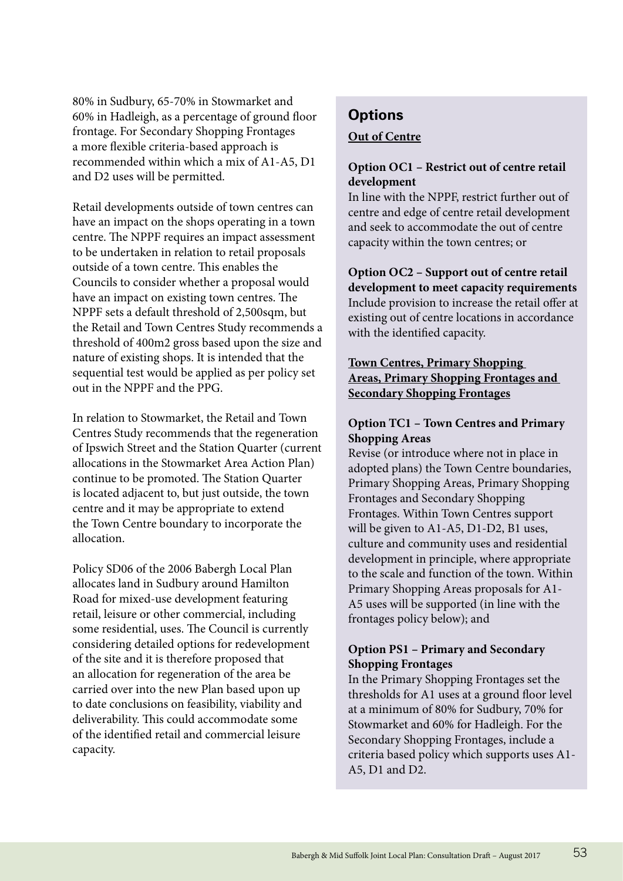80% in Sudbury, 65-70% in Stowmarket and 60% in Hadleigh, as a percentage of ground floor frontage. For Secondary Shopping Frontages a more flexible criteria-based approach is recommended within which a mix of A1-A5, D1 and D2 uses will be permitted.

Retail developments outside of town centres can have an impact on the shops operating in a town centre. The NPPF requires an impact assessment to be undertaken in relation to retail proposals outside of a town centre. This enables the Councils to consider whether a proposal would have an impact on existing town centres. The NPPF sets a default threshold of 2,500sqm, but the Retail and Town Centres Study recommends a threshold of 400m2 gross based upon the size and nature of existing shops. It is intended that the sequential test would be applied as per policy set out in the NPPF and the PPG.

In relation to Stowmarket, the Retail and Town Centres Study recommends that the regeneration of Ipswich Street and the Station Quarter (current allocations in the Stowmarket Area Action Plan) continue to be promoted. The Station Quarter is located adjacent to, but just outside, the town centre and it may be appropriate to extend the Town Centre boundary to incorporate the allocation.

Policy SD06 of the 2006 Babergh Local Plan allocates land in Sudbury around Hamilton Road for mixed-use development featuring retail, leisure or other commercial, including some residential, uses. The Council is currently considering detailed options for redevelopment of the site and it is therefore proposed that an allocation for regeneration of the area be carried over into the new Plan based upon up to date conclusions on feasibility, viability and deliverability. This could accommodate some of the identified retail and commercial leisure capacity.

## Options

**Out of Centre**

**Option OC1 – Restrict out of centre retail development**
In line with the NPPF, restrict further out of centre and edge of centre retail development and seek to accommodate the out of centre capacity within the town centres; or

**Option OC2 – Support out of centre retail development to meet capacity requirements**
Include provision to increase the retail offer at existing out of centre locations in accordance with the identified capacity.

**Town Centres, Primary Shopping Areas, Primary Shopping Frontages and Secondary Shopping Frontages**

**Option TC1 – Town Centres and Primary Shopping Areas**
Revise (or introduce where not in place in adopted plans) the Town Centre boundaries, Primary Shopping Areas, Primary Shopping Frontages and Secondary Shopping Frontages. Within Town Centres support will be given to A1-A5, D1-D2, B1 uses, culture and community uses and residential development in principle, where appropriate to the scale and function of the town. Within Primary Shopping Areas proposals for A1-A5 uses will be supported (in line with the frontages policy below); and

**Option PS1 – Primary and Secondary Shopping Frontages**
In the Primary Shopping Frontages set the thresholds for A1 uses at a ground floor level at a minimum of 80% for Sudbury, 70% for Stowmarket and 60% for Hadleigh. For the Secondary Shopping Frontages, include a criteria based policy which supports uses A1-A5, D1 and D2.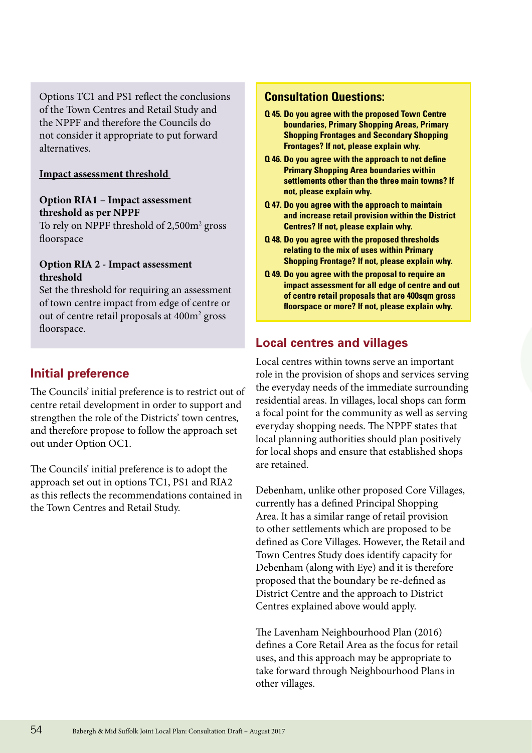Options TC1 and PS1 reflect the conclusions of the Town Centres and Retail Study and the NPPF and therefore the Councils do not consider it appropriate to put forward alternatives.

**Impact assessment threshold**

**Option RIA1 – Impact assessment threshold as per NPPF**
To rely on NPPF threshold of 2,500m$^2$ gross floorspace

**Option RIA 2 - Impact assessment threshold**
Set the threshold for requiring an assessment of town centre impact from edge of centre or out of centre retail proposals at 400m$^2$ gross floorspace.

## Initial preference

The Councils' initial preference is to restrict out of centre retail development in order to support and strengthen the role of the Districts' town centres, and therefore propose to follow the approach set out under Option OC1.

The Councils' initial preference is to adopt the approach set out in options TC1, PS1 and RIA2 as this reflects the recommendations contained in the Town Centres and Retail Study.

### Consultation Questions:

**Q 45. Do you agree with the proposed Town Centre boundaries, Primary Shopping Areas, Primary Shopping Frontages and Secondary Shopping Frontages? If not, please explain why.**

**Q 46. Do you agree with the approach to not define Primary Shopping Area boundaries within settlements other than the three main towns? If not, please explain why.**

**Q 47. Do you agree with the approach to maintain and increase retail provision within the District Centres? If not, please explain why.**

**Q 48. Do you agree with the proposed thresholds relating to the mix of uses within Primary Shopping Frontage? If not, please explain why.**

**Q 49. Do you agree with the proposal to require an impact assessment for all edge of centre and out of centre retail proposals that are 400sqm gross floorspace or more? If not, please explain why.**

## Local centres and villages

Local centres within towns serve an important role in the provision of shops and services serving the everyday needs of the immediate surrounding residential areas. In villages, local shops can form a focal point for the community as well as serving everyday shopping needs. The NPPF states that local planning authorities should plan positively for local shops and ensure that established shops are retained.

Debenham, unlike other proposed Core Villages, currently has a defined Principal Shopping Area. It has a similar range of retail provision to other settlements which are proposed to be defined as Core Villages. However, the Retail and Town Centres Study does identify capacity for Debenham (along with Eye) and it is therefore proposed that the boundary be re-defined as District Centre and the approach to District Centres explained above would apply.

The Lavenham Neighbourhood Plan (2016) defines a Core Retail Area as the focus for retail uses, and this approach may be appropriate to take forward through Neighbourhood Plans in other villages.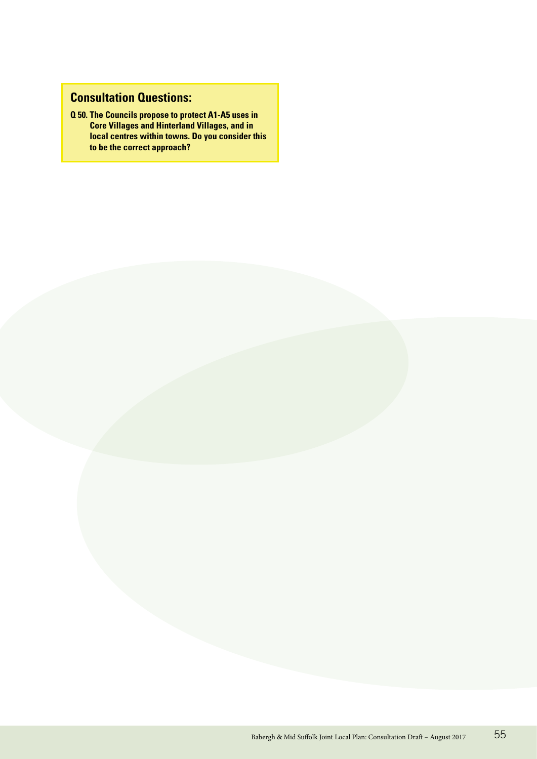## Consultation Questions:

**Q 50. The Councils propose to protect A1-A5 uses in Core Villages and Hinterland Villages, and in local centres within towns. Do you consider this to be the correct approach?**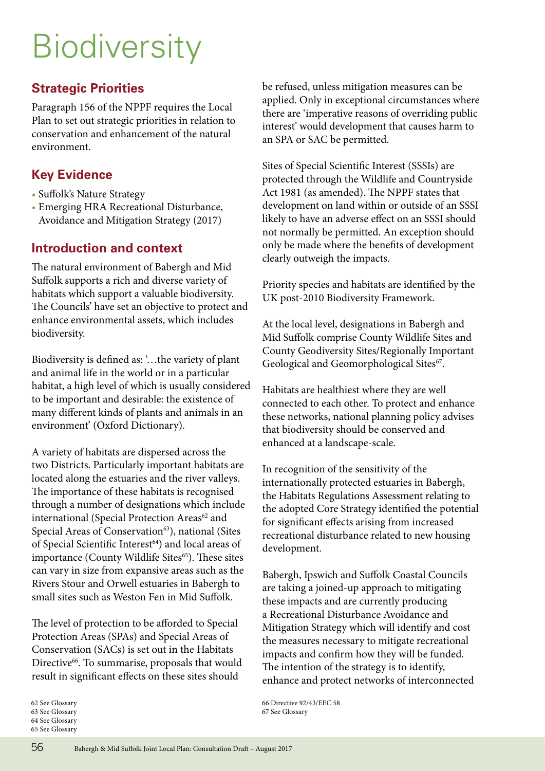# Biodiversity

## Strategic Priorities

Paragraph 156 of the NPPF requires the Local Plan to set out strategic priorities in relation to conservation and enhancement of the natural environment.

## Key Evidence

- Suffolk's Nature Strategy
- Emerging HRA Recreational Disturbance, Avoidance and Mitigation Strategy (2017)

## Introduction and context

The natural environment of Babergh and Mid Suffolk supports a rich and diverse variety of habitats which support a valuable biodiversity. The Councils' have set an objective to protect and enhance environmental assets, which includes biodiversity.

Biodiversity is defined as: '…the variety of plant and animal life in the world or in a particular habitat, a high level of which is usually considered to be important and desirable: the existence of many different kinds of plants and animals in an environment' (Oxford Dictionary).

A variety of habitats are dispersed across the two Districts. Particularly important habitats are located along the estuaries and the river valleys. The importance of these habitats is recognised through a number of designations which include international (Special Protection Areas[62] and Special Areas of Conservation[63]), national (Sites of Special Scientific Interest[64]) and local areas of importance (County Wildlife Sites[65]). These sites can vary in size from expansive areas such as the Rivers Stour and Orwell estuaries in Babergh to small sites such as Weston Fen in Mid Suffolk.

The level of protection to be afforded to Special Protection Areas (SPAs) and Special Areas of Conservation (SACs) is set out in the Habitats Directive[66]. To summarise, proposals that would result in significant effects on these sites should be refused, unless mitigation measures can be applied. Only in exceptional circumstances where there are 'imperative reasons of overriding public interest' would development that causes harm to an SPA or SAC be permitted.

Sites of Special Scientific Interest (SSSIs) are protected through the Wildlife and Countryside Act 1981 (as amended). The NPPF states that development on land within or outside of an SSSI likely to have an adverse effect on an SSSI should not normally be permitted. An exception should only be made where the benefits of development clearly outweigh the impacts.

Priority species and habitats are identified by the UK post-2010 Biodiversity Framework.

At the local level, designations in Babergh and Mid Suffolk comprise County Wildlife Sites and County Geodiversity Sites/Regionally Important Geological and Geomorphological Sites[67].

Habitats are healthiest where they are well connected to each other. To protect and enhance these networks, national planning policy advises that biodiversity should be conserved and enhanced at a landscape-scale.

In recognition of the sensitivity of the internationally protected estuaries in Babergh, the Habitats Regulations Assessment relating to the adopted Core Strategy identified the potential for significant effects arising from increased recreational disturbance related to new housing development.

Babergh, Ipswich and Suffolk Coastal Councils are taking a joined-up approach to mitigating these impacts and are currently producing a Recreational Disturbance Avoidance and Mitigation Strategy which will identify and cost the measures necessary to mitigate recreational impacts and confirm how they will be funded. The intention of the strategy is to identify, enhance and protect networks of interconnected

62 See Glossary
63 See Glossary
64 See Glossary
65 See Glossary
66 Directive 92/43/EEC 58
67 See Glossary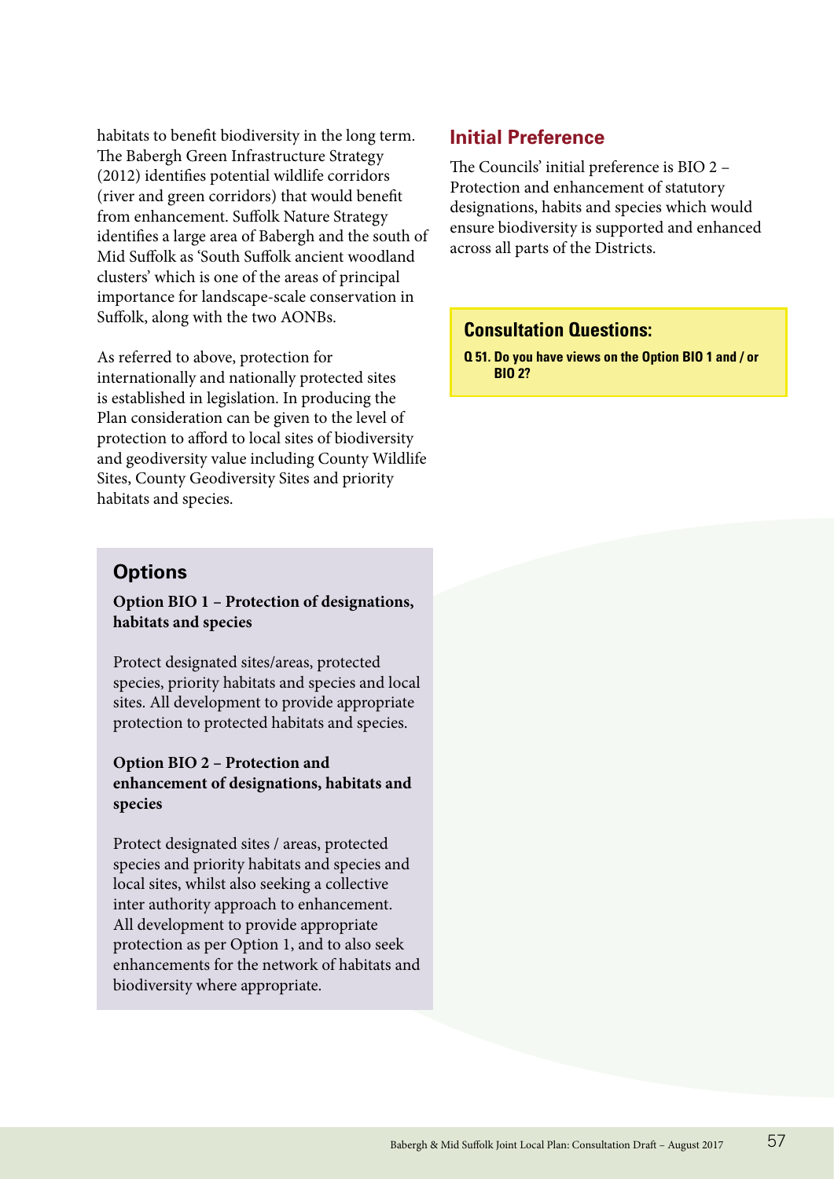habitats to benefit biodiversity in the long term. The Babergh Green Infrastructure Strategy (2012) identifies potential wildlife corridors (river and green corridors) that would benefit from enhancement. Suffolk Nature Strategy identifies a large area of Babergh and the south of Mid Suffolk as 'South Suffolk ancient woodland clusters' which is one of the areas of principal importance for landscape-scale conservation in Suffolk, along with the two AONBs.

As referred to above, protection for internationally and nationally protected sites is established in legislation. In producing the Plan consideration can be given to the level of protection to afford to local sites of biodiversity and geodiversity value including County Wildlife Sites, County Geodiversity Sites and priority habitats and species.

## Options

**Option BIO 1 – Protection of designations, habitats and species**

Protect designated sites/areas, protected species, priority habitats and species and local sites. All development to provide appropriate protection to protected habitats and species.

**Option BIO 2 – Protection and enhancement of designations, habitats and species**

Protect designated sites / areas, protected species and priority habitats and species and local sites, whilst also seeking a collective inter authority approach to enhancement. All development to provide appropriate protection as per Option 1, and to also seek enhancements for the network of habitats and biodiversity where appropriate.

## Initial Preference

The Councils' initial preference is BIO 2 – Protection and enhancement of statutory designations, habits and species which would ensure biodiversity is supported and enhanced across all parts of the Districts.

## Consultation Questions:

**Q 51. Do you have views on the Option BIO 1 and / or BIO 2?**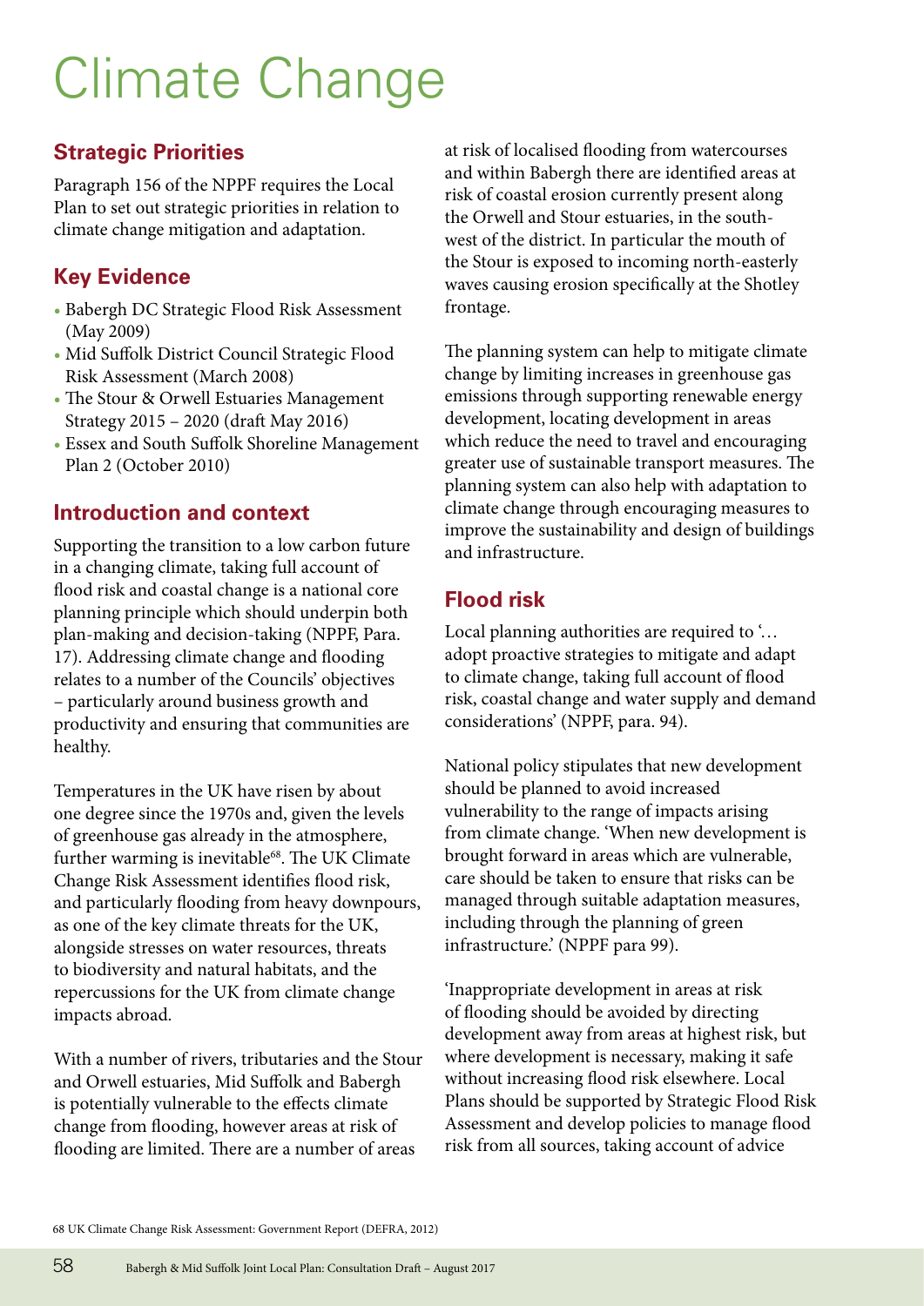# Climate Change

## Strategic Priorities

Paragraph 156 of the NPPF requires the Local Plan to set out strategic priorities in relation to climate change mitigation and adaptation.

## Key Evidence

- Babergh DC Strategic Flood Risk Assessment (May 2009)
- Mid Suffolk District Council Strategic Flood Risk Assessment (March 2008)
- The Stour & Orwell Estuaries Management Strategy 2015 – 2020 (draft May 2016)
- Essex and South Suffolk Shoreline Management Plan 2 (October 2010)

## Introduction and context

Supporting the transition to a low carbon future in a changing climate, taking full account of flood risk and coastal change is a national core planning principle which should underpin both plan-making and decision-taking (NPPF, Para. 17). Addressing climate change and flooding relates to a number of the Councils' objectives – particularly around business growth and productivity and ensuring that communities are healthy.

Temperatures in the UK have risen by about one degree since the 1970s and, given the levels of greenhouse gas already in the atmosphere, further warming is inevitable[68]. The UK Climate Change Risk Assessment identifies flood risk, and particularly flooding from heavy downpours, as one of the key climate threats for the UK, alongside stresses on water resources, threats to biodiversity and natural habitats, and the repercussions for the UK from climate change impacts abroad.

With a number of rivers, tributaries and the Stour and Orwell estuaries, Mid Suffolk and Babergh is potentially vulnerable to the effects climate change from flooding, however areas at risk of flooding are limited. There are a number of areas at risk of localised flooding from watercourses and within Babergh there are identified areas at risk of coastal erosion currently present along the Orwell and Stour estuaries, in the south-west of the district. In particular the mouth of the Stour is exposed to incoming north-easterly waves causing erosion specifically at the Shotley frontage.

The planning system can help to mitigate climate change by limiting increases in greenhouse gas emissions through supporting renewable energy development, locating development in areas which reduce the need to travel and encouraging greater use of sustainable transport measures. The planning system can also help with adaptation to climate change through encouraging measures to improve the sustainability and design of buildings and infrastructure.

## Flood risk

Local planning authorities are required to '… adopt proactive strategies to mitigate and adapt to climate change, taking full account of flood risk, coastal change and water supply and demand considerations' (NPPF, para. 94).

National policy stipulates that new development should be planned to avoid increased vulnerability to the range of impacts arising from climate change. 'When new development is brought forward in areas which are vulnerable, care should be taken to ensure that risks can be managed through suitable adaptation measures, including through the planning of green infrastructure.' (NPPF para 99).

'Inappropriate development in areas at risk of flooding should be avoided by directing development away from areas at highest risk, but where development is necessary, making it safe without increasing flood risk elsewhere. Local Plans should be supported by Strategic Flood Risk Assessment and develop policies to manage flood risk from all sources, taking account of advice

68 UK Climate Change Risk Assessment: Government Report (DEFRA, 2012)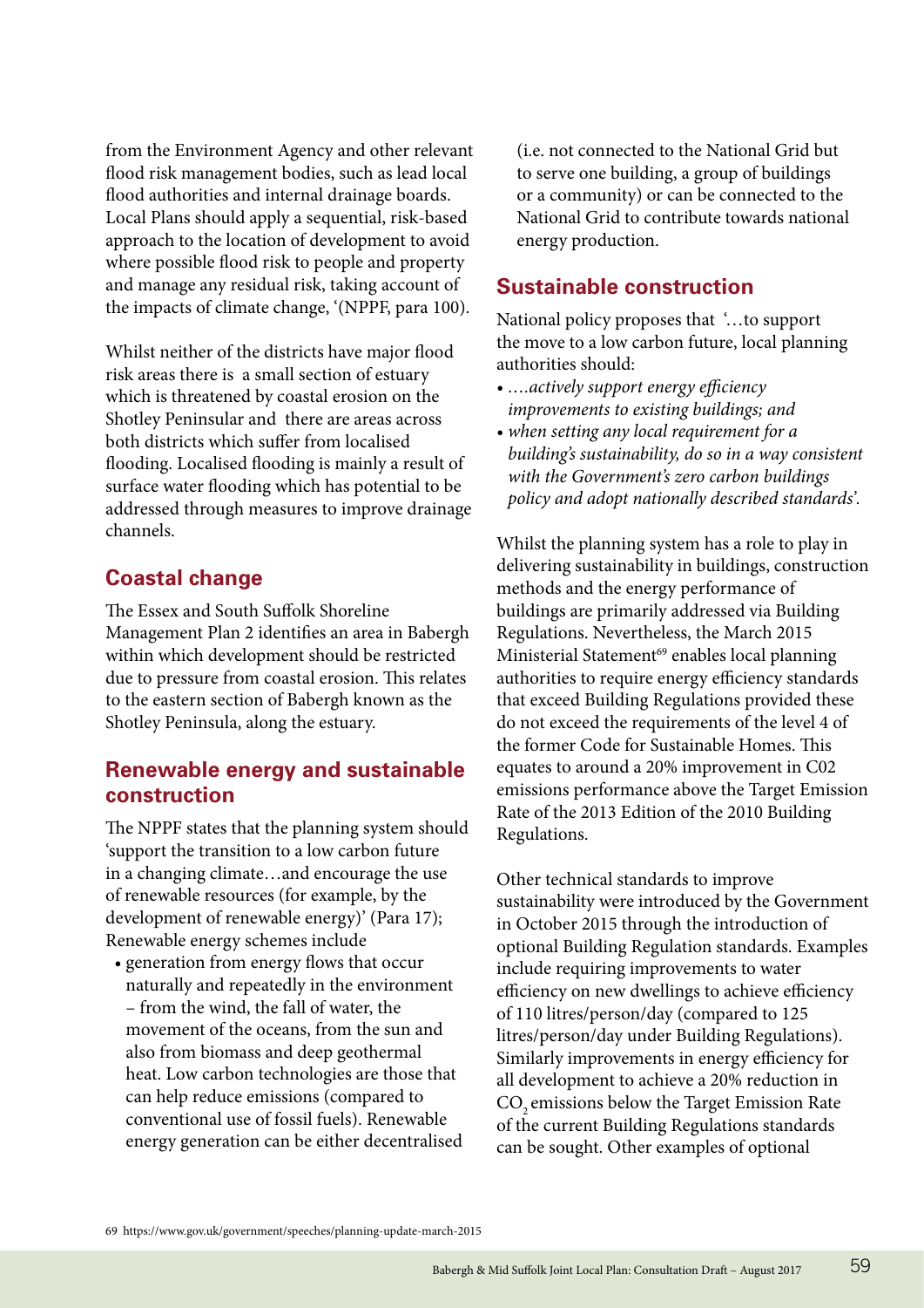from the Environment Agency and other relevant flood risk management bodies, such as lead local flood authorities and internal drainage boards. Local Plans should apply a sequential, risk-based approach to the location of development to avoid where possible flood risk to people and property and manage any residual risk, taking account of the impacts of climate change, '(NPPF, para 100).

Whilst neither of the districts have major flood risk areas there is a small section of estuary which is threatened by coastal erosion on the Shotley Peninsular and there are areas across both districts which suffer from localised flooding. Localised flooding is mainly a result of surface water flooding which has potential to be addressed through measures to improve drainage channels.

## Coastal change

The Essex and South Suffolk Shoreline Management Plan 2 identifies an area in Babergh within which development should be restricted due to pressure from coastal erosion. This relates to the eastern section of Babergh known as the Shotley Peninsula, along the estuary.

## Renewable energy and sustainable construction

The NPPF states that the planning system should 'support the transition to a low carbon future in a changing climate…and encourage the use of renewable resources (for example, by the development of renewable energy)' (Para 17); Renewable energy schemes include

- generation from energy flows that occur naturally and repeatedly in the environment – from the wind, the fall of water, the movement of the oceans, from the sun and also from biomass and deep geothermal heat. Low carbon technologies are those that can help reduce emissions (compared to conventional use of fossil fuels). Renewable energy generation can be either decentralised (i.e. not connected to the National Grid but to serve one building, a group of buildings or a community) or can be connected to the National Grid to contribute towards national energy production.

## Sustainable construction

National policy proposes that '…to support the move to a low carbon future, local planning authorities should:

- *….actively support energy efficiency improvements to existing buildings; and*
- *when setting any local requirement for a building's sustainability, do so in a way consistent with the Government's zero carbon buildings policy and adopt nationally described standards'.*

Whilst the planning system has a role to play in delivering sustainability in buildings, construction methods and the energy performance of buildings are primarily addressed via Building Regulations. Nevertheless, the March 2015 Ministerial Statement[69] enables local planning authorities to require energy efficiency standards that exceed Building Regulations provided these do not exceed the requirements of the level 4 of the former Code for Sustainable Homes. This equates to around a 20% improvement in C02 emissions performance above the Target Emission Rate of the 2013 Edition of the 2010 Building Regulations.

Other technical standards to improve sustainability were introduced by the Government in October 2015 through the introduction of optional Building Regulation standards. Examples include requiring improvements to water efficiency on new dwellings to achieve efficiency of 110 litres/person/day (compared to 125 litres/person/day under Building Regulations). Similarly improvements in energy efficiency for all development to achieve a 20% reduction in $CO_2$ emissions below the Target Emission Rate of the current Building Regulations standards can be sought. Other examples of optional

69 https://www.gov.uk/government/speeches/planning-update-march-2015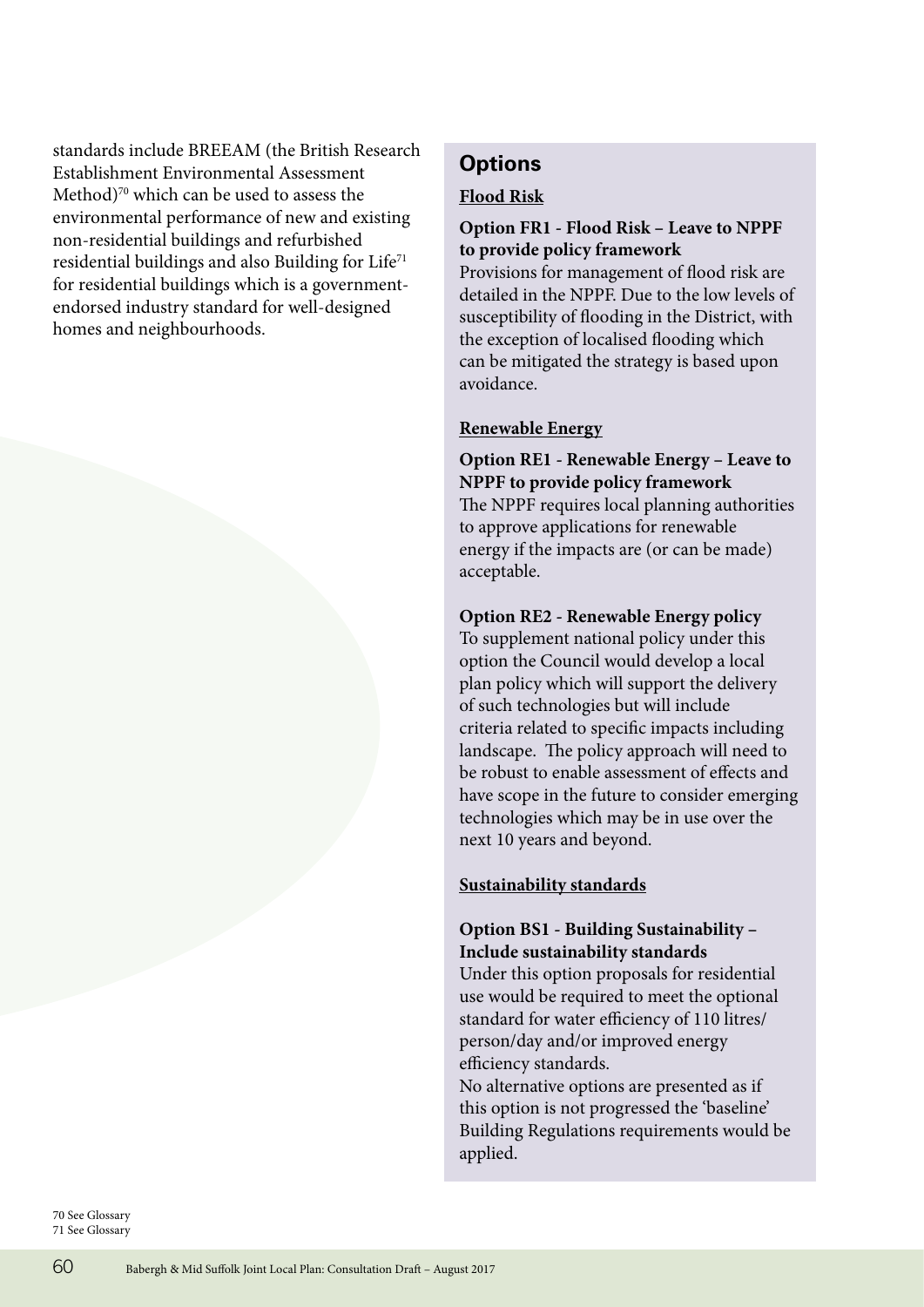standards include BREEAM (the British Research Establishment Environmental Assessment Method)[70] which can be used to assess the environmental performance of new and existing non-residential buildings and refurbished residential buildings and also Building for Life[71] for residential buildings which is a government-endorsed industry standard for well-designed homes and neighbourhoods.

## Options

**Flood Risk**

**Option FR1 - Flood Risk – Leave to NPPF to provide policy framework**
Provisions for management of flood risk are detailed in the NPPF. Due to the low levels of susceptibility of flooding in the District, with the exception of localised flooding which can be mitigated the strategy is based upon avoidance.

**Renewable Energy**

**Option RE1 - Renewable Energy – Leave to NPPF to provide policy framework**
The NPPF requires local planning authorities to approve applications for renewable energy if the impacts are (or can be made) acceptable.

**Option RE2 - Renewable Energy policy**
To supplement national policy under this option the Council would develop a local plan policy which will support the delivery of such technologies but will include criteria related to specific impacts including landscape. The policy approach will need to be robust to enable assessment of effects and have scope in the future to consider emerging technologies which may be in use over the next 10 years and beyond.

**Sustainability standards**

**Option BS1 - Building Sustainability – Include sustainability standards**
Under this option proposals for residential use would be required to meet the optional standard for water efficiency of 110 litres/person/day and/or improved energy efficiency standards.
No alternative options are presented as if this option is not progressed the 'baseline' Building Regulations requirements would be applied.

70 See Glossary
71 See Glossary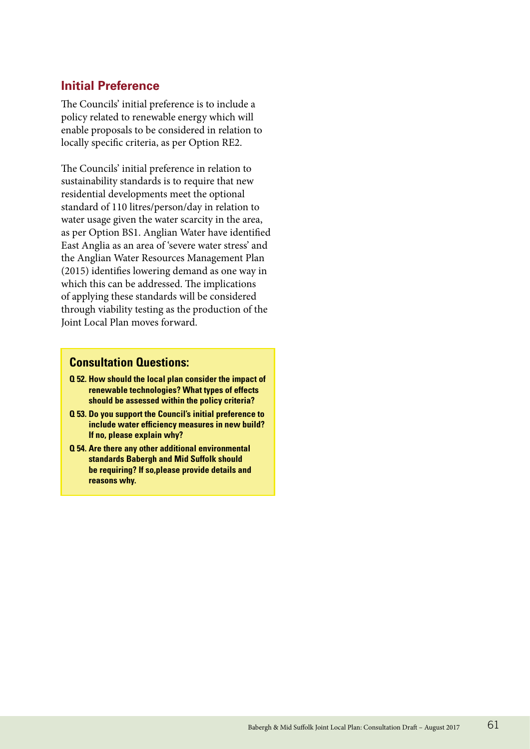## Initial Preference

The Councils' initial preference is to include a policy related to renewable energy which will enable proposals to be considered in relation to locally specific criteria, as per Option RE2.

The Councils' initial preference in relation to sustainability standards is to require that new residential developments meet the optional standard of 110 litres/person/day in relation to water usage given the water scarcity in the area, as per Option BS1. Anglian Water have identified East Anglia as an area of 'severe water stress' and the Anglian Water Resources Management Plan (2015) identifies lowering demand as one way in which this can be addressed. The implications of applying these standards will be considered through viability testing as the production of the Joint Local Plan moves forward.

### Consultation Questions:

**Q 52. How should the local plan consider the impact of renewable technologies? What types of effects should be assessed within the policy criteria?**

**Q 53. Do you support the Council's initial preference to include water efficiency measures in new build? If no, please explain why?**

**Q 54. Are there any other additional environmental standards Babergh and Mid Suffolk should be requiring? If so,please provide details and reasons why.**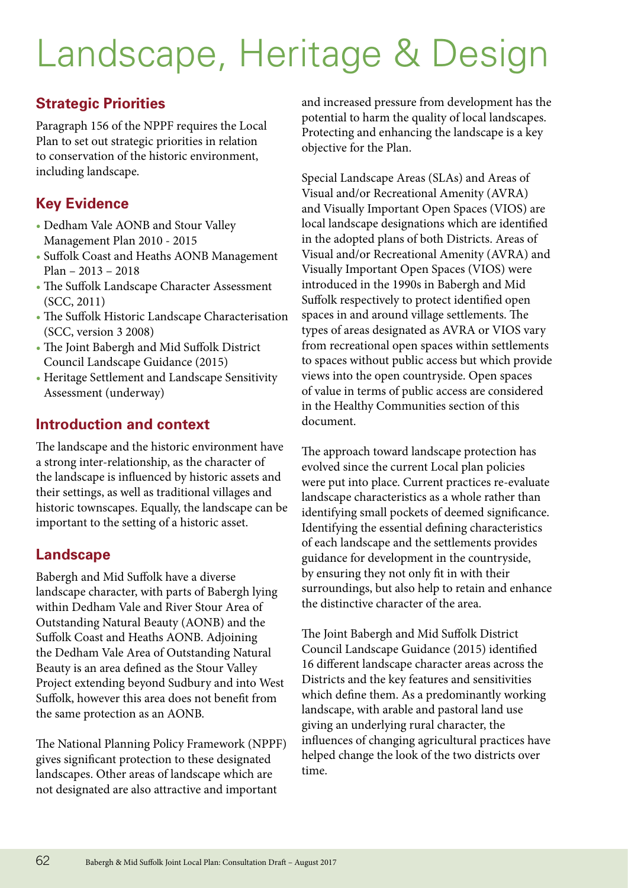# Landscape, Heritage & Design

## Strategic Priorities

Paragraph 156 of the NPPF requires the Local Plan to set out strategic priorities in relation to conservation of the historic environment, including landscape.

## Key Evidence

- Dedham Vale AONB and Stour Valley Management Plan 2010 - 2015
- Suffolk Coast and Heaths AONB Management Plan – 2013 – 2018
- The Suffolk Landscape Character Assessment (SCC, 2011)
- The Suffolk Historic Landscape Characterisation (SCC, version 3 2008)
- The Joint Babergh and Mid Suffolk District Council Landscape Guidance (2015)
- Heritage Settlement and Landscape Sensitivity Assessment (underway)

## Introduction and context

The landscape and the historic environment have a strong inter-relationship, as the character of the landscape is influenced by historic assets and their settings, as well as traditional villages and historic townscapes. Equally, the landscape can be important to the setting of a historic asset.

## Landscape

Babergh and Mid Suffolk have a diverse landscape character, with parts of Babergh lying within Dedham Vale and River Stour Area of Outstanding Natural Beauty (AONB) and the Suffolk Coast and Heaths AONB. Adjoining the Dedham Vale Area of Outstanding Natural Beauty is an area defined as the Stour Valley Project extending beyond Sudbury and into West Suffolk, however this area does not benefit from the same protection as an AONB.

The National Planning Policy Framework (NPPF) gives significant protection to these designated landscapes. Other areas of landscape which are not designated are also attractive and important and increased pressure from development has the potential to harm the quality of local landscapes. Protecting and enhancing the landscape is a key objective for the Plan.

Special Landscape Areas (SLAs) and Areas of Visual and/or Recreational Amenity (AVRA) and Visually Important Open Spaces (VIOS) are local landscape designations which are identified in the adopted plans of both Districts. Areas of Visual and/or Recreational Amenity (AVRA) and Visually Important Open Spaces (VIOS) were introduced in the 1990s in Babergh and Mid Suffolk respectively to protect identified open spaces in and around village settlements. The types of areas designated as AVRA or VIOS vary from recreational open spaces within settlements to spaces without public access but which provide views into the open countryside. Open spaces of value in terms of public access are considered in the Healthy Communities section of this document.

The approach toward landscape protection has evolved since the current Local plan policies were put into place. Current practices re-evaluate landscape characteristics as a whole rather than identifying small pockets of deemed significance. Identifying the essential defining characteristics of each landscape and the settlements provides guidance for development in the countryside, by ensuring they not only fit in with their surroundings, but also help to retain and enhance the distinctive character of the area.

The Joint Babergh and Mid Suffolk District Council Landscape Guidance (2015) identified 16 different landscape character areas across the Districts and the key features and sensitivities which define them. As a predominantly working landscape, with arable and pastoral land use giving an underlying rural character, the influences of changing agricultural practices have helped change the look of the two districts over time.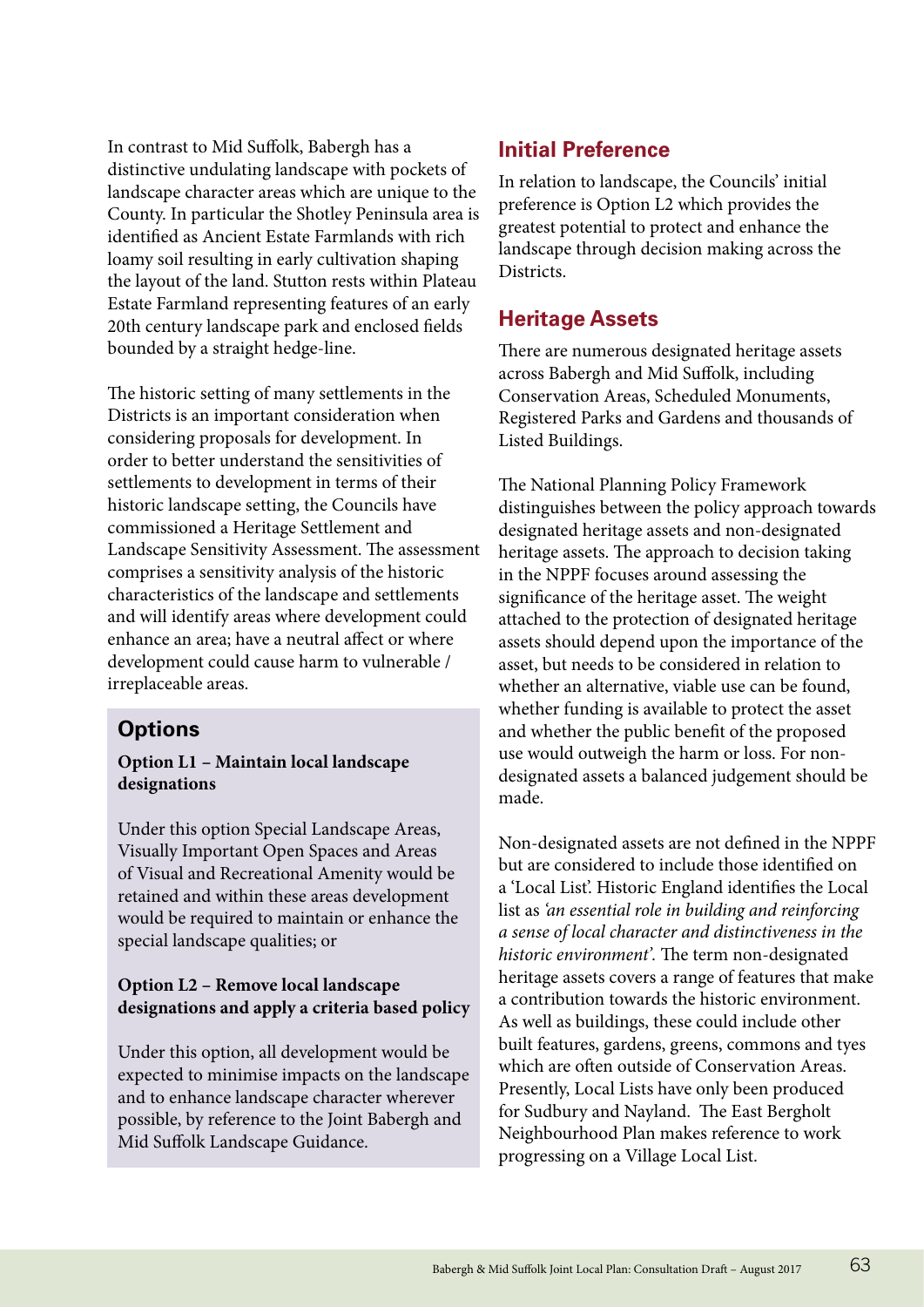In contrast to Mid Suffolk, Babergh has a distinctive undulating landscape with pockets of landscape character areas which are unique to the County. In particular the Shotley Peninsula area is identified as Ancient Estate Farmlands with rich loamy soil resulting in early cultivation shaping the layout of the land. Stutton rests within Plateau Estate Farmland representing features of an early 20th century landscape park and enclosed fields bounded by a straight hedge-line.

The historic setting of many settlements in the Districts is an important consideration when considering proposals for development. In order to better understand the sensitivities of settlements to development in terms of their historic landscape setting, the Councils have commissioned a Heritage Settlement and Landscape Sensitivity Assessment. The assessment comprises a sensitivity analysis of the historic characteristics of the landscape and settlements and will identify areas where development could enhance an area; have a neutral affect or where development could cause harm to vulnerable / irreplaceable areas.

## Options

**Option L1 – Maintain local landscape designations**

Under this option Special Landscape Areas, Visually Important Open Spaces and Areas of Visual and Recreational Amenity would be retained and within these areas development would be required to maintain or enhance the special landscape qualities; or

**Option L2 – Remove local landscape designations and apply a criteria based policy**

Under this option, all development would be expected to minimise impacts on the landscape and to enhance landscape character wherever possible, by reference to the Joint Babergh and Mid Suffolk Landscape Guidance.

## Initial Preference

In relation to landscape, the Councils' initial preference is Option L2 which provides the greatest potential to protect and enhance the landscape through decision making across the Districts.

## Heritage Assets

There are numerous designated heritage assets across Babergh and Mid Suffolk, including Conservation Areas, Scheduled Monuments, Registered Parks and Gardens and thousands of Listed Buildings.

The National Planning Policy Framework distinguishes between the policy approach towards designated heritage assets and non-designated heritage assets. The approach to decision taking in the NPPF focuses around assessing the significance of the heritage asset. The weight attached to the protection of designated heritage assets should depend upon the importance of the asset, but needs to be considered in relation to whether an alternative, viable use can be found, whether funding is available to protect the asset and whether the public benefit of the proposed use would outweigh the harm or loss. For non-designated assets a balanced judgement should be made.

Non-designated assets are not defined in the NPPF but are considered to include those identified on a 'Local List'. Historic England identifies the Local list as *'an essential role in building and reinforcing a sense of local character and distinctiveness in the historic environment'*. The term non-designated heritage assets covers a range of features that make a contribution towards the historic environment. As well as buildings, these could include other built features, gardens, greens, commons and tyes which are often outside of Conservation Areas. Presently, Local Lists have only been produced for Sudbury and Nayland. The East Bergholt Neighbourhood Plan makes reference to work progressing on a Village Local List.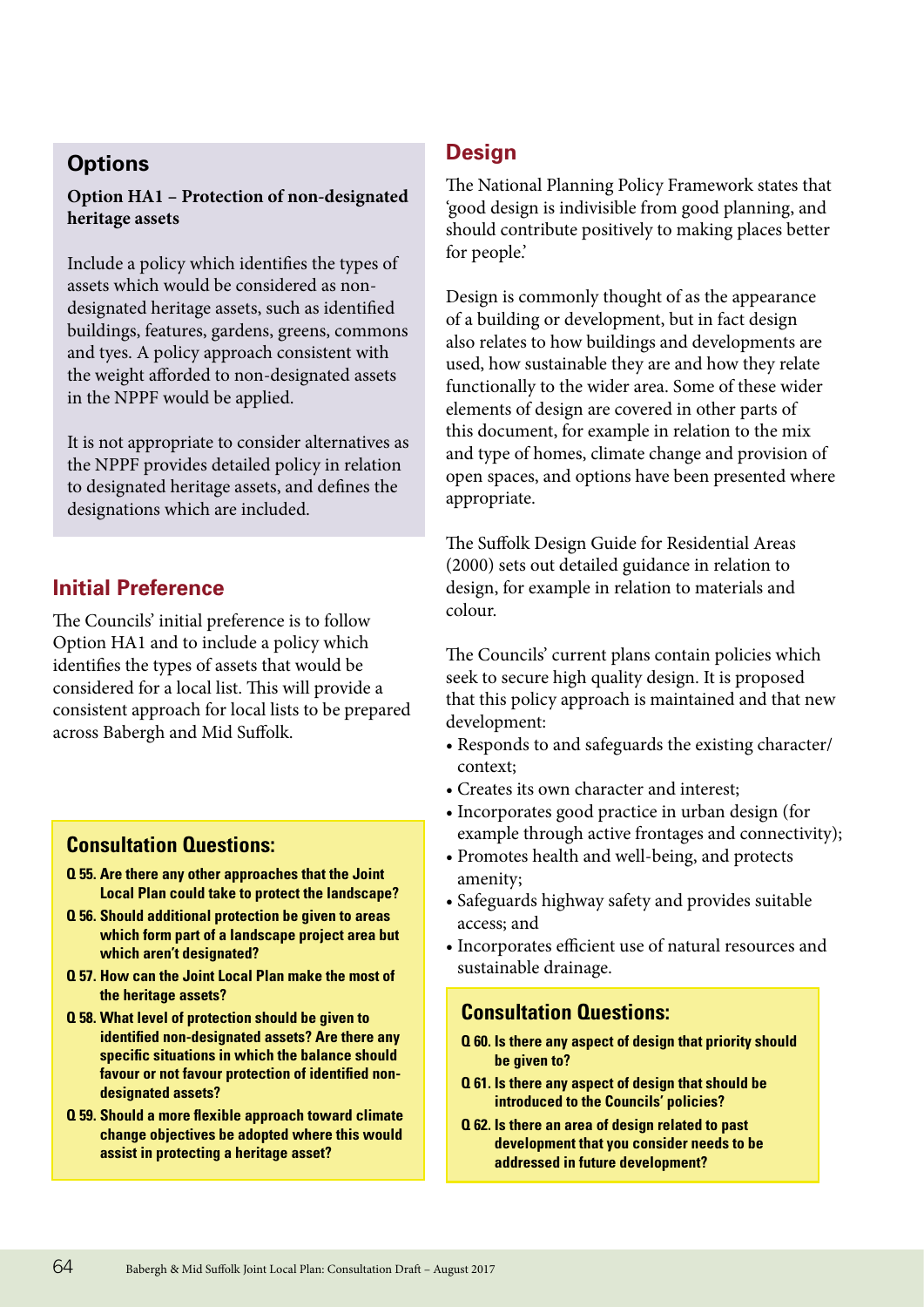## Options

**Option HA1 – Protection of non-designated heritage assets**

Include a policy which identifies the types of assets which would be considered as non-designated heritage assets, such as identified buildings, features, gardens, greens, commons and tyes. A policy approach consistent with the weight afforded to non-designated assets in the NPPF would be applied.

It is not appropriate to consider alternatives as the NPPF provides detailed policy in relation to designated heritage assets, and defines the designations which are included.

## Initial Preference

The Councils' initial preference is to follow Option HA1 and to include a policy which identifies the types of assets that would be considered for a local list. This will provide a consistent approach for local lists to be prepared across Babergh and Mid Suffolk.

### Consultation Questions:

**Q 55. Are there any other approaches that the Joint Local Plan could take to protect the landscape?**

**Q 56. Should additional protection be given to areas which form part of a landscape project area but which aren't designated?**

**Q 57. How can the Joint Local Plan make the most of the heritage assets?**

**Q 58. What level of protection should be given to identified non-designated assets? Are there any specific situations in which the balance should favour or not favour protection of identified non-designated assets?**

**Q 59. Should a more flexible approach toward climate change objectives be adopted where this would assist in protecting a heritage asset?**

## Design

The National Planning Policy Framework states that 'good design is indivisible from good planning, and should contribute positively to making places better for people.'

Design is commonly thought of as the appearance of a building or development, but in fact design also relates to how buildings and developments are used, how sustainable they are and how they relate functionally to the wider area. Some of these wider elements of design are covered in other parts of this document, for example in relation to the mix and type of homes, climate change and provision of open spaces, and options have been presented where appropriate.

The Suffolk Design Guide for Residential Areas (2000) sets out detailed guidance in relation to design, for example in relation to materials and colour.

The Councils' current plans contain policies which seek to secure high quality design. It is proposed that this policy approach is maintained and that new development:

- Responds to and safeguards the existing character/context;
- Creates its own character and interest;
- Incorporates good practice in urban design (for example through active frontages and connectivity);
- Promotes health and well-being, and protects amenity;
- Safeguards highway safety and provides suitable access; and
- Incorporates efficient use of natural resources and sustainable drainage.

### Consultation Questions:

**Q 60. Is there any aspect of design that priority should be given to?**

**Q 61. Is there any aspect of design that should be introduced to the Councils' policies?**

**Q 62. Is there an area of design related to past development that you consider needs to be addressed in future development?**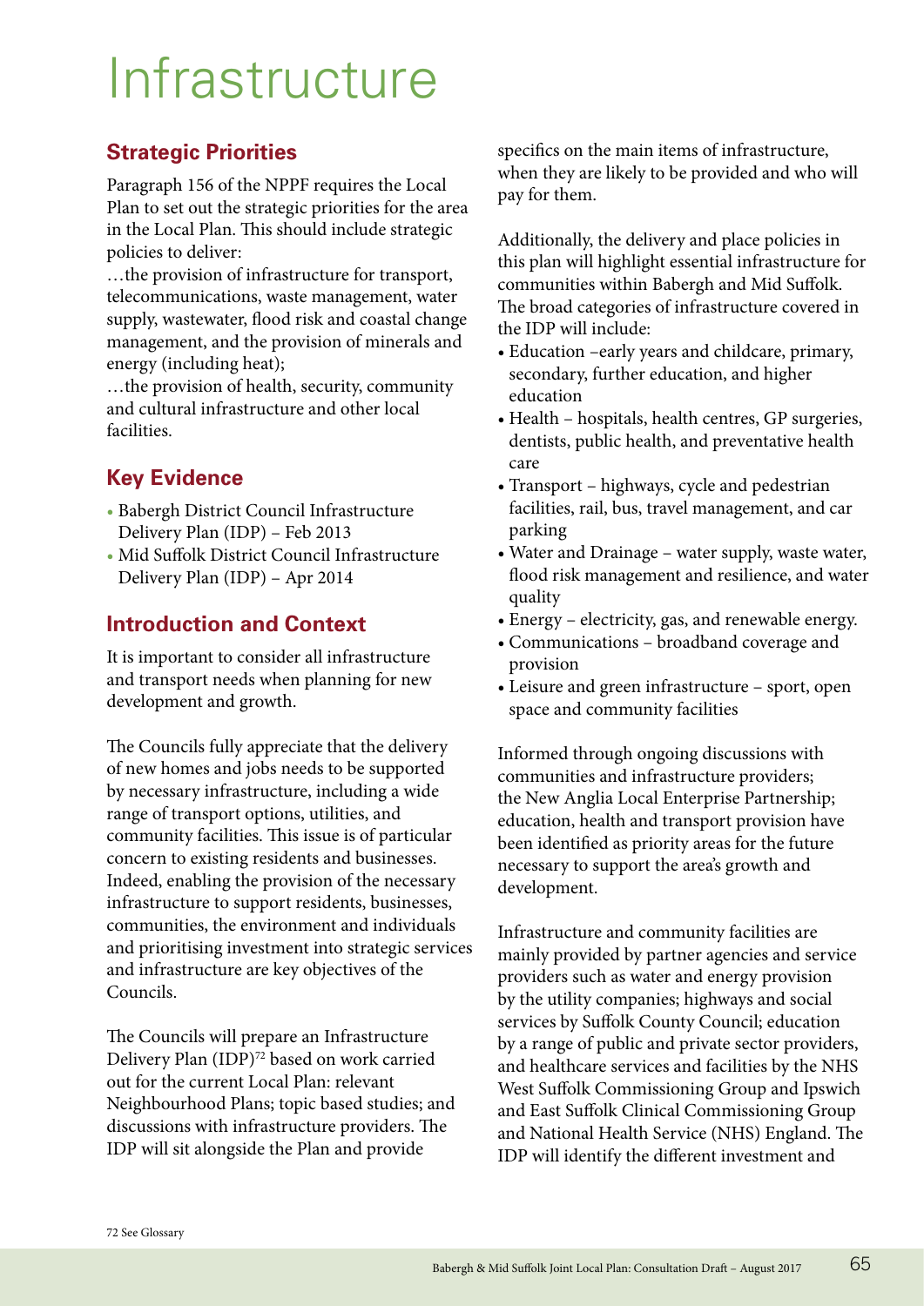# Infrastructure

## Strategic Priorities

Paragraph 156 of the NPPF requires the Local Plan to set out the strategic priorities for the area in the Local Plan. This should include strategic policies to deliver:

…the provision of infrastructure for transport, telecommunications, waste management, water supply, wastewater, flood risk and coastal change management, and the provision of minerals and energy (including heat);

…the provision of health, security, community and cultural infrastructure and other local facilities.

## Key Evidence

- Babergh District Council Infrastructure Delivery Plan (IDP) – Feb 2013
- Mid Suffolk District Council Infrastructure Delivery Plan (IDP) – Apr 2014

## Introduction and Context

It is important to consider all infrastructure and transport needs when planning for new development and growth.

The Councils fully appreciate that the delivery of new homes and jobs needs to be supported by necessary infrastructure, including a wide range of transport options, utilities, and community facilities. This issue is of particular concern to existing residents and businesses. Indeed, enabling the provision of the necessary infrastructure to support residents, businesses, communities, the environment and individuals and prioritising investment into strategic services and infrastructure are key objectives of the Councils.

The Councils will prepare an Infrastructure Delivery Plan (IDP)[72] based on work carried out for the current Local Plan: relevant Neighbourhood Plans; topic based studies; and discussions with infrastructure providers. The IDP will sit alongside the Plan and provide specifics on the main items of infrastructure, when they are likely to be provided and who will pay for them.

Additionally, the delivery and place policies in this plan will highlight essential infrastructure for communities within Babergh and Mid Suffolk. The broad categories of infrastructure covered in the IDP will include:

- Education –early years and childcare, primary, secondary, further education, and higher education
- Health – hospitals, health centres, GP surgeries, dentists, public health, and preventative health care
- Transport – highways, cycle and pedestrian facilities, rail, bus, travel management, and car parking
- Water and Drainage – water supply, waste water, flood risk management and resilience, and water quality
- Energy – electricity, gas, and renewable energy.
- Communications – broadband coverage and provision
- Leisure and green infrastructure – sport, open space and community facilities

Informed through ongoing discussions with communities and infrastructure providers; the New Anglia Local Enterprise Partnership; education, health and transport provision have been identified as priority areas for the future necessary to support the area's growth and development.

Infrastructure and community facilities are mainly provided by partner agencies and service providers such as water and energy provision by the utility companies; highways and social services by Suffolk County Council; education by a range of public and private sector providers, and healthcare services and facilities by the NHS West Suffolk Commissioning Group and Ipswich and East Suffolk Clinical Commissioning Group and National Health Service (NHS) England. The IDP will identify the different investment and

72 See Glossary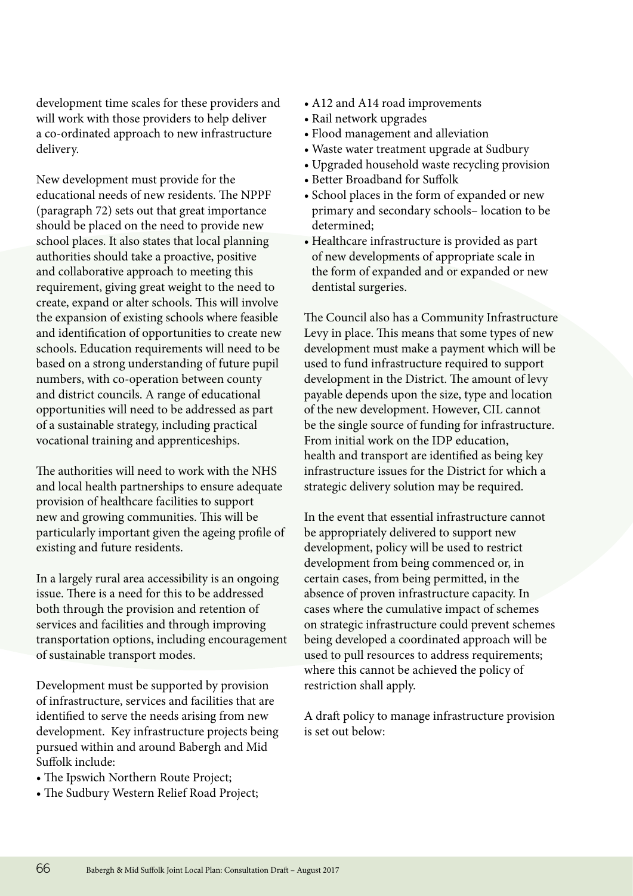development time scales for these providers and will work with those providers to help deliver a co-ordinated approach to new infrastructure delivery.

New development must provide for the educational needs of new residents. The NPPF (paragraph 72) sets out that great importance should be placed on the need to provide new school places. It also states that local planning authorities should take a proactive, positive and collaborative approach to meeting this requirement, giving great weight to the need to create, expand or alter schools. This will involve the expansion of existing schools where feasible and identification of opportunities to create new schools. Education requirements will need to be based on a strong understanding of future pupil numbers, with co-operation between county and district councils. A range of educational opportunities will need to be addressed as part of a sustainable strategy, including practical vocational training and apprenticeships.

The authorities will need to work with the NHS and local health partnerships to ensure adequate provision of healthcare facilities to support new and growing communities. This will be particularly important given the ageing profile of existing and future residents.

In a largely rural area accessibility is an ongoing issue. There is a need for this to be addressed both through the provision and retention of services and facilities and through improving transportation options, including encouragement of sustainable transport modes.

Development must be supported by provision of infrastructure, services and facilities that are identified to serve the needs arising from new development. Key infrastructure projects being pursued within and around Babergh and Mid Suffolk include:

- The Ipswich Northern Route Project;
- The Sudbury Western Relief Road Project;
- A12 and A14 road improvements
- Rail network upgrades
- Flood management and alleviation
- Waste water treatment upgrade at Sudbury
- Upgraded household waste recycling provision
- Better Broadband for Suffolk
- School places in the form of expanded or new primary and secondary schools– location to be determined;
- Healthcare infrastructure is provided as part of new developments of appropriate scale in the form of expanded and or expanded or new dentistal surgeries.

The Council also has a Community Infrastructure Levy in place. This means that some types of new development must make a payment which will be used to fund infrastructure required to support development in the District. The amount of levy payable depends upon the size, type and location of the new development. However, CIL cannot be the single source of funding for infrastructure. From initial work on the IDP education, health and transport are identified as being key infrastructure issues for the District for which a strategic delivery solution may be required.

In the event that essential infrastructure cannot be appropriately delivered to support new development, policy will be used to restrict development from being commenced or, in certain cases, from being permitted, in the absence of proven infrastructure capacity. In cases where the cumulative impact of schemes on strategic infrastructure could prevent schemes being developed a coordinated approach will be used to pull resources to address requirements; where this cannot be achieved the policy of restriction shall apply.

A draft policy to manage infrastructure provision is set out below: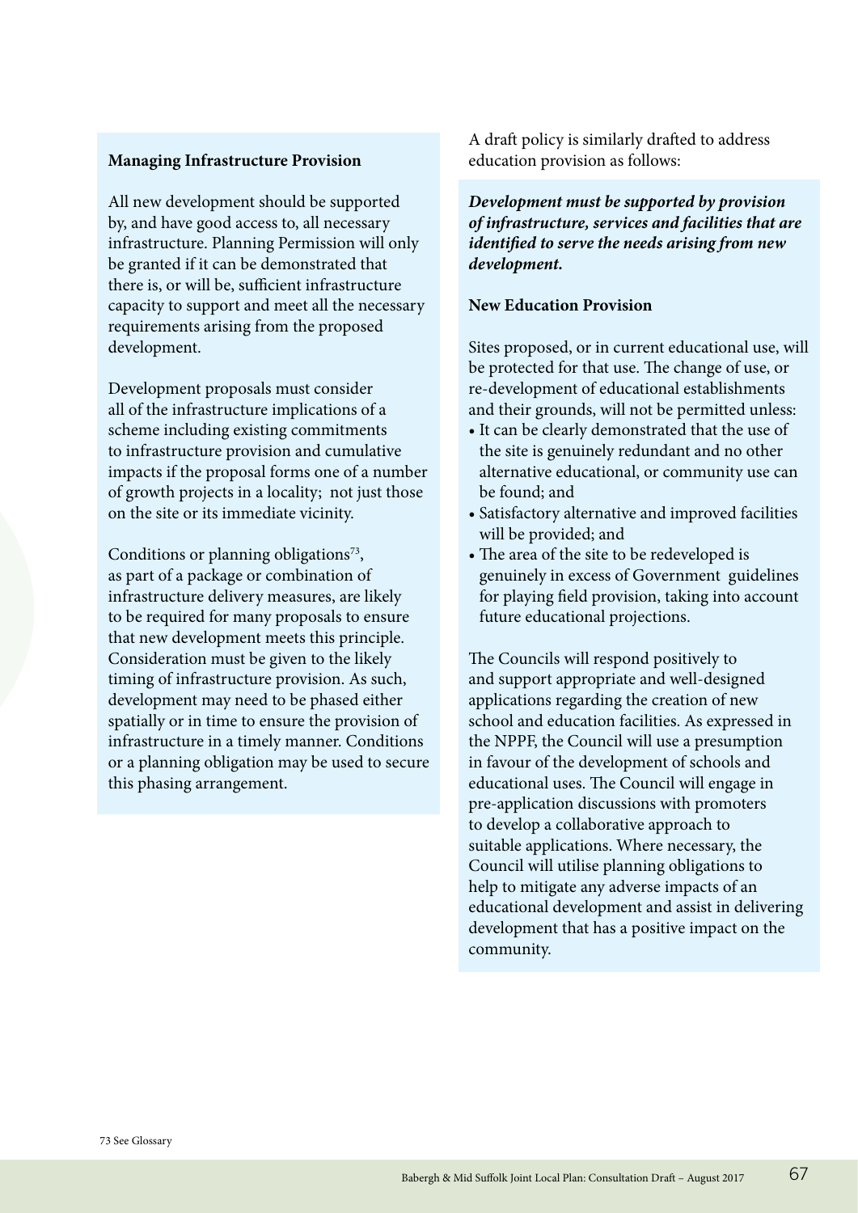**Managing Infrastructure Provision**

All new development should be supported by, and have good access to, all necessary infrastructure. Planning Permission will only be granted if it can be demonstrated that there is, or will be, sufficient infrastructure capacity to support and meet all the necessary requirements arising from the proposed development.

Development proposals must consider all of the infrastructure implications of a scheme including existing commitments to infrastructure provision and cumulative impacts if the proposal forms one of a number of growth projects in a locality; not just those on the site or its immediate vicinity.

Conditions or planning obligations[73], as part of a package or combination of infrastructure delivery measures, are likely to be required for many proposals to ensure that new development meets this principle. Consideration must be given to the likely timing of infrastructure provision. As such, development may need to be phased either spatially or in time to ensure the provision of infrastructure in a timely manner. Conditions or a planning obligation may be used to secure this phasing arrangement.

A draft policy is similarly drafted to address education provision as follows:

***Development must be supported by provision of infrastructure, services and facilities that are identified to serve the needs arising from new development.***

**New Education Provision**

Sites proposed, or in current educational use, will be protected for that use. The change of use, or re-development of educational establishments and their grounds, will not be permitted unless:

- It can be clearly demonstrated that the use of the site is genuinely redundant and no other alternative educational, or community use can be found; and
- Satisfactory alternative and improved facilities will be provided; and
- The area of the site to be redeveloped is genuinely in excess of Government guidelines for playing field provision, taking into account future educational projections.

The Councils will respond positively to and support appropriate and well-designed applications regarding the creation of new school and education facilities. As expressed in the NPPF, the Council will use a presumption in favour of the development of schools and educational uses. The Council will engage in pre-application discussions with promoters to develop a collaborative approach to suitable applications. Where necessary, the Council will utilise planning obligations to help to mitigate any adverse impacts of an educational development and assist in delivering development that has a positive impact on the community.

73 See Glossary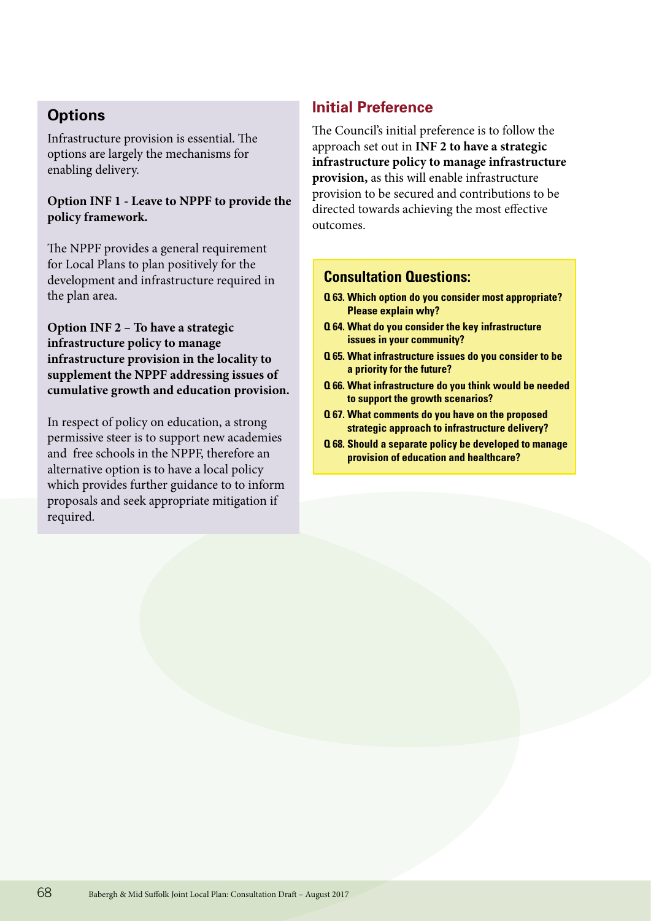## Options

Infrastructure provision is essential. The options are largely the mechanisms for enabling delivery.

**Option INF 1 - Leave to NPPF to provide the policy framework.**

The NPPF provides a general requirement for Local Plans to plan positively for the development and infrastructure required in the plan area.

**Option INF 2 – To have a strategic infrastructure policy to manage infrastructure provision in the locality to supplement the NPPF addressing issues of cumulative growth and education provision.**

In respect of policy on education, a strong permissive steer is to support new academies and free schools in the NPPF, therefore an alternative option is to have a local policy which provides further guidance to to inform proposals and seek appropriate mitigation if required.

## Initial Preference

The Council's initial preference is to follow the approach set out in **INF 2 to have a strategic infrastructure policy to manage infrastructure provision,** as this will enable infrastructure provision to be secured and contributions to be directed towards achieving the most effective outcomes.

### Consultation Questions:

**Q 63. Which option do you consider most appropriate? Please explain why?**

**Q 64. What do you consider the key infrastructure issues in your community?**

**Q 65. What infrastructure issues do you consider to be a priority for the future?**

**Q 66. What infrastructure do you think would be needed to support the growth scenarios?**

**Q 67. What comments do you have on the proposed strategic approach to infrastructure delivery?**

**Q 68. Should a separate policy be developed to manage provision of education and healthcare?**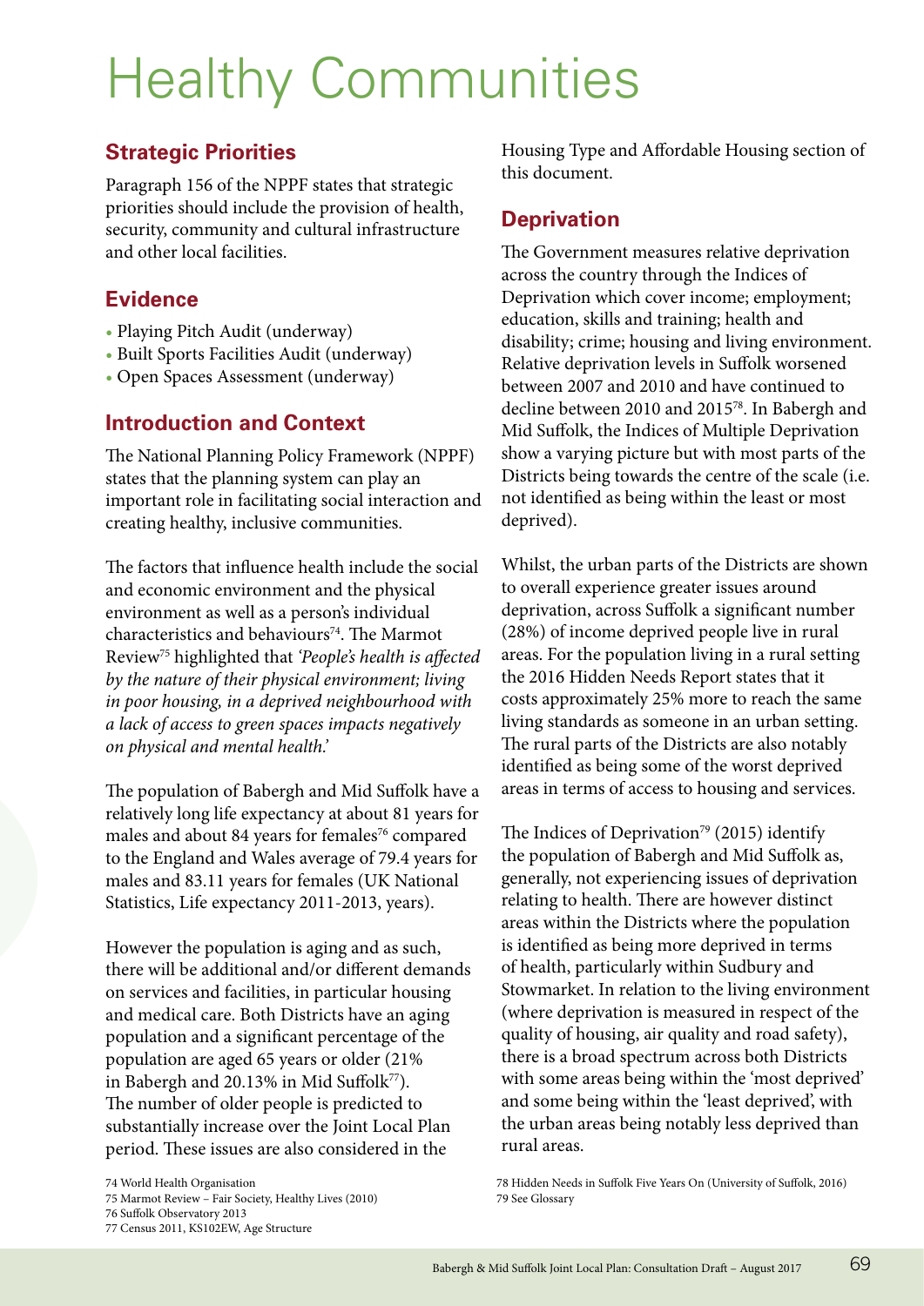# Healthy Communities

## Strategic Priorities

Paragraph 156 of the NPPF states that strategic priorities should include the provision of health, security, community and cultural infrastructure and other local facilities.

## Evidence

- Playing Pitch Audit (underway)
- Built Sports Facilities Audit (underway)
- Open Spaces Assessment (underway)

## Introduction and Context

The National Planning Policy Framework (NPPF) states that the planning system can play an important role in facilitating social interaction and creating healthy, inclusive communities.

The factors that influence health include the social and economic environment and the physical environment as well as a person's individual characteristics and behaviours[74]. The Marmot Review[75] highlighted that *'People's health is affected by the nature of their physical environment; living in poor housing, in a deprived neighbourhood with a lack of access to green spaces impacts negatively on physical and mental health.'*

The population of Babergh and Mid Suffolk have a relatively long life expectancy at about 81 years for males and about 84 years for females[76] compared to the England and Wales average of 79.4 years for males and 83.11 years for females (UK National Statistics, Life expectancy 2011-2013, years).

However the population is aging and as such, there will be additional and/or different demands on services and facilities, in particular housing and medical care. Both Districts have an aging population and a significant percentage of the population are aged 65 years or older (21% in Babergh and 20.13% in Mid Suffolk[77]). The number of older people is predicted to substantially increase over the Joint Local Plan period. These issues are also considered in the Housing Type and Affordable Housing section of this document.

## Deprivation

The Government measures relative deprivation across the country through the Indices of Deprivation which cover income; employment; education, skills and training; health and disability; crime; housing and living environment. Relative deprivation levels in Suffolk worsened between 2007 and 2010 and have continued to decline between 2010 and 2015[78]. In Babergh and Mid Suffolk, the Indices of Multiple Deprivation show a varying picture but with most parts of the Districts being towards the centre of the scale (i.e. not identified as being within the least or most deprived).

Whilst, the urban parts of the Districts are shown to overall experience greater issues around deprivation, across Suffolk a significant number (28%) of income deprived people live in rural areas. For the population living in a rural setting the 2016 Hidden Needs Report states that it costs approximately 25% more to reach the same living standards as someone in an urban setting. The rural parts of the Districts are also notably identified as being some of the worst deprived areas in terms of access to housing and services.

The Indices of Deprivation[79] (2015) identify the population of Babergh and Mid Suffolk as, generally, not experiencing issues of deprivation relating to health. There are however distinct areas within the Districts where the population is identified as being more deprived in terms of health, particularly within Sudbury and Stowmarket. In relation to the living environment (where deprivation is measured in respect of the quality of housing, air quality and road safety), there is a broad spectrum across both Districts with some areas being within the 'most deprived' and some being within the 'least deprived', with the urban areas being notably less deprived than rural areas.

74 World Health Organisation
75 Marmot Review – Fair Society, Healthy Lives (2010)
76 Suffolk Observatory 2013
77 Census 2011, KS102EW, Age Structure
78 Hidden Needs in Suffolk Five Years On (University of Suffolk, 2016)
79 See Glossary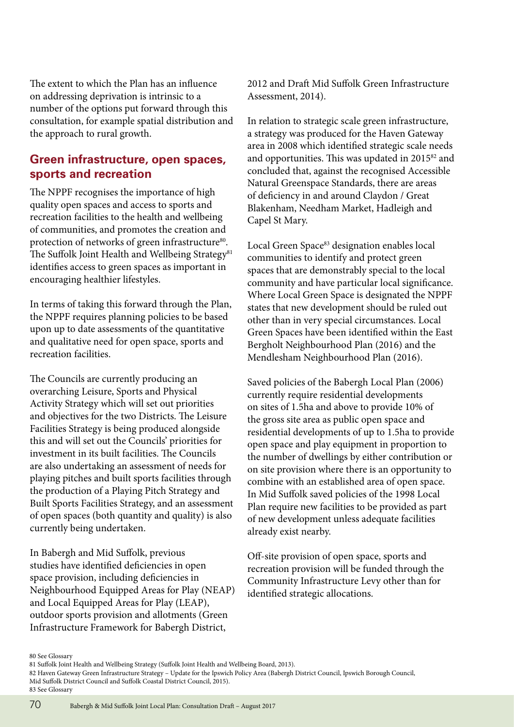The extent to which the Plan has an influence on addressing deprivation is intrinsic to a number of the options put forward through this consultation, for example spatial distribution and the approach to rural growth.

## Green infrastructure, open spaces, sports and recreation

The NPPF recognises the importance of high quality open spaces and access to sports and recreation facilities to the health and wellbeing of communities, and promotes the creation and protection of networks of green infrastructure[80]. The Suffolk Joint Health and Wellbeing Strategy[81] identifies access to green spaces as important in encouraging healthier lifestyles.

In terms of taking this forward through the Plan, the NPPF requires planning policies to be based upon up to date assessments of the quantitative and qualitative need for open space, sports and recreation facilities.

The Councils are currently producing an overarching Leisure, Sports and Physical Activity Strategy which will set out priorities and objectives for the two Districts. The Leisure Facilities Strategy is being produced alongside this and will set out the Councils' priorities for investment in its built facilities. The Councils are also undertaking an assessment of needs for playing pitches and built sports facilities through the production of a Playing Pitch Strategy and Built Sports Facilities Strategy, and an assessment of open spaces (both quantity and quality) is also currently being undertaken.

In Babergh and Mid Suffolk, previous studies have identified deficiencies in open space provision, including deficiencies in Neighbourhood Equipped Areas for Play (NEAP) and Local Equipped Areas for Play (LEAP), outdoor sports provision and allotments (Green Infrastructure Framework for Babergh District, 2012 and Draft Mid Suffolk Green Infrastructure Assessment, 2014).

In relation to strategic scale green infrastructure, a strategy was produced for the Haven Gateway area in 2008 which identified strategic scale needs and opportunities. This was updated in 2015[82] and concluded that, against the recognised Accessible Natural Greenspace Standards, there are areas of deficiency in and around Claydon / Great Blakenham, Needham Market, Hadleigh and Capel St Mary.

Local Green Space[83] designation enables local communities to identify and protect green spaces that are demonstrably special to the local community and have particular local significance. Where Local Green Space is designated the NPPF states that new development should be ruled out other than in very special circumstances. Local Green Spaces have been identified within the East Bergholt Neighbourhood Plan (2016) and the Mendlesham Neighbourhood Plan (2016).

Saved policies of the Babergh Local Plan (2006) currently require residential developments on sites of 1.5ha and above to provide 10% of the gross site area as public open space and residential developments of up to 1.5ha to provide open space and play equipment in proportion to the number of dwellings by either contribution or on site provision where there is an opportunity to combine with an established area of open space. In Mid Suffolk saved policies of the 1998 Local Plan require new facilities to be provided as part of new development unless adequate facilities already exist nearby.

Off-site provision of open space, sports and recreation provision will be funded through the Community Infrastructure Levy other than for identified strategic allocations.

80 See Glossary
81 Suffolk Joint Health and Wellbeing Strategy (Suffolk Joint Health and Wellbeing Board, 2013).
82 Haven Gateway Green Infrastructure Strategy – Update for the Ipswich Policy Area (Babergh District Council, Ipswich Borough Council, Mid Suffolk District Council and Suffolk Coastal District Council, 2015).
83 See Glossary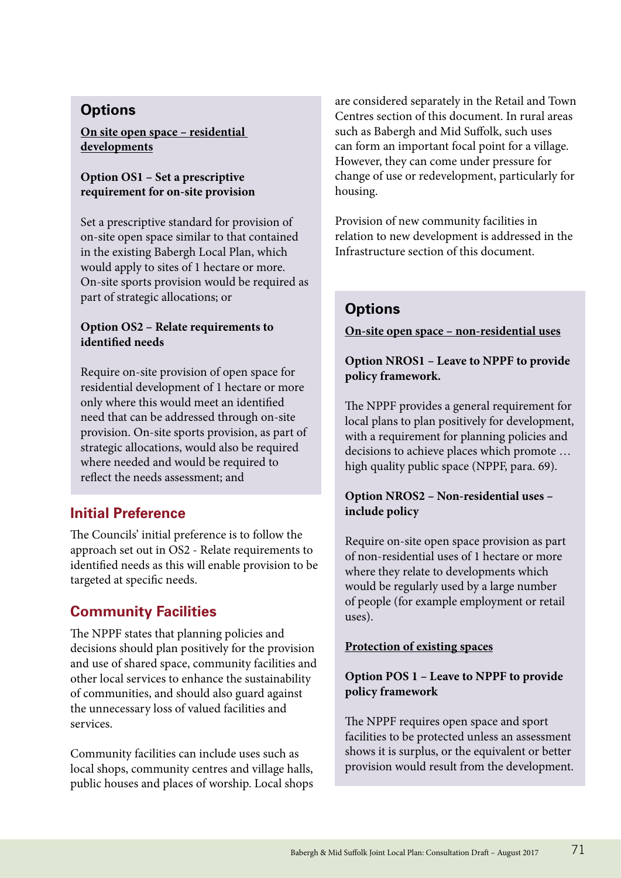## Options

**On site open space – residential developments**

**Option OS1 – Set a prescriptive requirement for on-site provision**

Set a prescriptive standard for provision of on-site open space similar to that contained in the existing Babergh Local Plan, which would apply to sites of 1 hectare or more. On-site sports provision would be required as part of strategic allocations; or

**Option OS2 – Relate requirements to identified needs**

Require on-site provision of open space for residential development of 1 hectare or more only where this would meet an identified need that can be addressed through on-site provision. On-site sports provision, as part of strategic allocations, would also be required where needed and would be required to reflect the needs assessment; and

## Initial Preference

The Councils' initial preference is to follow the approach set out in OS2 - Relate requirements to identified needs as this will enable provision to be targeted at specific needs.

## Community Facilities

The NPPF states that planning policies and decisions should plan positively for the provision and use of shared space, community facilities and other local services to enhance the sustainability of communities, and should also guard against the unnecessary loss of valued facilities and services.

Community facilities can include uses such as local shops, community centres and village halls, public houses and places of worship. Local shops are considered separately in the Retail and Town Centres section of this document. In rural areas such as Babergh and Mid Suffolk, such uses can form an important focal point for a village. However, they can come under pressure for change of use or redevelopment, particularly for housing.

Provision of new community facilities in relation to new development is addressed in the Infrastructure section of this document.

## Options

**On-site open space – non-residential uses**

**Option NROS1 – Leave to NPPF to provide policy framework.**

The NPPF provides a general requirement for local plans to plan positively for development, with a requirement for planning policies and decisions to achieve places which promote … high quality public space (NPPF, para. 69).

**Option NROS2 – Non-residential uses – include policy**

Require on-site open space provision as part of non-residential uses of 1 hectare or more where they relate to developments which would be regularly used by a large number of people (for example employment or retail uses).

**Protection of existing spaces**

**Option POS 1 – Leave to NPPF to provide policy framework**

The NPPF requires open space and sport facilities to be protected unless an assessment shows it is surplus, or the equivalent or better provision would result from the development.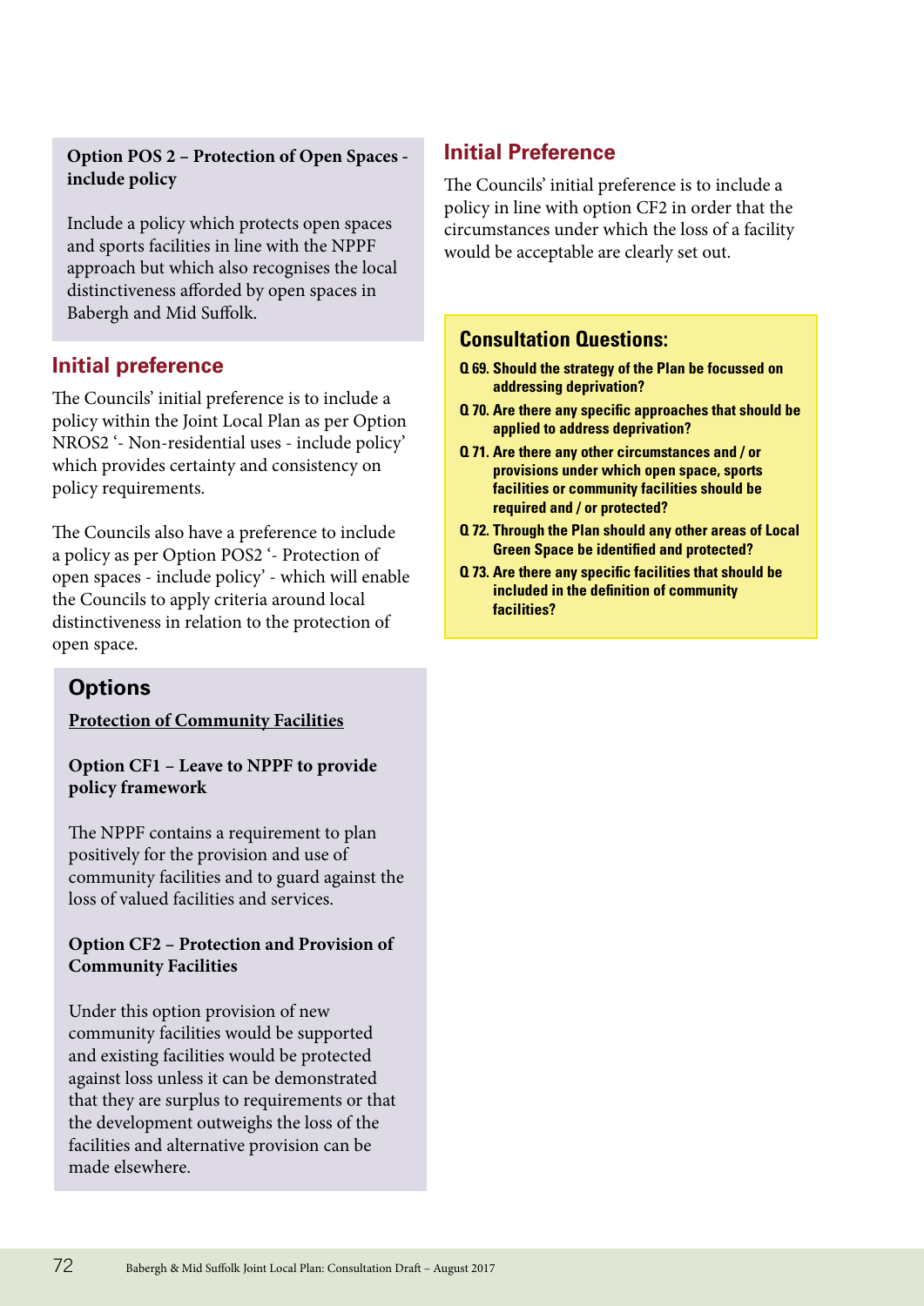**Option POS 2 – Protection of Open Spaces - include policy**

Include a policy which protects open spaces and sports facilities in line with the NPPF approach but which also recognises the local distinctiveness afforded by open spaces in Babergh and Mid Suffolk.

## Initial preference

The Councils' initial preference is to include a policy within the Joint Local Plan as per Option NROS2 '- Non-residential uses - include policy' which provides certainty and consistency on policy requirements.

The Councils also have a preference to include a policy as per Option POS2 '- Protection of open spaces - include policy' - which will enable the Councils to apply criteria around local distinctiveness in relation to the protection of open space.

## Options

**Protection of Community Facilities**

**Option CF1 – Leave to NPPF to provide policy framework**

The NPPF contains a requirement to plan positively for the provision and use of community facilities and to guard against the loss of valued facilities and services.

**Option CF2 – Protection and Provision of Community Facilities**

Under this option provision of new community facilities would be supported and existing facilities would be protected against loss unless it can be demonstrated that they are surplus to requirements or that the development outweighs the loss of the facilities and alternative provision can be made elsewhere.

## Initial Preference

The Councils' initial preference is to include a policy in line with option CF2 in order that the circumstances under which the loss of a facility would be acceptable are clearly set out.

### Consultation Questions:

**Q 69. Should the strategy of the Plan be focussed on addressing deprivation?**

**Q 70. Are there any specific approaches that should be applied to address deprivation?**

**Q 71. Are there any other circumstances and / or provisions under which open space, sports facilities or community facilities should be required and / or protected?**

**Q 72. Through the Plan should any other areas of Local Green Space be identified and protected?**

**Q 73. Are there any specific facilities that should be included in the definition of community facilities?**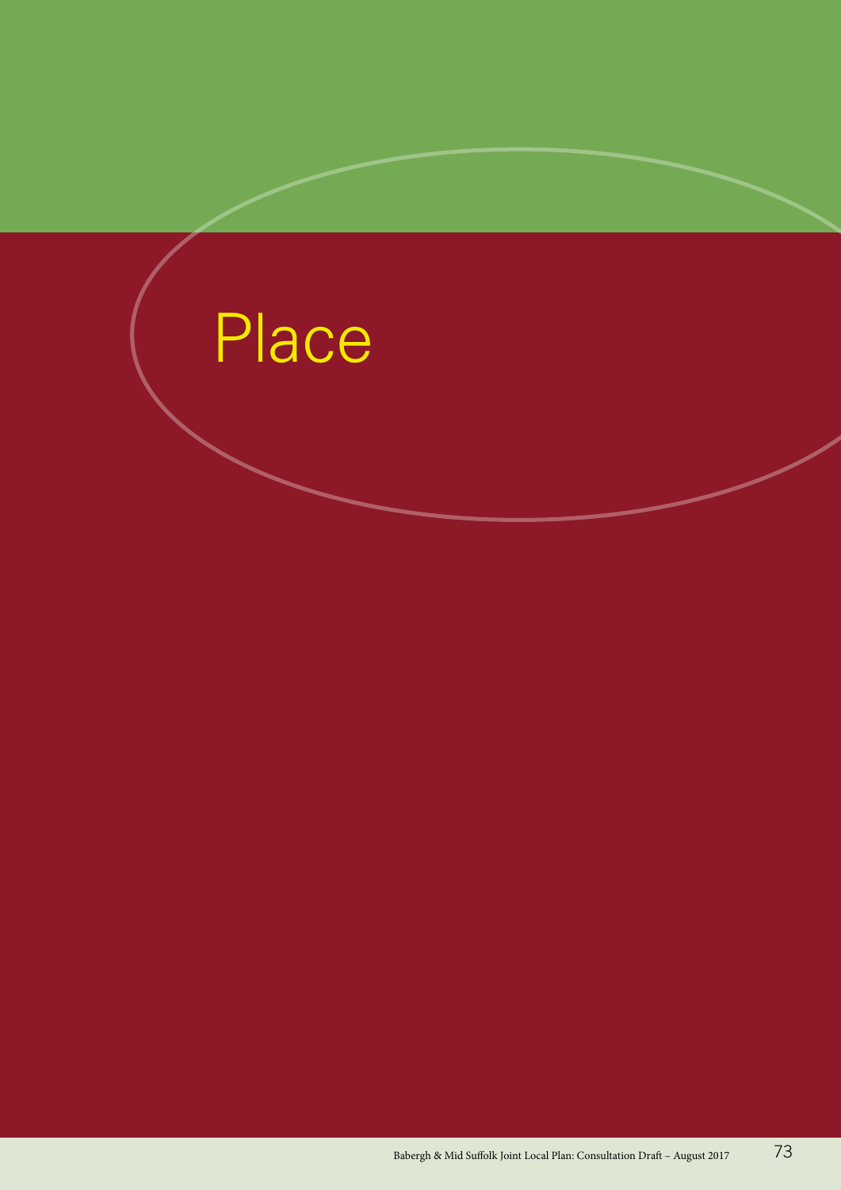# Place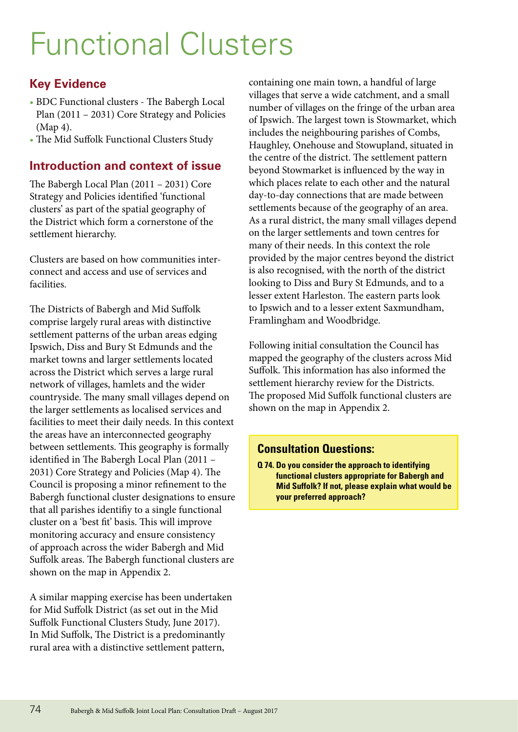# Functional Clusters

## Key Evidence

- BDC Functional clusters - The Babergh Local Plan (2011 – 2031) Core Strategy and Policies (Map 4).
- The Mid Suffolk Functional Clusters Study

## Introduction and context of issue

The Babergh Local Plan (2011 – 2031) Core Strategy and Policies identified 'functional clusters' as part of the spatial geography of the District which form a cornerstone of the settlement hierarchy.

Clusters are based on how communities inter-connect and access and use of services and facilities.

The Districts of Babergh and Mid Suffolk comprise largely rural areas with distinctive settlement patterns of the urban areas edging Ipswich, Diss and Bury St Edmunds and the market towns and larger settlements located across the District which serves a large rural network of villages, hamlets and the wider countryside. The many small villages depend on the larger settlements as localised services and facilities to meet their daily needs. In this context the areas have an interconnected geography between settlements. This geography is formally identified in The Babergh Local Plan (2011 – 2031) Core Strategy and Policies (Map 4). The Council is proposing a minor refinement to the Babergh functional cluster designations to ensure that all parishes identifiy to a single functional cluster on a 'best fit' basis. This will improve monitoring accuracy and ensure consistency of approach across the wider Babergh and Mid Suffolk areas. The Babergh functional clusters are shown on the map in Appendix 2.

A similar mapping exercise has been undertaken for Mid Suffolk District (as set out in the Mid Suffolk Functional Clusters Study, June 2017). In Mid Suffolk, The District is a predominantly rural area with a distinctive settlement pattern, containing one main town, a handful of large villages that serve a wide catchment, and a small number of villages on the fringe of the urban area of Ipswich. The largest town is Stowmarket, which includes the neighbouring parishes of Combs, Haughley, Onehouse and Stowupland, situated in the centre of the district. The settlement pattern beyond Stowmarket is influenced by the way in which places relate to each other and the natural day-to-day connections that are made between settlements because of the geography of an area. As a rural district, the many small villages depend on the larger settlements and town centres for many of their needs. In this context the role provided by the major centres beyond the district is also recognised, with the north of the district looking to Diss and Bury St Edmunds, and to a lesser extent Harleston. The eastern parts look to Ipswich and to a lesser extent Saxmundham, Framlingham and Woodbridge.

Following initial consultation the Council has mapped the geography of the clusters across Mid Suffolk. This information has also informed the settlement hierarchy review for the Districts. The proposed Mid Suffolk functional clusters are shown on the map in Appendix 2.

### Consultation Questions:

**Q 74. Do you consider the approach to identifying functional clusters appropriate for Babergh and Mid Suffolk? If not, please explain what would be your preferred approach?**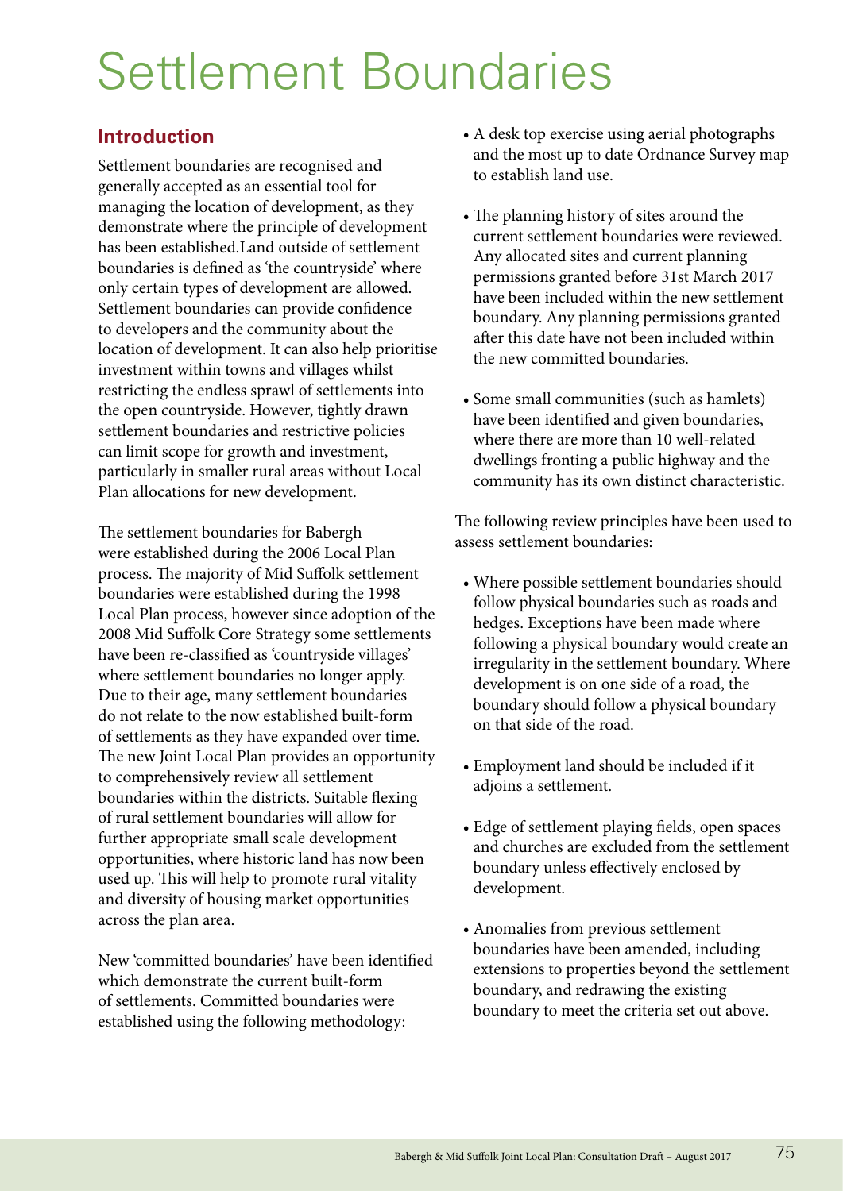# Settlement Boundaries

## Introduction

Settlement boundaries are recognised and generally accepted as an essential tool for managing the location of development, as they demonstrate where the principle of development has been established.Land outside of settlement boundaries is defined as 'the countryside' where only certain types of development are allowed. Settlement boundaries can provide confidence to developers and the community about the location of development. It can also help prioritise investment within towns and villages whilst restricting the endless sprawl of settlements into the open countryside. However, tightly drawn settlement boundaries and restrictive policies can limit scope for growth and investment, particularly in smaller rural areas without Local Plan allocations for new development.

The settlement boundaries for Babergh were established during the 2006 Local Plan process. The majority of Mid Suffolk settlement boundaries were established during the 1998 Local Plan process, however since adoption of the 2008 Mid Suffolk Core Strategy some settlements have been re-classified as 'countryside villages' where settlement boundaries no longer apply. Due to their age, many settlement boundaries do not relate to the now established built-form of settlements as they have expanded over time. The new Joint Local Plan provides an opportunity to comprehensively review all settlement boundaries within the districts. Suitable flexing of rural settlement boundaries will allow for further appropriate small scale development opportunities, where historic land has now been used up. This will help to promote rural vitality and diversity of housing market opportunities across the plan area.

New 'committed boundaries' have been identified which demonstrate the current built-form of settlements. Committed boundaries were established using the following methodology:

- A desk top exercise using aerial photographs and the most up to date Ordnance Survey map to establish land use.
- The planning history of sites around the current settlement boundaries were reviewed. Any allocated sites and current planning permissions granted before 31st March 2017 have been included within the new settlement boundary. Any planning permissions granted after this date have not been included within the new committed boundaries.
- Some small communities (such as hamlets) have been identified and given boundaries, where there are more than 10 well-related dwellings fronting a public highway and the community has its own distinct characteristic.

The following review principles have been used to assess settlement boundaries:

- Where possible settlement boundaries should follow physical boundaries such as roads and hedges. Exceptions have been made where following a physical boundary would create an irregularity in the settlement boundary. Where development is on one side of a road, the boundary should follow a physical boundary on that side of the road.
- Employment land should be included if it adjoins a settlement.
- Edge of settlement playing fields, open spaces and churches are excluded from the settlement boundary unless effectively enclosed by development.
- Anomalies from previous settlement boundaries have been amended, including extensions to properties beyond the settlement boundary, and redrawing the existing boundary to meet the criteria set out above.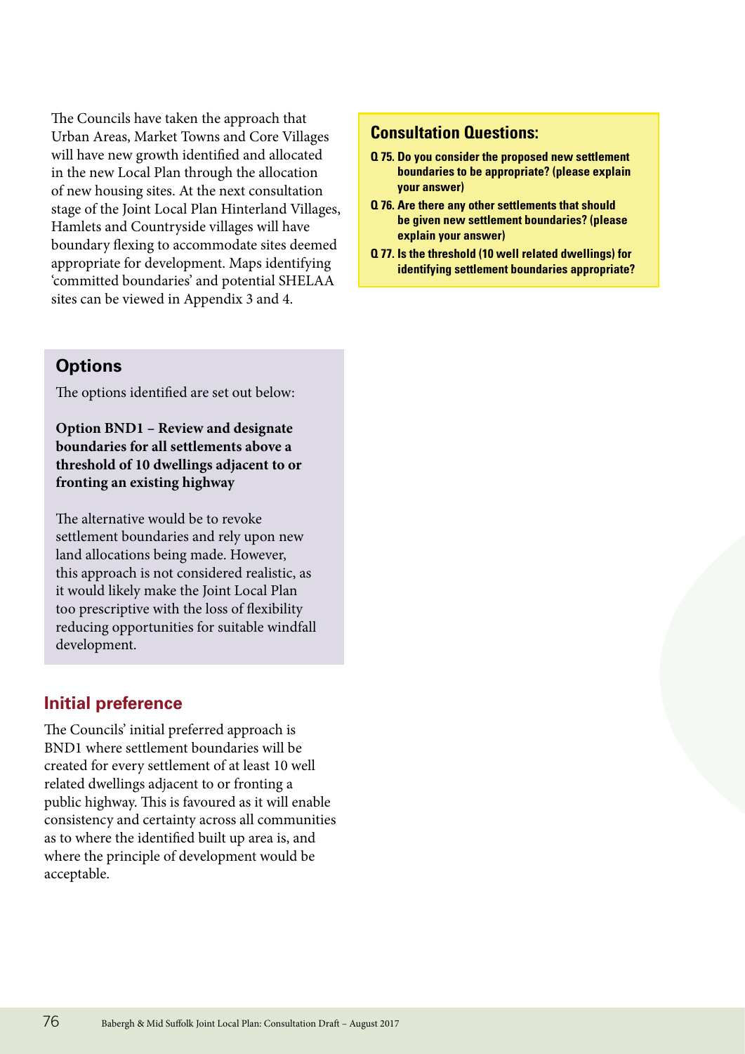The Councils have taken the approach that Urban Areas, Market Towns and Core Villages will have new growth identified and allocated in the new Local Plan through the allocation of new housing sites. At the next consultation stage of the Joint Local Plan Hinterland Villages, Hamlets and Countryside villages will have boundary flexing to accommodate sites deemed appropriate for development. Maps identifying 'committed boundaries' and potential SHELAA sites can be viewed in Appendix 3 and 4.

## Options

The options identified are set out below:

**Option BND1 – Review and designate boundaries for all settlements above a threshold of 10 dwellings adjacent to or fronting an existing highway**

The alternative would be to revoke settlement boundaries and rely upon new land allocations being made. However, this approach is not considered realistic, as it would likely make the Joint Local Plan too prescriptive with the loss of flexibility reducing opportunities for suitable windfall development.

## Initial preference

The Councils' initial preferred approach is BND1 where settlement boundaries will be created for every settlement of at least 10 well related dwellings adjacent to or fronting a public highway. This is favoured as it will enable consistency and certainty across all communities as to where the identified built up area is, and where the principle of development would be acceptable.

## Consultation Questions:

**Q 75. Do you consider the proposed new settlement boundaries to be appropriate? (please explain your answer)**

**Q 76. Are there any other settlements that should be given new settlement boundaries? (please explain your answer)**

**Q 77. Is the threshold (10 well related dwellings) for identifying settlement boundaries appropriate?**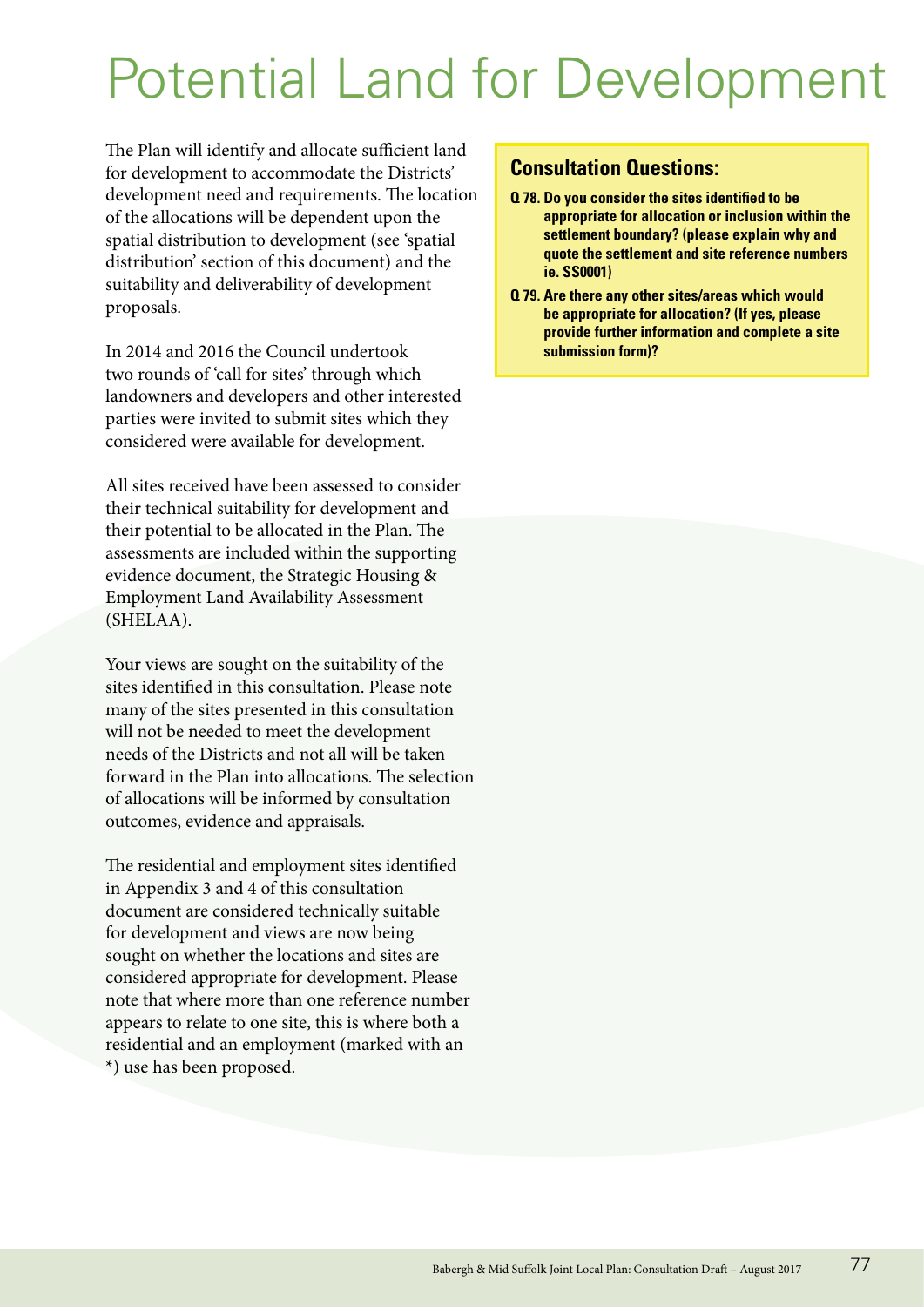# Potential Land for Development

The Plan will identify and allocate sufficient land for development to accommodate the Districts' development need and requirements. The location of the allocations will be dependent upon the spatial distribution to development (see 'spatial distribution' section of this document) and the suitability and deliverability of development proposals.

In 2014 and 2016 the Council undertook two rounds of 'call for sites' through which landowners and developers and other interested parties were invited to submit sites which they considered were available for development.

All sites received have been assessed to consider their technical suitability for development and their potential to be allocated in the Plan. The assessments are included within the supporting evidence document, the Strategic Housing & Employment Land Availability Assessment (SHELAA).

Your views are sought on the suitability of the sites identified in this consultation. Please note many of the sites presented in this consultation will not be needed to meet the development needs of the Districts and not all will be taken forward in the Plan into allocations. The selection of allocations will be informed by consultation outcomes, evidence and appraisals.

The residential and employment sites identified in Appendix 3 and 4 of this consultation document are considered technically suitable for development and views are now being sought on whether the locations and sites are considered appropriate for development. Please note that where more than one reference number appears to relate to one site, this is where both a residential and an employment (marked with an *) use has been proposed.

## Consultation Questions:

**Q 78. Do you consider the sites identified to be appropriate for allocation or inclusion within the settlement boundary? (please explain why and quote the settlement and site reference numbers ie. SS0001)**

**Q 79. Are there any other sites/areas which would be appropriate for allocation? (If yes, please provide further information and complete a site submission form)?**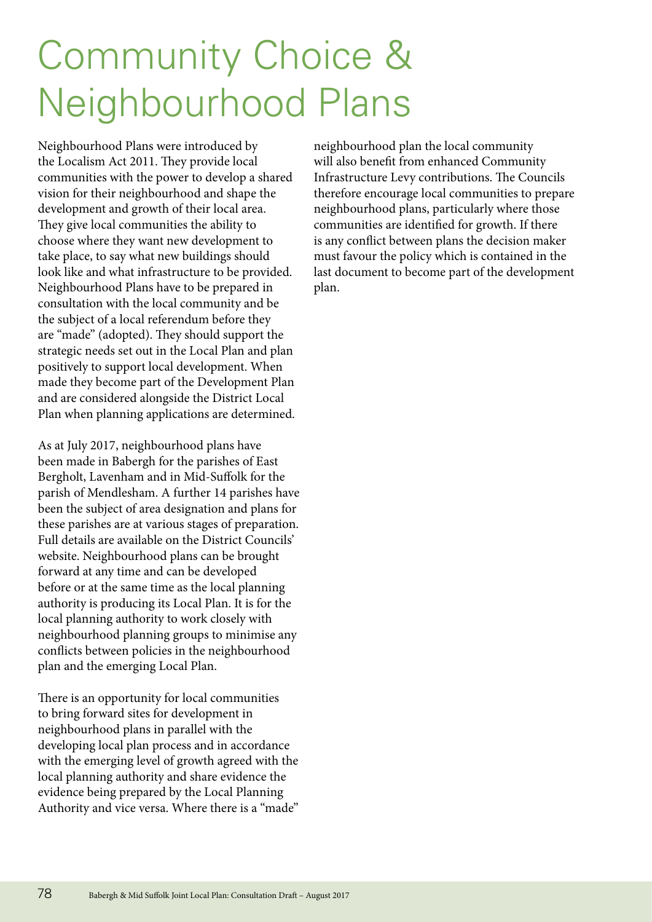# Community Choice & Neighbourhood Plans

Neighbourhood Plans were introduced by the Localism Act 2011. They provide local communities with the power to develop a shared vision for their neighbourhood and shape the development and growth of their local area. They give local communities the ability to choose where they want new development to take place, to say what new buildings should look like and what infrastructure to be provided. Neighbourhood Plans have to be prepared in consultation with the local community and be the subject of a local referendum before they are "made" (adopted). They should support the strategic needs set out in the Local Plan and plan positively to support local development. When made they become part of the Development Plan and are considered alongside the District Local Plan when planning applications are determined.

As at July 2017, neighbourhood plans have been made in Babergh for the parishes of East Bergholt, Lavenham and in Mid-Suffolk for the parish of Mendlesham. A further 14 parishes have been the subject of area designation and plans for these parishes are at various stages of preparation. Full details are available on the District Councils' website. Neighbourhood plans can be brought forward at any time and can be developed before or at the same time as the local planning authority is producing its Local Plan. It is for the local planning authority to work closely with neighbourhood planning groups to minimise any conflicts between policies in the neighbourhood plan and the emerging Local Plan.

There is an opportunity for local communities to bring forward sites for development in neighbourhood plans in parallel with the developing local plan process and in accordance with the emerging level of growth agreed with the local planning authority and share evidence the evidence being prepared by the Local Planning Authority and vice versa. Where there is a "made" neighbourhood plan the local community will also benefit from enhanced Community Infrastructure Levy contributions. The Councils therefore encourage local communities to prepare neighbourhood plans, particularly where those communities are identified for growth. If there is any conflict between plans the decision maker must favour the policy which is contained in the last document to become part of the development plan.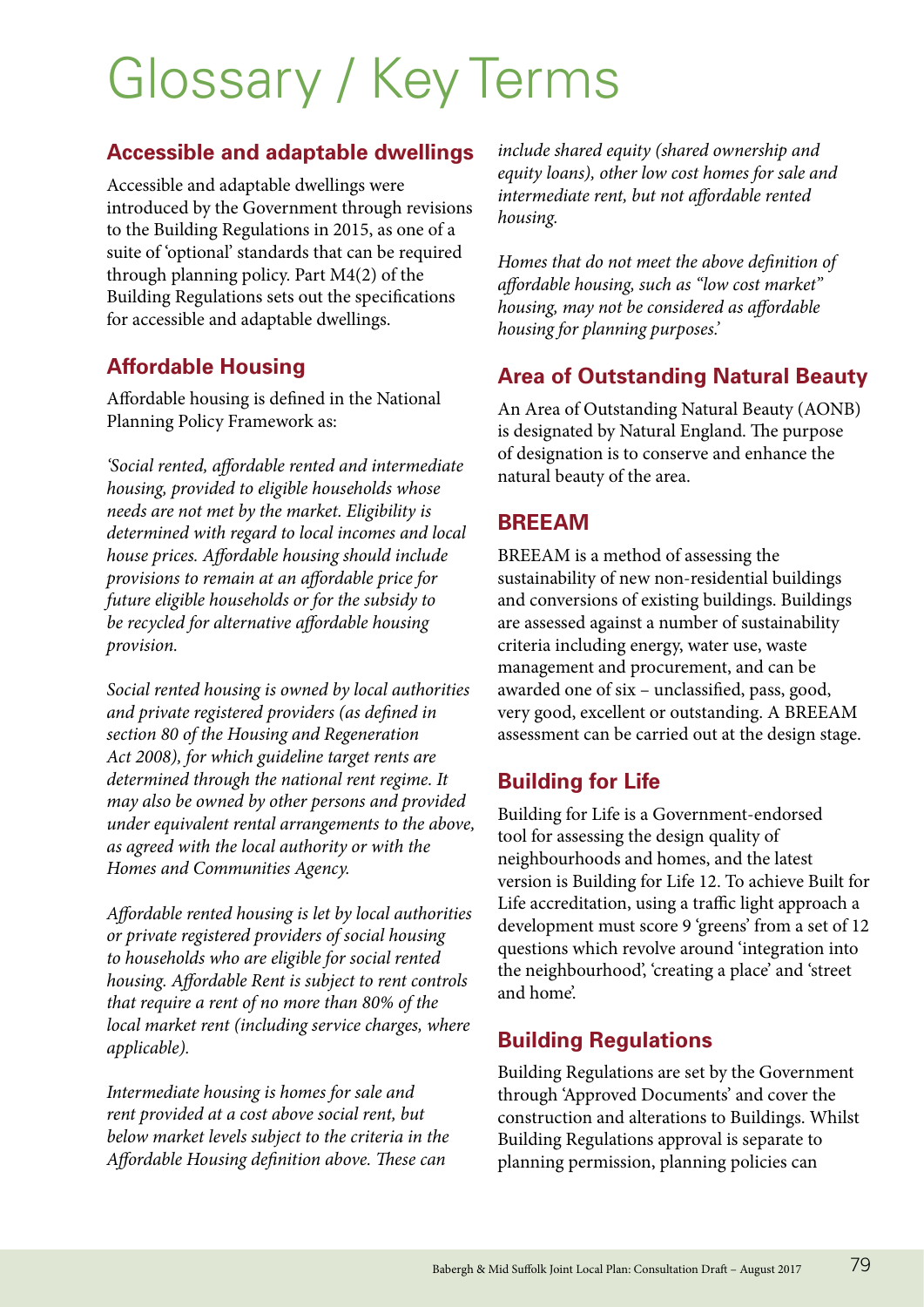# Glossary / Key Terms

## Accessible and adaptable dwellings

Accessible and adaptable dwellings were introduced by the Government through revisions to the Building Regulations in 2015, as one of a suite of 'optional' standards that can be required through planning policy. Part M4(2) of the Building Regulations sets out the specifications for accessible and adaptable dwellings.

## Affordable Housing

Affordable housing is defined in the National Planning Policy Framework as:

*'Social rented, affordable rented and intermediate housing, provided to eligible households whose needs are not met by the market. Eligibility is determined with regard to local incomes and local house prices. Affordable housing should include provisions to remain at an affordable price for future eligible households or for the subsidy to be recycled for alternative affordable housing provision.*

*Social rented housing is owned by local authorities and private registered providers (as defined in section 80 of the Housing and Regeneration Act 2008), for which guideline target rents are determined through the national rent regime. It may also be owned by other persons and provided under equivalent rental arrangements to the above, as agreed with the local authority or with the Homes and Communities Agency.*

*Affordable rented housing is let by local authorities or private registered providers of social housing to households who are eligible for social rented housing. Affordable Rent is subject to rent controls that require a rent of no more than 80% of the local market rent (including service charges, where applicable).*

*Intermediate housing is homes for sale and rent provided at a cost above social rent, but below market levels subject to the criteria in the Affordable Housing definition above. These can include shared equity (shared ownership and equity loans), other low cost homes for sale and intermediate rent, but not affordable rented housing.*

*Homes that do not meet the above definition of affordable housing, such as "low cost market" housing, may not be considered as affordable housing for planning purposes.'*

## Area of Outstanding Natural Beauty

An Area of Outstanding Natural Beauty (AONB) is designated by Natural England. The purpose of designation is to conserve and enhance the natural beauty of the area.

## BREEAM

BREEAM is a method of assessing the sustainability of new non-residential buildings and conversions of existing buildings. Buildings are assessed against a number of sustainability criteria including energy, water use, waste management and procurement, and can be awarded one of six – unclassified, pass, good, very good, excellent or outstanding. A BREEAM assessment can be carried out at the design stage.

## Building for Life

Building for Life is a Government-endorsed tool for assessing the design quality of neighbourhoods and homes, and the latest version is Building for Life 12. To achieve Built for Life accreditation, using a traffic light approach a development must score 9 'greens' from a set of 12 questions which revolve around 'integration into the neighbourhood', 'creating a place' and 'street and home'.

## Building Regulations

Building Regulations are set by the Government through 'Approved Documents' and cover the construction and alterations to Buildings. Whilst Building Regulations approval is separate to planning permission, planning policies can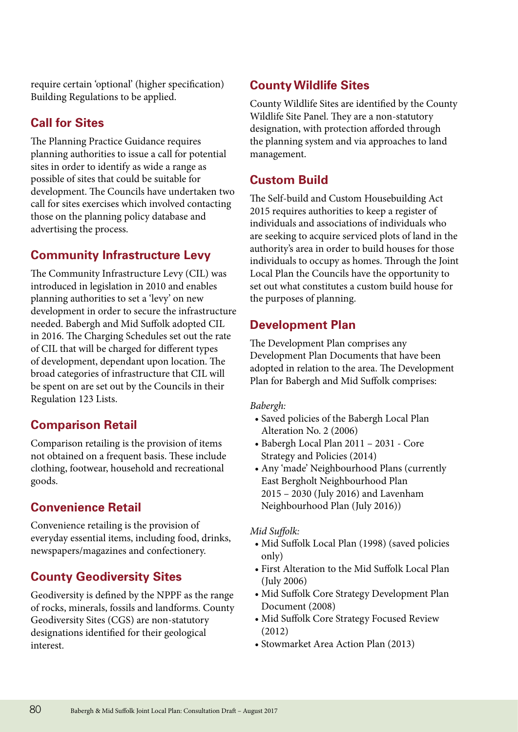require certain 'optional' (higher specification) Building Regulations to be applied.

## Call for Sites

The Planning Practice Guidance requires planning authorities to issue a call for potential sites in order to identify as wide a range as possible of sites that could be suitable for development. The Councils have undertaken two call for sites exercises which involved contacting those on the planning policy database and advertising the process.

## Community Infrastructure Levy

The Community Infrastructure Levy (CIL) was introduced in legislation in 2010 and enables planning authorities to set a 'levy' on new development in order to secure the infrastructure needed. Babergh and Mid Suffolk adopted CIL in 2016. The Charging Schedules set out the rate of CIL that will be charged for different types of development, dependant upon location. The broad categories of infrastructure that CIL will be spent on are set out by the Councils in their Regulation 123 Lists.

## Comparison Retail

Comparison retailing is the provision of items not obtained on a frequent basis. These include clothing, footwear, household and recreational goods.

## Convenience Retail

Convenience retailing is the provision of everyday essential items, including food, drinks, newspapers/magazines and confectionery.

## County Geodiversity Sites

Geodiversity is defined by the NPPF as the range of rocks, minerals, fossils and landforms. County Geodiversity Sites (CGS) are non-statutory designations identified for their geological interest.

## County Wildlife Sites

County Wildlife Sites are identified by the County Wildlife Site Panel. They are a non-statutory designation, with protection afforded through the planning system and via approaches to land management.

## Custom Build

The Self-build and Custom Housebuilding Act 2015 requires authorities to keep a register of individuals and associations of individuals who are seeking to acquire serviced plots of land in the authority's area in order to build houses for those individuals to occupy as homes. Through the Joint Local Plan the Councils have the opportunity to set out what constitutes a custom build house for the purposes of planning.

## Development Plan

The Development Plan comprises any Development Plan Documents that have been adopted in relation to the area. The Development Plan for Babergh and Mid Suffolk comprises:

*Babergh:*

- Saved policies of the Babergh Local Plan Alteration No. 2 (2006)
- Babergh Local Plan 2011 – 2031 - Core Strategy and Policies (2014)
- Any 'made' Neighbourhood Plans (currently East Bergholt Neighbourhood Plan 2015 – 2030 (July 2016) and Lavenham Neighbourhood Plan (July 2016))

*Mid Suffolk:*

- Mid Suffolk Local Plan (1998) (saved policies only)
- First Alteration to the Mid Suffolk Local Plan (July 2006)
- Mid Suffolk Core Strategy Development Plan Document (2008)
- Mid Suffolk Core Strategy Focused Review (2012)
- Stowmarket Area Action Plan (2013)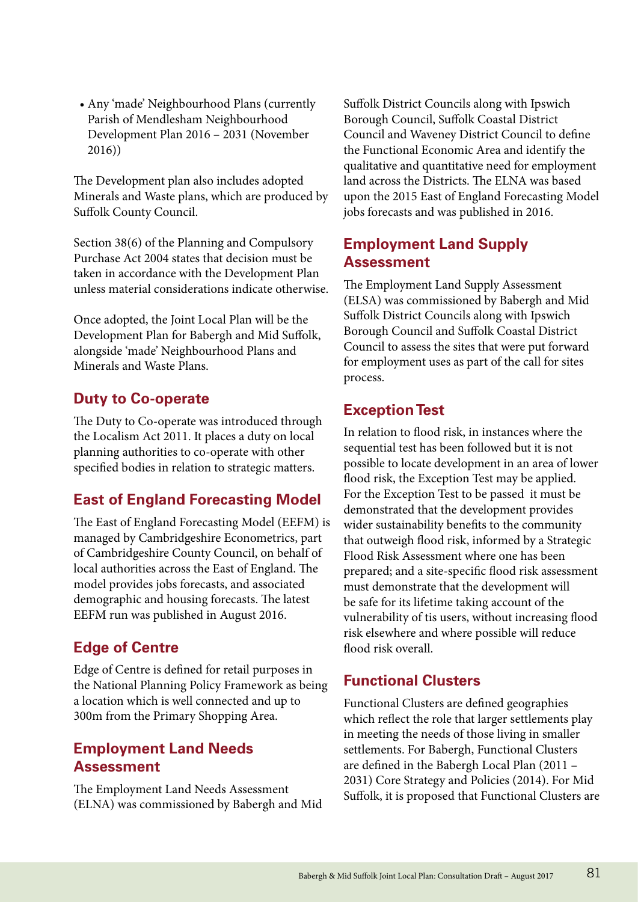- Any 'made' Neighbourhood Plans (currently Parish of Mendlesham Neighbourhood Development Plan 2016 – 2031 (November 2016))

The Development plan also includes adopted Minerals and Waste plans, which are produced by Suffolk County Council.

Section 38(6) of the Planning and Compulsory Purchase Act 2004 states that decision must be taken in accordance with the Development Plan unless material considerations indicate otherwise.

Once adopted, the Joint Local Plan will be the Development Plan for Babergh and Mid Suffolk, alongside 'made' Neighbourhood Plans and Minerals and Waste Plans.

## Duty to Co-operate

The Duty to Co-operate was introduced through the Localism Act 2011. It places a duty on local planning authorities to co-operate with other specified bodies in relation to strategic matters.

## East of England Forecasting Model

The East of England Forecasting Model (EEFM) is managed by Cambridgeshire Econometrics, part of Cambridgeshire County Council, on behalf of local authorities across the East of England. The model provides jobs forecasts, and associated demographic and housing forecasts. The latest EEFM run was published in August 2016.

## Edge of Centre

Edge of Centre is defined for retail purposes in the National Planning Policy Framework as being a location which is well connected and up to 300m from the Primary Shopping Area.

## Employment Land Needs Assessment

The Employment Land Needs Assessment (ELNA) was commissioned by Babergh and Mid Suffolk District Councils along with Ipswich Borough Council, Suffolk Coastal District Council and Waveney District Council to define the Functional Economic Area and identify the qualitative and quantitative need for employment land across the Districts. The ELNA was based upon the 2015 East of England Forecasting Model jobs forecasts and was published in 2016.

## Employment Land Supply Assessment

The Employment Land Supply Assessment (ELSA) was commissioned by Babergh and Mid Suffolk District Councils along with Ipswich Borough Council and Suffolk Coastal District Council to assess the sites that were put forward for employment uses as part of the call for sites process.

## Exception Test

In relation to flood risk, in instances where the sequential test has been followed but it is not possible to locate development in an area of lower flood risk, the Exception Test may be applied. For the Exception Test to be passed it must be demonstrated that the development provides wider sustainability benefits to the community that outweigh flood risk, informed by a Strategic Flood Risk Assessment where one has been prepared; and a site-specific flood risk assessment must demonstrate that the development will be safe for its lifetime taking account of the vulnerability of tis users, without increasing flood risk elsewhere and where possible will reduce flood risk overall.

## Functional Clusters

Functional Clusters are defined geographies which reflect the role that larger settlements play in meeting the needs of those living in smaller settlements. For Babergh, Functional Clusters are defined in the Babergh Local Plan (2011 – 2031) Core Strategy and Policies (2014). For Mid Suffolk, it is proposed that Functional Clusters are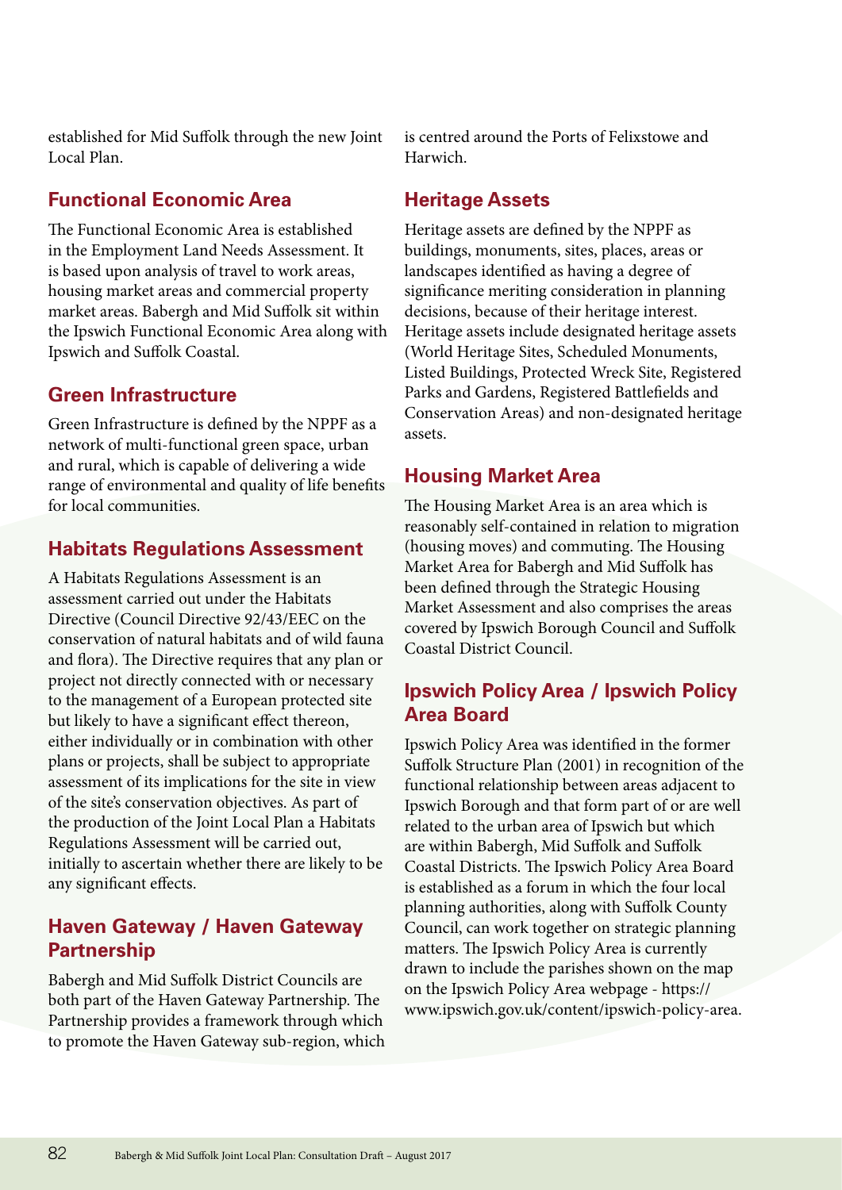established for Mid Suffolk through the new Joint Local Plan.

## Functional Economic Area

The Functional Economic Area is established in the Employment Land Needs Assessment. It is based upon analysis of travel to work areas, housing market areas and commercial property market areas. Babergh and Mid Suffolk sit within the Ipswich Functional Economic Area along with Ipswich and Suffolk Coastal.

## Green Infrastructure

Green Infrastructure is defined by the NPPF as a network of multi-functional green space, urban and rural, which is capable of delivering a wide range of environmental and quality of life benefits for local communities.

## Habitats Regulations Assessment

A Habitats Regulations Assessment is an assessment carried out under the Habitats Directive (Council Directive 92/43/EEC on the conservation of natural habitats and of wild fauna and flora). The Directive requires that any plan or project not directly connected with or necessary to the management of a European protected site but likely to have a significant effect thereon, either individually or in combination with other plans or projects, shall be subject to appropriate assessment of its implications for the site in view of the site's conservation objectives. As part of the production of the Joint Local Plan a Habitats Regulations Assessment will be carried out, initially to ascertain whether there are likely to be any significant effects.

## Haven Gateway / Haven Gateway Partnership

Babergh and Mid Suffolk District Councils are both part of the Haven Gateway Partnership. The Partnership provides a framework through which to promote the Haven Gateway sub-region, which is centred around the Ports of Felixstowe and Harwich.

## Heritage Assets

Heritage assets are defined by the NPPF as buildings, monuments, sites, places, areas or landscapes identified as having a degree of significance meriting consideration in planning decisions, because of their heritage interest. Heritage assets include designated heritage assets (World Heritage Sites, Scheduled Monuments, Listed Buildings, Protected Wreck Site, Registered Parks and Gardens, Registered Battlefields and Conservation Areas) and non-designated heritage assets.

## Housing Market Area

The Housing Market Area is an area which is reasonably self-contained in relation to migration (housing moves) and commuting. The Housing Market Area for Babergh and Mid Suffolk has been defined through the Strategic Housing Market Assessment and also comprises the areas covered by Ipswich Borough Council and Suffolk Coastal District Council.

## Ipswich Policy Area / Ipswich Policy Area Board

Ipswich Policy Area was identified in the former Suffolk Structure Plan (2001) in recognition of the functional relationship between areas adjacent to Ipswich Borough and that form part of or are well related to the urban area of Ipswich but which are within Babergh, Mid Suffolk and Suffolk Coastal Districts. The Ipswich Policy Area Board is established as a forum in which the four local planning authorities, along with Suffolk County Council, can work together on strategic planning matters. The Ipswich Policy Area is currently drawn to include the parishes shown on the map on the Ipswich Policy Area webpage - https://www.ipswich.gov.uk/content/ipswich-policy-area.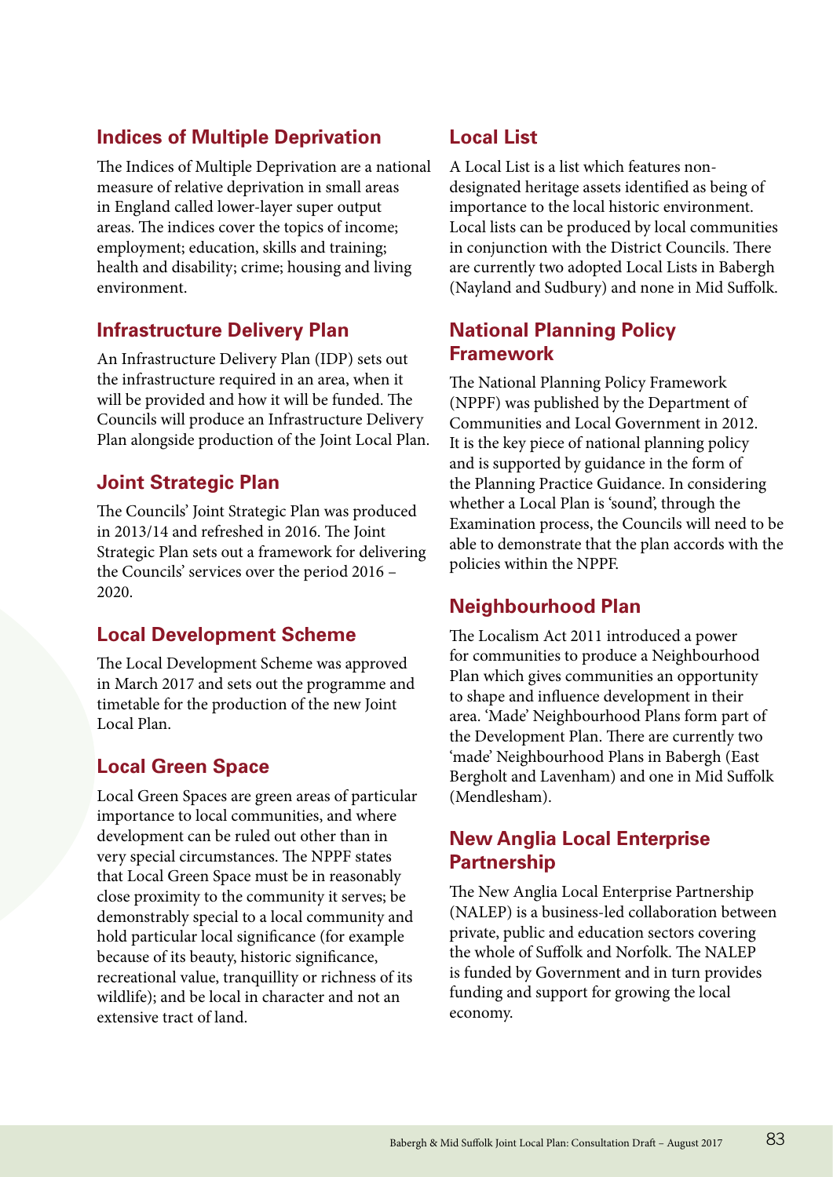## Indices of Multiple Deprivation

The Indices of Multiple Deprivation are a national measure of relative deprivation in small areas in England called lower-layer super output areas. The indices cover the topics of income; employment; education, skills and training; health and disability; crime; housing and living environment.

## Infrastructure Delivery Plan

An Infrastructure Delivery Plan (IDP) sets out the infrastructure required in an area, when it will be provided and how it will be funded. The Councils will produce an Infrastructure Delivery Plan alongside production of the Joint Local Plan.

## Joint Strategic Plan

The Councils' Joint Strategic Plan was produced in 2013/14 and refreshed in 2016. The Joint Strategic Plan sets out a framework for delivering the Councils' services over the period 2016 – 2020.

## Local Development Scheme

The Local Development Scheme was approved in March 2017 and sets out the programme and timetable for the production of the new Joint Local Plan.

## Local Green Space

Local Green Spaces are green areas of particular importance to local communities, and where development can be ruled out other than in very special circumstances. The NPPF states that Local Green Space must be in reasonably close proximity to the community it serves; be demonstrably special to a local community and hold particular local significance (for example because of its beauty, historic significance, recreational value, tranquillity or richness of its wildlife); and be local in character and not an extensive tract of land.

## Local List

A Local List is a list which features non-designated heritage assets identified as being of importance to the local historic environment. Local lists can be produced by local communities in conjunction with the District Councils. There are currently two adopted Local Lists in Babergh (Nayland and Sudbury) and none in Mid Suffolk.

## National Planning Policy Framework

The National Planning Policy Framework (NPPF) was published by the Department of Communities and Local Government in 2012. It is the key piece of national planning policy and is supported by guidance in the form of the Planning Practice Guidance. In considering whether a Local Plan is 'sound', through the Examination process, the Councils will need to be able to demonstrate that the plan accords with the policies within the NPPF.

## Neighbourhood Plan

The Localism Act 2011 introduced a power for communities to produce a Neighbourhood Plan which gives communities an opportunity to shape and influence development in their area. 'Made' Neighbourhood Plans form part of the Development Plan. There are currently two 'made' Neighbourhood Plans in Babergh (East Bergholt and Lavenham) and one in Mid Suffolk (Mendlesham).

## New Anglia Local Enterprise Partnership

The New Anglia Local Enterprise Partnership (NALEP) is a business-led collaboration between private, public and education sectors covering the whole of Suffolk and Norfolk. The NALEP is funded by Government and in turn provides funding and support for growing the local economy.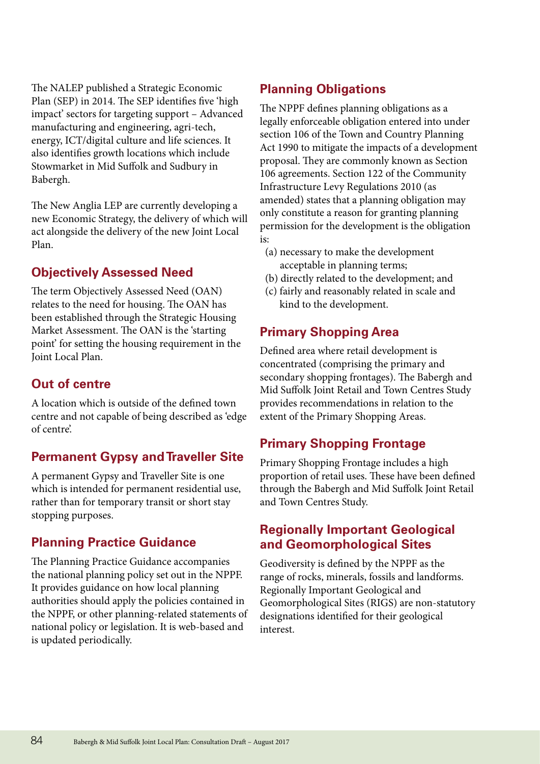The NALEP published a Strategic Economic Plan (SEP) in 2014. The SEP identifies five 'high impact' sectors for targeting support – Advanced manufacturing and engineering, agri-tech, energy, ICT/digital culture and life sciences. It also identifies growth locations which include Stowmarket in Mid Suffolk and Sudbury in Babergh.

The New Anglia LEP are currently developing a new Economic Strategy, the delivery of which will act alongside the delivery of the new Joint Local Plan.

## Objectively Assessed Need

The term Objectively Assessed Need (OAN) relates to the need for housing. The OAN has been established through the Strategic Housing Market Assessment. The OAN is the 'starting point' for setting the housing requirement in the Joint Local Plan.

## Out of centre

A location which is outside of the defined town centre and not capable of being described as 'edge of centre'.

## Permanent Gypsy and Traveller Site

A permanent Gypsy and Traveller Site is one which is intended for permanent residential use, rather than for temporary transit or short stay stopping purposes.

## Planning Practice Guidance

The Planning Practice Guidance accompanies the national planning policy set out in the NPPF. It provides guidance on how local planning authorities should apply the policies contained in the NPPF, or other planning-related statements of national policy or legislation. It is web-based and is updated periodically.

## Planning Obligations

The NPPF defines planning obligations as a legally enforceable obligation entered into under section 106 of the Town and Country Planning Act 1990 to mitigate the impacts of a development proposal. They are commonly known as Section 106 agreements. Section 122 of the Community Infrastructure Levy Regulations 2010 (as amended) states that a planning obligation may only constitute a reason for granting planning permission for the development is the obligation is:

(a) necessary to make the development acceptable in planning terms;
(b) directly related to the development; and
(c) fairly and reasonably related in scale and kind to the development.

## Primary Shopping Area

Defined area where retail development is concentrated (comprising the primary and secondary shopping frontages). The Babergh and Mid Suffolk Joint Retail and Town Centres Study provides recommendations in relation to the extent of the Primary Shopping Areas.

## Primary Shopping Frontage

Primary Shopping Frontage includes a high proportion of retail uses. These have been defined through the Babergh and Mid Suffolk Joint Retail and Town Centres Study.

## Regionally Important Geological and Geomorphological Sites

Geodiversity is defined by the NPPF as the range of rocks, minerals, fossils and landforms. Regionally Important Geological and Geomorphological Sites (RIGS) are non-statutory designations identified for their geological interest.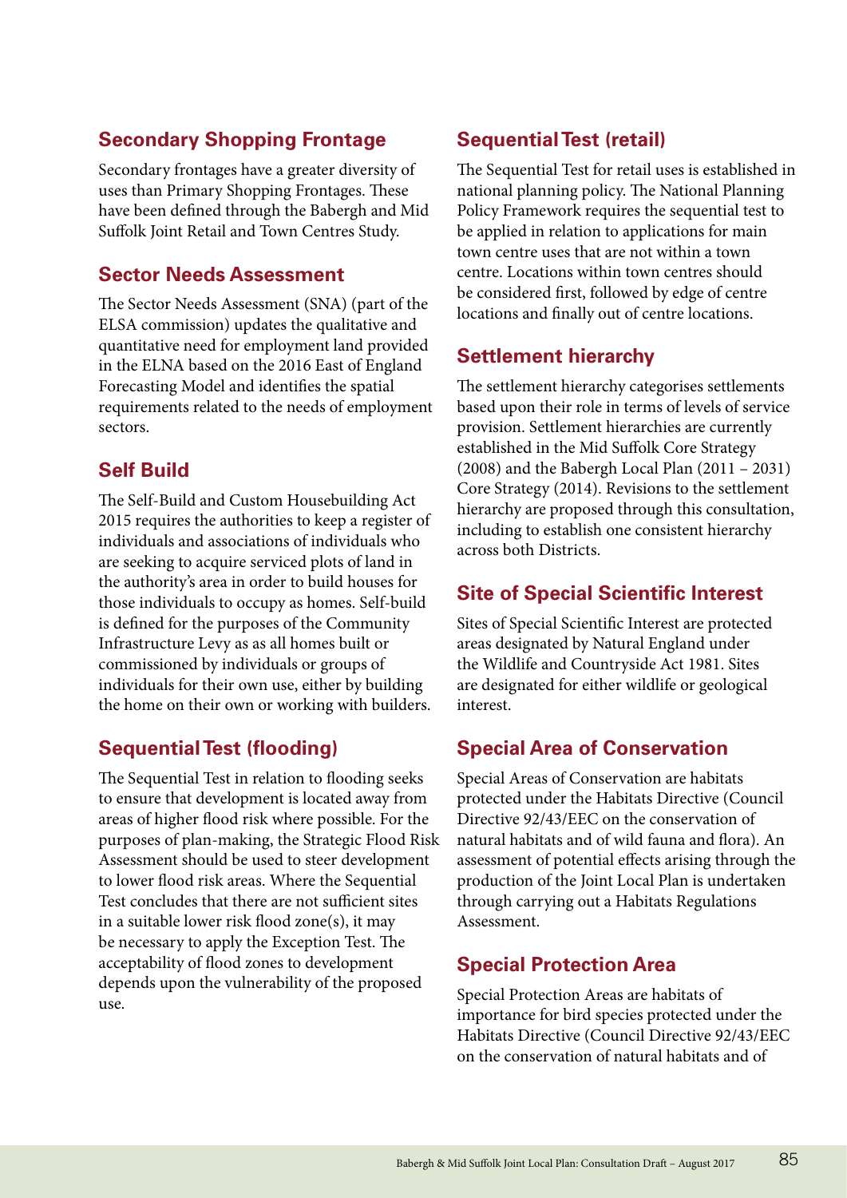## Secondary Shopping Frontage

Secondary frontages have a greater diversity of uses than Primary Shopping Frontages. These have been defined through the Babergh and Mid Suffolk Joint Retail and Town Centres Study.

## Sector Needs Assessment

The Sector Needs Assessment (SNA) (part of the ELSA commission) updates the qualitative and quantitative need for employment land provided in the ELNA based on the 2016 East of England Forecasting Model and identifies the spatial requirements related to the needs of employment sectors.

## Self Build

The Self-Build and Custom Housebuilding Act 2015 requires the authorities to keep a register of individuals and associations of individuals who are seeking to acquire serviced plots of land in the authority's area in order to build houses for those individuals to occupy as homes. Self-build is defined for the purposes of the Community Infrastructure Levy as as all homes built or commissioned by individuals or groups of individuals for their own use, either by building the home on their own or working with builders.

## Sequential Test (flooding)

The Sequential Test in relation to flooding seeks to ensure that development is located away from areas of higher flood risk where possible. For the purposes of plan-making, the Strategic Flood Risk Assessment should be used to steer development to lower flood risk areas. Where the Sequential Test concludes that there are not sufficient sites in a suitable lower risk flood zone(s), it may be necessary to apply the Exception Test. The acceptability of flood zones to development depends upon the vulnerability of the proposed use.

## Sequential Test (retail)

The Sequential Test for retail uses is established in national planning policy. The National Planning Policy Framework requires the sequential test to be applied in relation to applications for main town centre uses that are not within a town centre. Locations within town centres should be considered first, followed by edge of centre locations and finally out of centre locations.

## Settlement hierarchy

The settlement hierarchy categorises settlements based upon their role in terms of levels of service provision. Settlement hierarchies are currently established in the Mid Suffolk Core Strategy (2008) and the Babergh Local Plan (2011 – 2031) Core Strategy (2014). Revisions to the settlement hierarchy are proposed through this consultation, including to establish one consistent hierarchy across both Districts.

## Site of Special Scientific Interest

Sites of Special Scientific Interest are protected areas designated by Natural England under the Wildlife and Countryside Act 1981. Sites are designated for either wildlife or geological interest.

## Special Area of Conservation

Special Areas of Conservation are habitats protected under the Habitats Directive (Council Directive 92/43/EEC on the conservation of natural habitats and of wild fauna and flora). An assessment of potential effects arising through the production of the Joint Local Plan is undertaken through carrying out a Habitats Regulations Assessment.

## Special Protection Area

Special Protection Areas are habitats of importance for bird species protected under the Habitats Directive (Council Directive 92/43/EEC on the conservation of natural habitats and of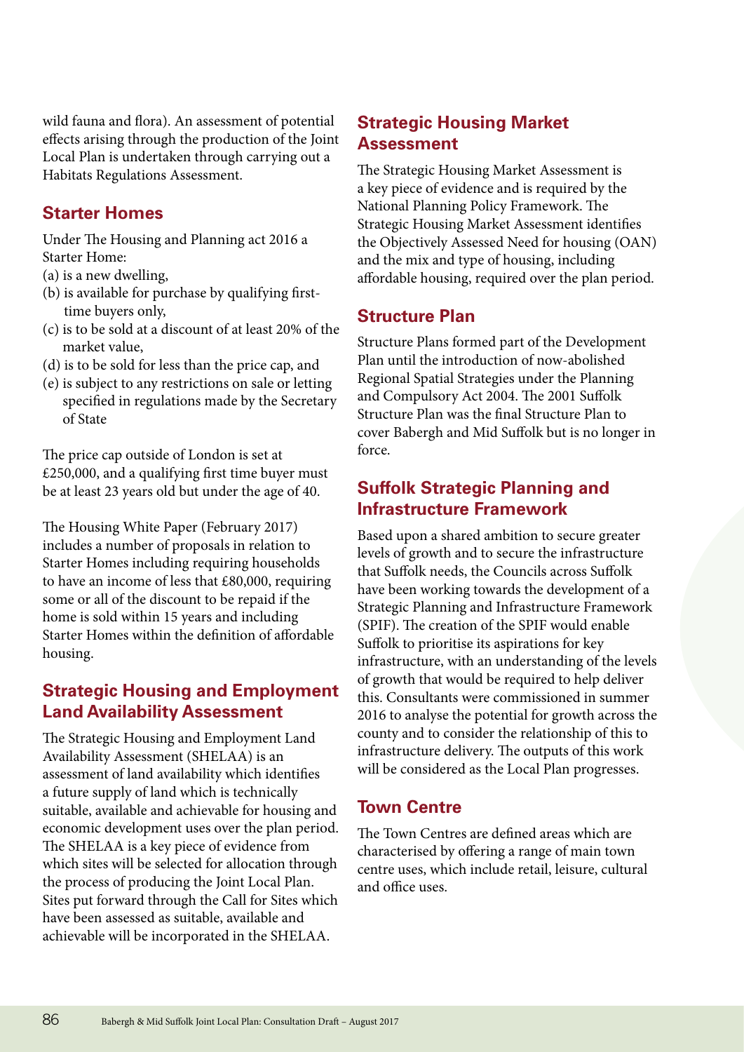wild fauna and flora). An assessment of potential effects arising through the production of the Joint Local Plan is undertaken through carrying out a Habitats Regulations Assessment.

## Starter Homes

Under The Housing and Planning act 2016 a Starter Home:

(a) is a new dwelling,
(b) is available for purchase by qualifying first-time buyers only,
(c) is to be sold at a discount of at least 20% of the market value,
(d) is to be sold for less than the price cap, and
(e) is subject to any restrictions on sale or letting specified in regulations made by the Secretary of State

The price cap outside of London is set at £250,000, and a qualifying first time buyer must be at least 23 years old but under the age of 40.

The Housing White Paper (February 2017) includes a number of proposals in relation to Starter Homes including requiring households to have an income of less that £80,000, requiring some or all of the discount to be repaid if the home is sold within 15 years and including Starter Homes within the definition of affordable housing.

## Strategic Housing and Employment Land Availability Assessment

The Strategic Housing and Employment Land Availability Assessment (SHELAA) is an assessment of land availability which identifies a future supply of land which is technically suitable, available and achievable for housing and economic development uses over the plan period. The SHELAA is a key piece of evidence from which sites will be selected for allocation through the process of producing the Joint Local Plan. Sites put forward through the Call for Sites which have been assessed as suitable, available and achievable will be incorporated in the SHELAA.

## Strategic Housing Market Assessment

The Strategic Housing Market Assessment is a key piece of evidence and is required by the National Planning Policy Framework. The Strategic Housing Market Assessment identifies the Objectively Assessed Need for housing (OAN) and the mix and type of housing, including affordable housing, required over the plan period.

## Structure Plan

Structure Plans formed part of the Development Plan until the introduction of now-abolished Regional Spatial Strategies under the Planning and Compulsory Act 2004. The 2001 Suffolk Structure Plan was the final Structure Plan to cover Babergh and Mid Suffolk but is no longer in force.

## Suffolk Strategic Planning and Infrastructure Framework

Based upon a shared ambition to secure greater levels of growth and to secure the infrastructure that Suffolk needs, the Councils across Suffolk have been working towards the development of a Strategic Planning and Infrastructure Framework (SPIF). The creation of the SPIF would enable Suffolk to prioritise its aspirations for key infrastructure, with an understanding of the levels of growth that would be required to help deliver this. Consultants were commissioned in summer 2016 to analyse the potential for growth across the county and to consider the relationship of this to infrastructure delivery. The outputs of this work will be considered as the Local Plan progresses.

## Town Centre

The Town Centres are defined areas which are characterised by offering a range of main town centre uses, which include retail, leisure, cultural and office uses.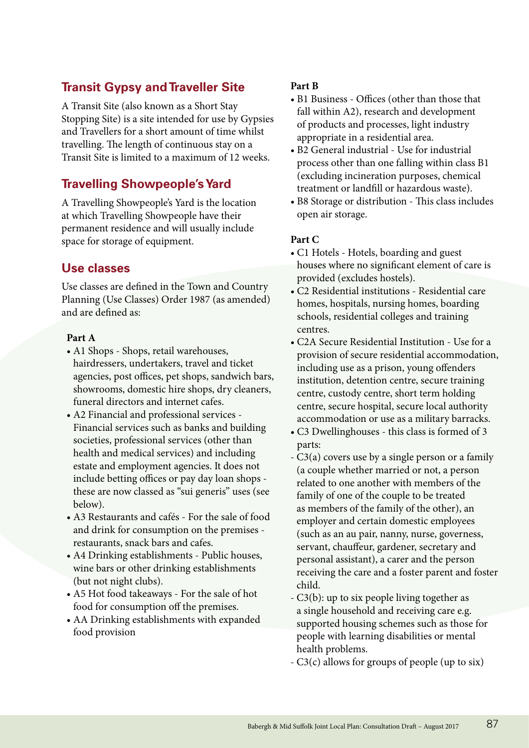## Transit Gypsy and Traveller Site

A Transit Site (also known as a Short Stay Stopping Site) is a site intended for use by Gypsies and Travellers for a short amount of time whilst travelling. The length of continuous stay on a Transit Site is limited to a maximum of 12 weeks.

## Travelling Showpeople's Yard

A Travelling Showpeople's Yard is the location at which Travelling Showpeople have their permanent residence and will usually include space for storage of equipment.

## Use classes

Use classes are defined in the Town and Country Planning (Use Classes) Order 1987 (as amended) and are defined as:

**Part A**

- A1 Shops - Shops, retail warehouses, hairdressers, undertakers, travel and ticket agencies, post offices, pet shops, sandwich bars, showrooms, domestic hire shops, dry cleaners, funeral directors and internet cafes.
- A2 Financial and professional services - Financial services such as banks and building societies, professional services (other than health and medical services) and including estate and employment agencies. It does not include betting offices or pay day loan shops - these are now classed as "sui generis" uses (see below).
- A3 Restaurants and cafés - For the sale of food and drink for consumption on the premises - restaurants, snack bars and cafes.
- A4 Drinking establishments - Public houses, wine bars or other drinking establishments (but not night clubs).
- A5 Hot food takeaways - For the sale of hot food for consumption off the premises.
- AA Drinking establishments with expanded food provision

**Part B**

- B1 Business - Offices (other than those that fall within A2), research and development of products and processes, light industry appropriate in a residential area.
- B2 General industrial - Use for industrial process other than one falling within class B1 (excluding incineration purposes, chemical treatment or landfill or hazardous waste).
- B8 Storage or distribution - This class includes open air storage.

**Part C**

- C1 Hotels - Hotels, boarding and guest houses where no significant element of care is provided (excludes hostels).
- C2 Residential institutions - Residential care homes, hospitals, nursing homes, boarding schools, residential colleges and training centres.
- C2A Secure Residential Institution - Use for a provision of secure residential accommodation, including use as a prison, young offenders institution, detention centre, secure training centre, custody centre, short term holding centre, secure hospital, secure local authority accommodation or use as a military barracks.
- C3 Dwellinghouses - this class is formed of 3 parts:
  - C3(a) covers use by a single person or a family (a couple whether married or not, a person related to one another with members of the family of one of the couple to be treated as members of the family of the other), an employer and certain domestic employees (such as an au pair, nanny, nurse, governess, servant, chauffeur, gardener, secretary and personal assistant), a carer and the person receiving the care and a foster parent and foster child.
  - C3(b): up to six people living together as a single household and receiving care e.g. supported housing schemes such as those for people with learning disabilities or mental health problems.
  - C3(c) allows for groups of people (up to six)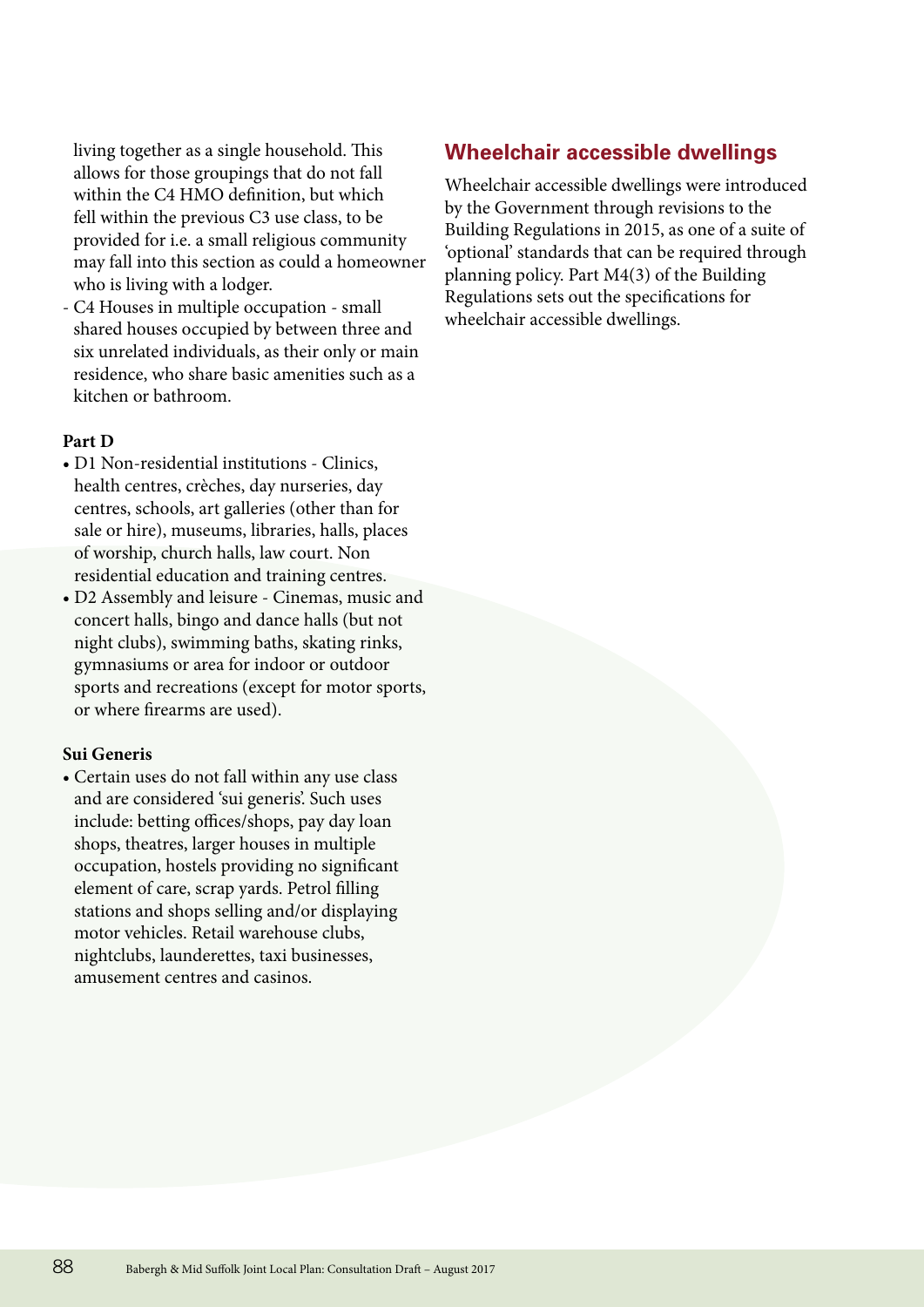living together as a single household. This allows for those groupings that do not fall within the C4 HMO definition, but which fell within the previous C3 use class, to be provided for i.e. a small religious community may fall into this section as could a homeowner who is living with a lodger.

- C4 Houses in multiple occupation - small shared houses occupied by between three and six unrelated individuals, as their only or main residence, who share basic amenities such as a kitchen or bathroom.

**Part D**

- D1 Non-residential institutions - Clinics, health centres, crèches, day nurseries, day centres, schools, art galleries (other than for sale or hire), museums, libraries, halls, places of worship, church halls, law court. Non residential education and training centres.
- D2 Assembly and leisure - Cinemas, music and concert halls, bingo and dance halls (but not night clubs), swimming baths, skating rinks, gymnasiums or area for indoor or outdoor sports and recreations (except for motor sports, or where firearms are used).

**Sui Generis**

- Certain uses do not fall within any use class and are considered 'sui generis'. Such uses include: betting offices/shops, pay day loan shops, theatres, larger houses in multiple occupation, hostels providing no significant element of care, scrap yards. Petrol filling stations and shops selling and/or displaying motor vehicles. Retail warehouse clubs, nightclubs, launderettes, taxi businesses, amusement centres and casinos.

## Wheelchair accessible dwellings

Wheelchair accessible dwellings were introduced by the Government through revisions to the Building Regulations in 2015, as one of a suite of 'optional' standards that can be required through planning policy. Part M4(3) of the Building Regulations sets out the specifications for wheelchair accessible dwellings.